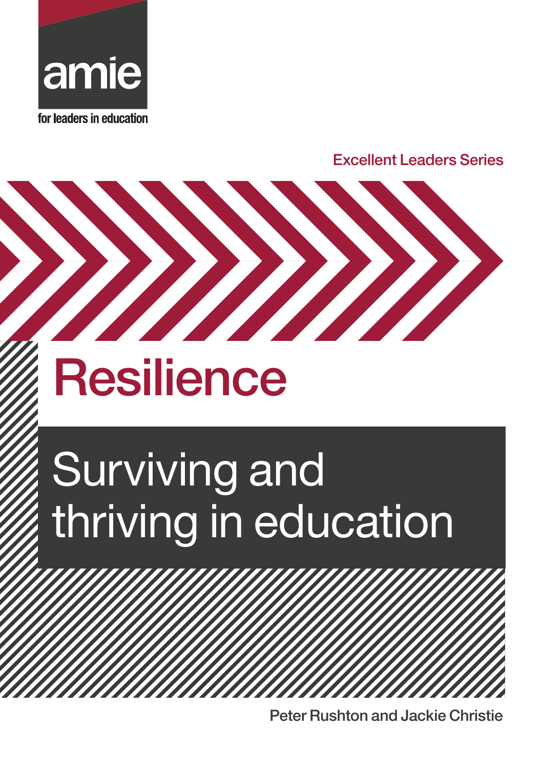amie

for leaders in education

Excellent Leaders Series

# Resilience

## Surviving and thriving in education

Peter Rushton and Jackie Christie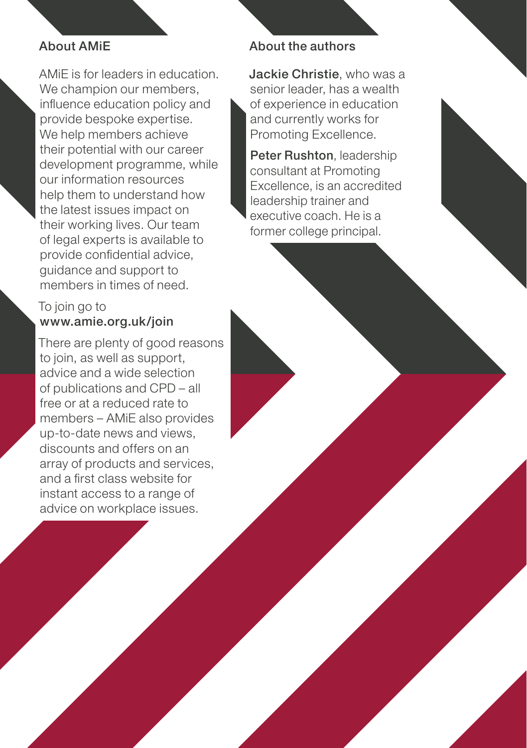## About AMiE

AMiE is for leaders in education. We champion our members, influence education policy and provide bespoke expertise. We help members achieve their potential with our career development programme, while our information resources help them to understand how the latest issues impact on their working lives. Our team of legal experts is available to provide confidential advice, guidance and support to members in times of need.

To join go to
**www.amie.org.uk/join**

There are plenty of good reasons to join, as well as support, advice and a wide selection of publications and CPD – all free or at a reduced rate to members – AMiE also provides up-to-date news and views, discounts and offers on an array of products and services, and a first class website for instant access to a range of advice on workplace issues.

## About the authors

**Jackie Christie**, who was a senior leader, has a wealth of experience in education and currently works for Promoting Excellence.

**Peter Rushton**, leadership consultant at Promoting Excellence, is an accredited leadership trainer and executive coach. He is a former college principal.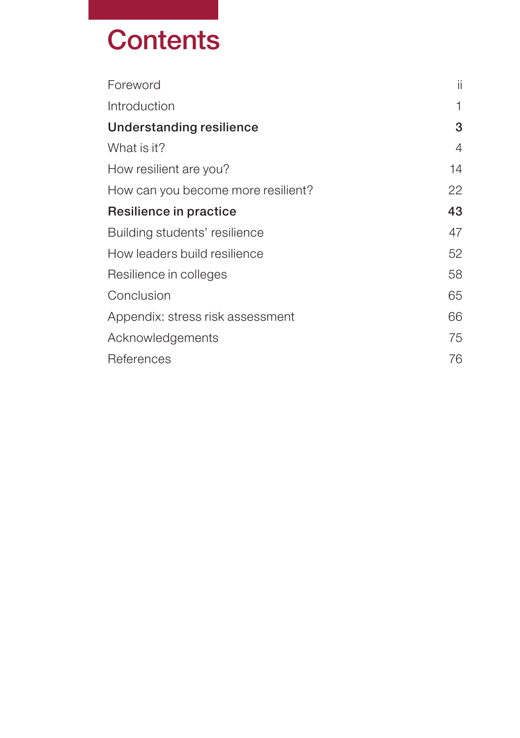# Contents

| | |
|---|---|
| Foreword | ii |
| Introduction | 1 |
| **Understanding resilience** | **3** |
| What is it? | 4 |
| How resilient are you? | 14 |
| How can you become more resilient? | 22 |
| **Resilience in practice** | **43** |
| Building students' resilience | 47 |
| How leaders build resilience | 52 |
| Resilience in colleges | 58 |
| Conclusion | 65 |
| Appendix: stress risk assessment | 66 |
| Acknowledgements | 75 |
| References | 76 |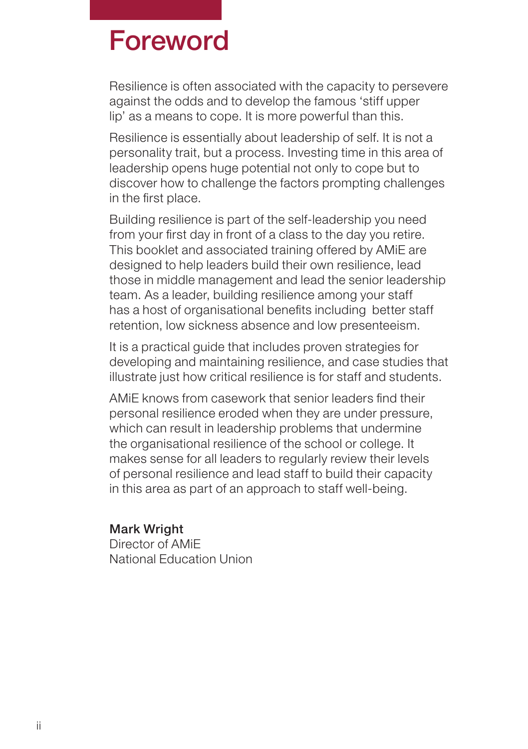# Foreword

Resilience is often associated with the capacity to persevere against the odds and to develop the famous 'stiff upper lip' as a means to cope. It is more powerful than this.

Resilience is essentially about leadership of self. It is not a personality trait, but a process. Investing time in this area of leadership opens huge potential not only to cope but to discover how to challenge the factors prompting challenges in the first place.

Building resilience is part of the self-leadership you need from your first day in front of a class to the day you retire. This booklet and associated training offered by AMiE are designed to help leaders build their own resilience, lead those in middle management and lead the senior leadership team. As a leader, building resilience among your staff has a host of organisational benefits including better staff retention, low sickness absence and low presenteeism.

It is a practical guide that includes proven strategies for developing and maintaining resilience, and case studies that illustrate just how critical resilience is for staff and students.

AMiE knows from casework that senior leaders find their personal resilience eroded when they are under pressure, which can result in leadership problems that undermine the organisational resilience of the school or college. It makes sense for all leaders to regularly review their levels of personal resilience and lead staff to build their capacity in this area as part of an approach to staff well-being.

**Mark Wright**
Director of AMiE
National Education Union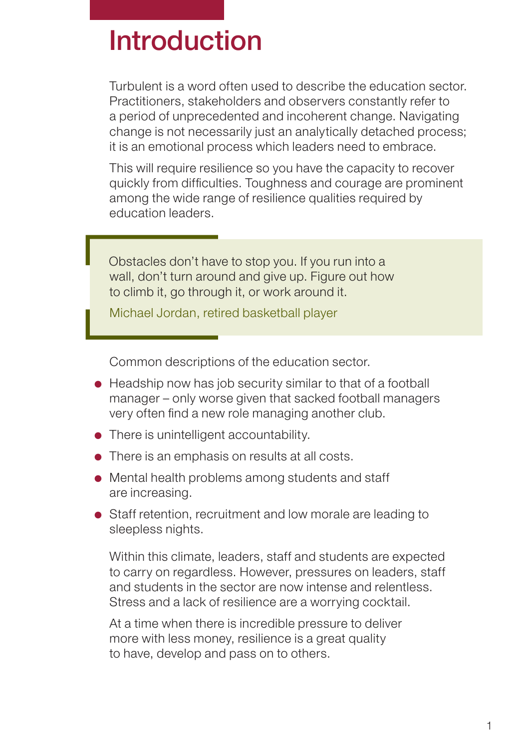# Introduction

Turbulent is a word often used to describe the education sector. Practitioners, stakeholders and observers constantly refer to a period of unprecedented and incoherent change. Navigating change is not necessarily just an analytically detached process; it is an emotional process which leaders need to embrace.

This will require resilience so you have the capacity to recover quickly from difficulties. Toughness and courage are prominent among the wide range of resilience qualities required by education leaders.

> Obstacles don't have to stop you. If you run into a wall, don't turn around and give up. Figure out how to climb it, go through it, or work around it.
>
> Michael Jordan, retired basketball player

Common descriptions of the education sector.

- Headship now has job security similar to that of a football manager – only worse given that sacked football managers very often find a new role managing another club.
- There is unintelligent accountability.
- There is an emphasis on results at all costs.
- Mental health problems among students and staff are increasing.
- Staff retention, recruitment and low morale are leading to sleepless nights.

Within this climate, leaders, staff and students are expected to carry on regardless. However, pressures on leaders, staff and students in the sector are now intense and relentless. Stress and a lack of resilience are a worrying cocktail.

At a time when there is incredible pressure to deliver more with less money, resilience is a great quality to have, develop and pass on to others.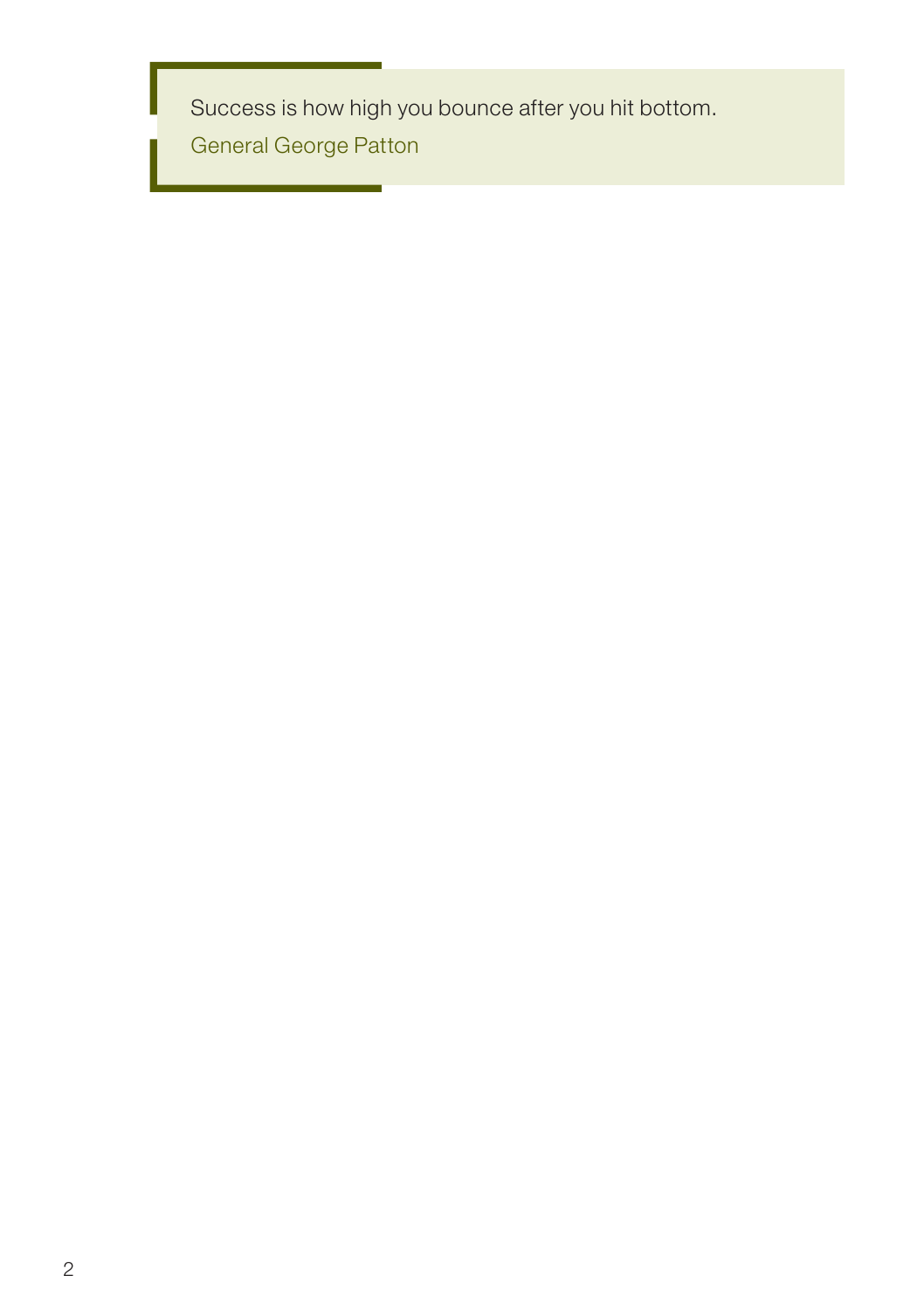> Success is how high you bounce after you hit bottom.
>
> General George Patton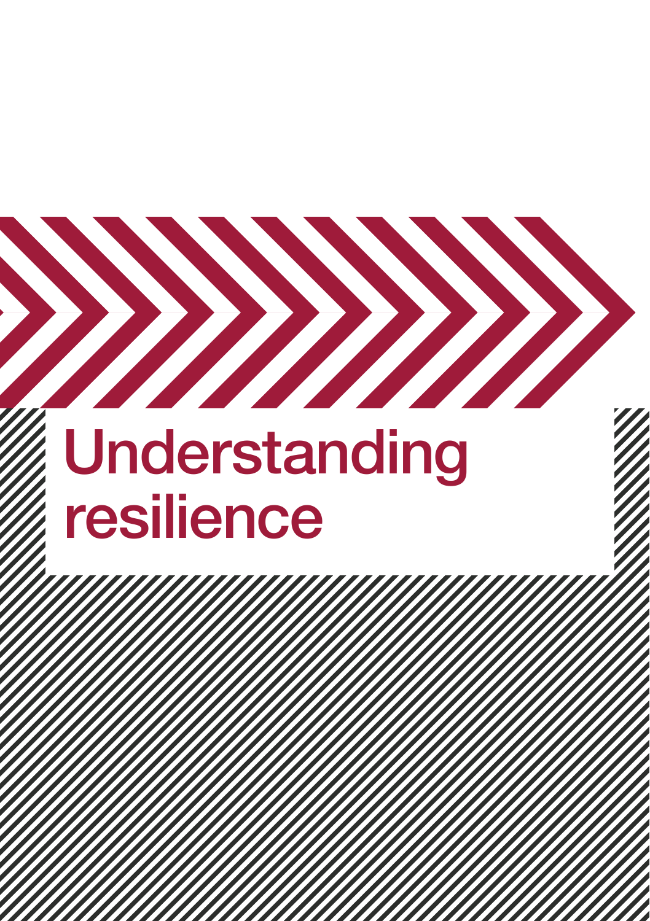# Understanding resilience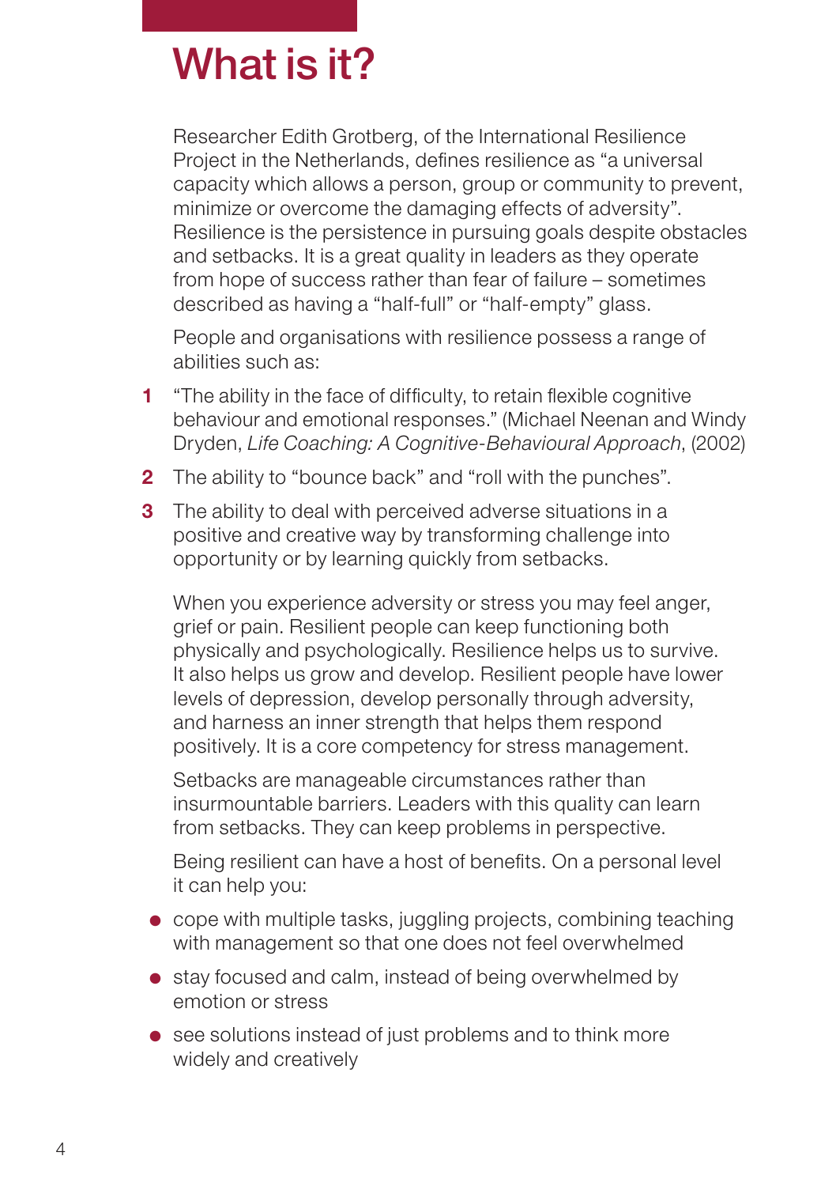# What is it?

Researcher Edith Grotberg, of the International Resilience Project in the Netherlands, defines resilience as "a universal capacity which allows a person, group or community to prevent, minimize or overcome the damaging effects of adversity". Resilience is the persistence in pursuing goals despite obstacles and setbacks. It is a great quality in leaders as they operate from hope of success rather than fear of failure – sometimes described as having a "half-full" or "half-empty" glass.

People and organisations with resilience possess a range of abilities such as:

1. "The ability in the face of difficulty, to retain flexible cognitive behaviour and emotional responses." (Michael Neenan and Windy Dryden, *Life Coaching: A Cognitive-Behavioural Approach*, (2002)
2. The ability to "bounce back" and "roll with the punches".
3. The ability to deal with perceived adverse situations in a positive and creative way by transforming challenge into opportunity or by learning quickly from setbacks.

When you experience adversity or stress you may feel anger, grief or pain. Resilient people can keep functioning both physically and psychologically. Resilience helps us to survive. It also helps us grow and develop. Resilient people have lower levels of depression, develop personally through adversity, and harness an inner strength that helps them respond positively. It is a core competency for stress management.

Setbacks are manageable circumstances rather than insurmountable barriers. Leaders with this quality can learn from setbacks. They can keep problems in perspective.

Being resilient can have a host of benefits. On a personal level it can help you:

- cope with multiple tasks, juggling projects, combining teaching with management so that one does not feel overwhelmed
- stay focused and calm, instead of being overwhelmed by emotion or stress
- see solutions instead of just problems and to think more widely and creatively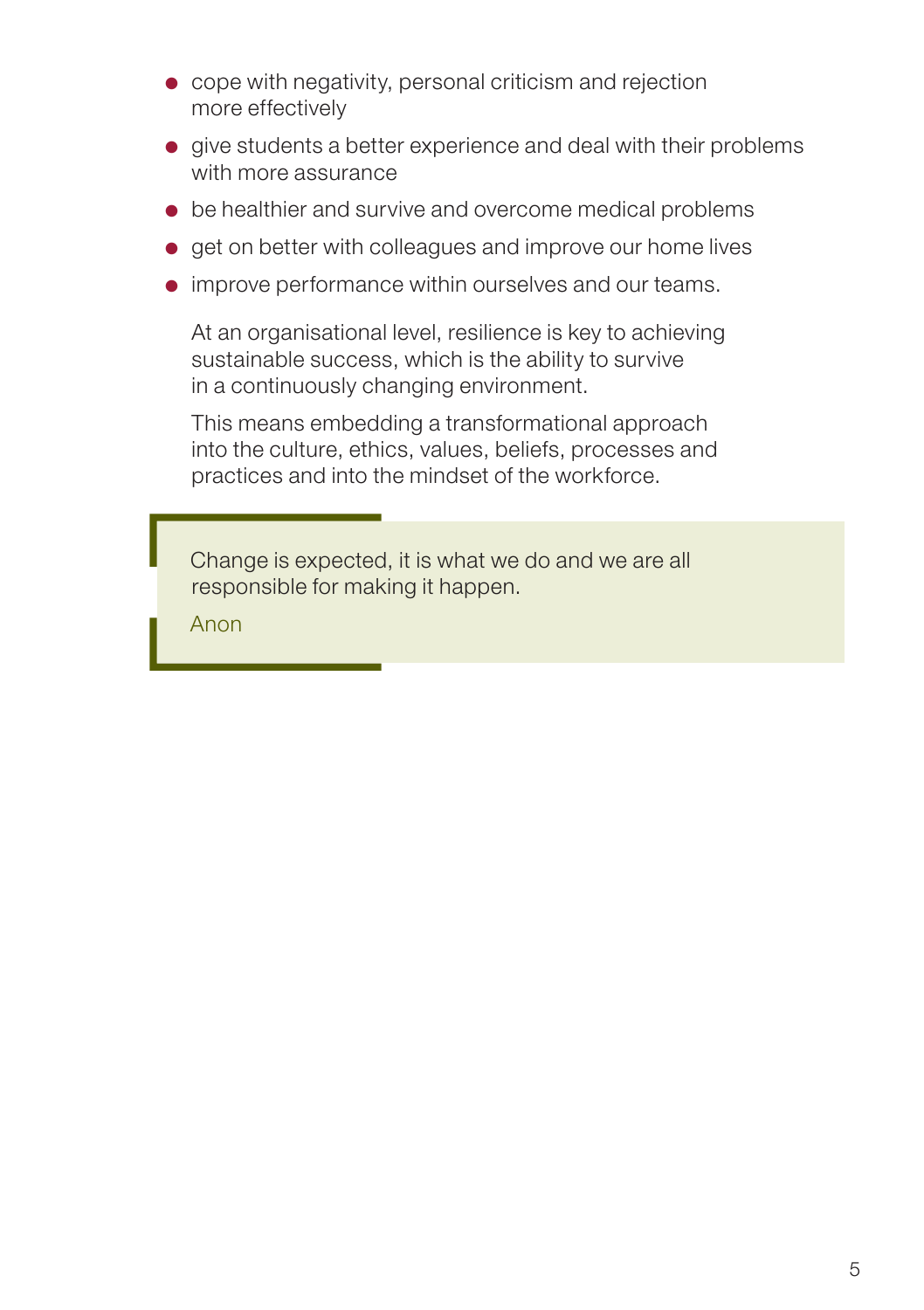- cope with negativity, personal criticism and rejection more effectively
- give students a better experience and deal with their problems with more assurance
- be healthier and survive and overcome medical problems
- get on better with colleagues and improve our home lives
- improve performance within ourselves and our teams.

At an organisational level, resilience is key to achieving sustainable success, which is the ability to survive in a continuously changing environment.

This means embedding a transformational approach into the culture, ethics, values, beliefs, processes and practices and into the mindset of the workforce.

> Change is expected, it is what we do and we are all responsible for making it happen.
>
> Anon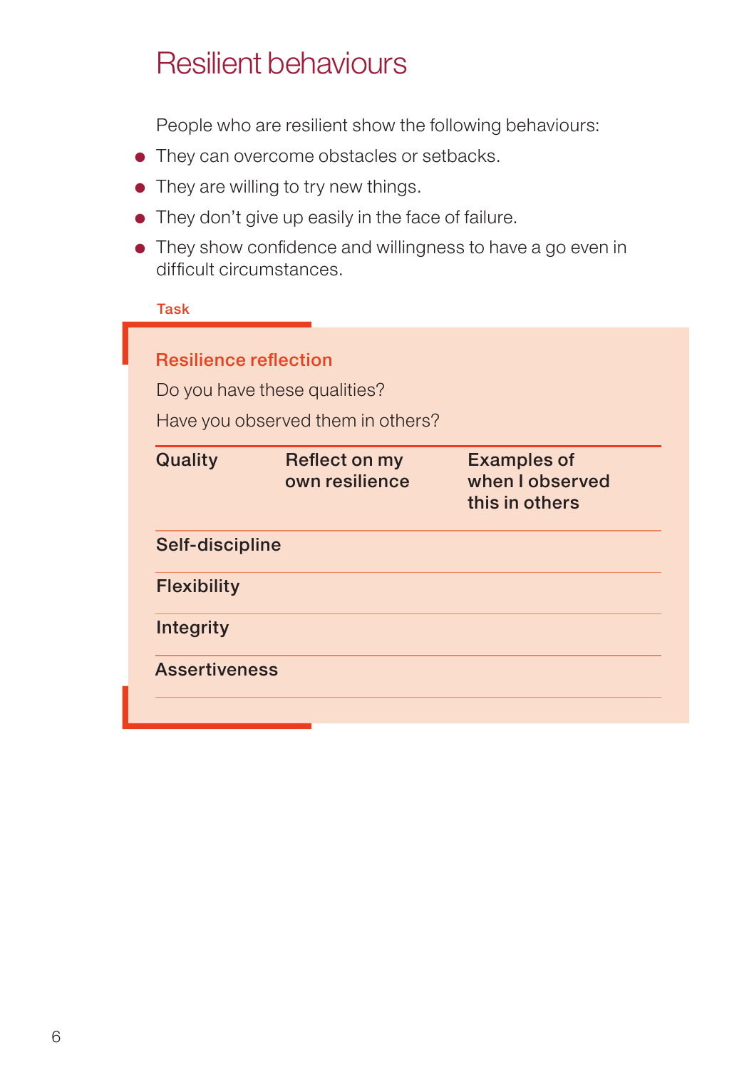# Resilient behaviours

People who are resilient show the following behaviours:

- They can overcome obstacles or setbacks.
- They are willing to try new things.
- They don't give up easily in the face of failure.
- They show confidence and willingness to have a go even in difficult circumstances.

Task

## Resilience reflection

Do you have these qualities?

Have you observed them in others?

| Quality | Reflect on my own resilience | Examples of when I observed this in others |
|---|---|---|
| Self-discipline | | |
| Flexibility | | |
| Integrity | | |
| Assertiveness | | |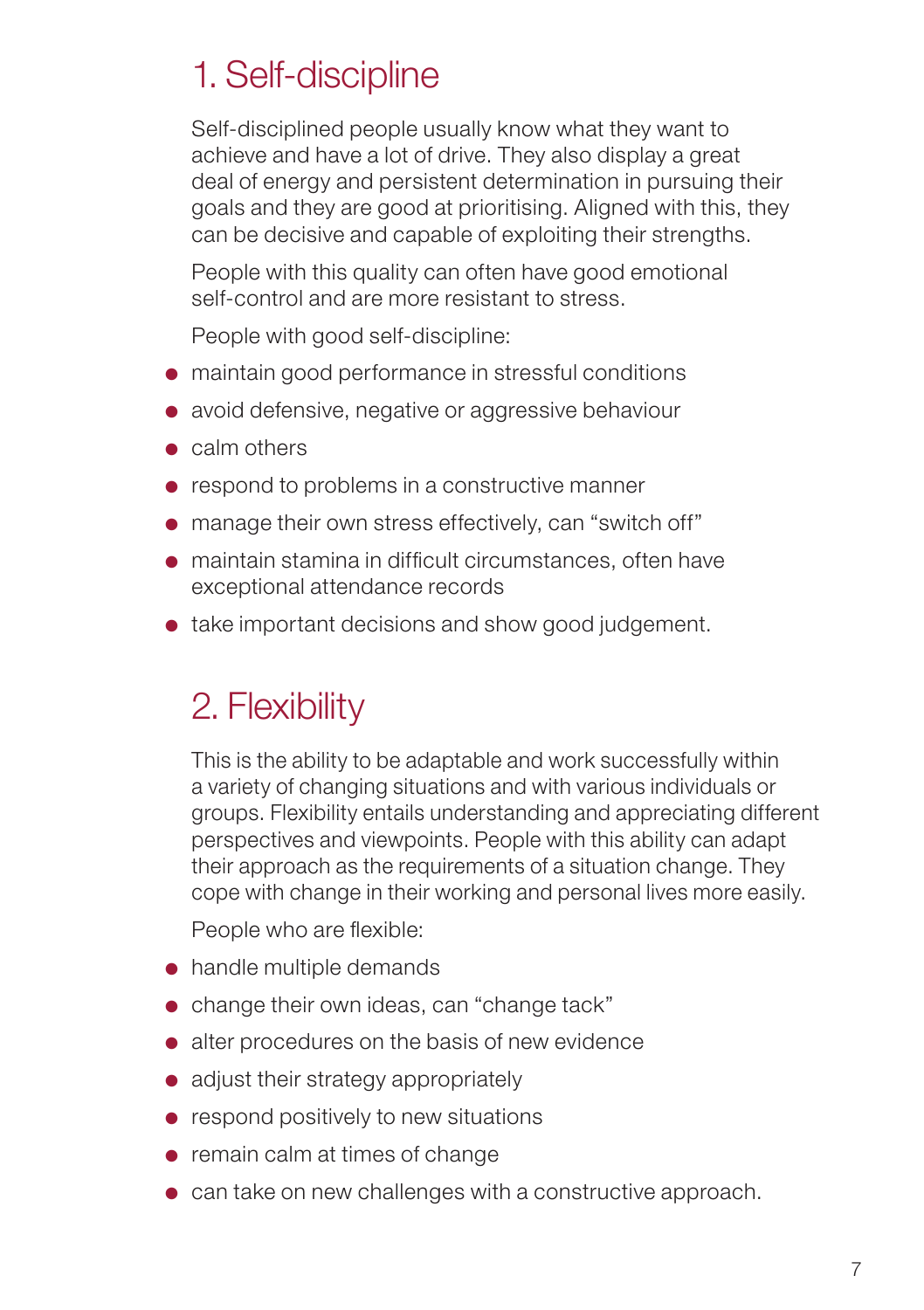## 1. Self-discipline

Self-disciplined people usually know what they want to achieve and have a lot of drive. They also display a great deal of energy and persistent determination in pursuing their goals and they are good at prioritising. Aligned with this, they can be decisive and capable of exploiting their strengths.

People with this quality can often have good emotional self-control and are more resistant to stress.

People with good self-discipline:

- maintain good performance in stressful conditions
- avoid defensive, negative or aggressive behaviour
- calm others
- respond to problems in a constructive manner
- manage their own stress effectively, can "switch off"
- maintain stamina in difficult circumstances, often have exceptional attendance records
- take important decisions and show good judgement.

## 2. Flexibility

This is the ability to be adaptable and work successfully within a variety of changing situations and with various individuals or groups. Flexibility entails understanding and appreciating different perspectives and viewpoints. People with this ability can adapt their approach as the requirements of a situation change. They cope with change in their working and personal lives more easily.

People who are flexible:

- handle multiple demands
- change their own ideas, can "change tack"
- alter procedures on the basis of new evidence
- adjust their strategy appropriately
- respond positively to new situations
- remain calm at times of change
- can take on new challenges with a constructive approach.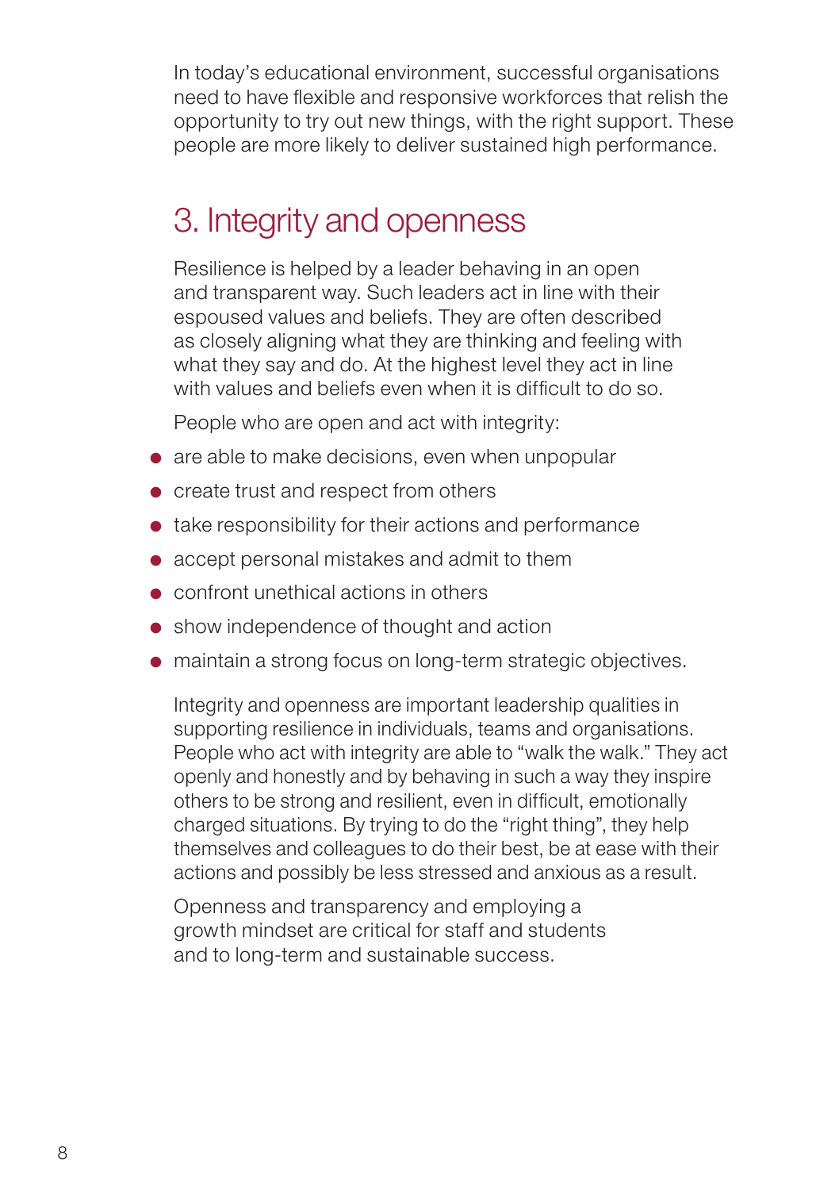In today's educational environment, successful organisations need to have flexible and responsive workforces that relish the opportunity to try out new things, with the right support. These people are more likely to deliver sustained high performance.

## 3. Integrity and openness

Resilience is helped by a leader behaving in an open and transparent way. Such leaders act in line with their espoused values and beliefs. They are often described as closely aligning what they are thinking and feeling with what they say and do. At the highest level they act in line with values and beliefs even when it is difficult to do so.

People who are open and act with integrity:

- are able to make decisions, even when unpopular
- create trust and respect from others
- take responsibility for their actions and performance
- accept personal mistakes and admit to them
- confront unethical actions in others
- show independence of thought and action
- maintain a strong focus on long-term strategic objectives.

Integrity and openness are important leadership qualities in supporting resilience in individuals, teams and organisations. People who act with integrity are able to "walk the walk." They act openly and honestly and by behaving in such a way they inspire others to be strong and resilient, even in difficult, emotionally charged situations. By trying to do the "right thing", they help themselves and colleagues to do their best, be at ease with their actions and possibly be less stressed and anxious as a result.

Openness and transparency and employing a growth mindset are critical for staff and students and to long-term and sustainable success.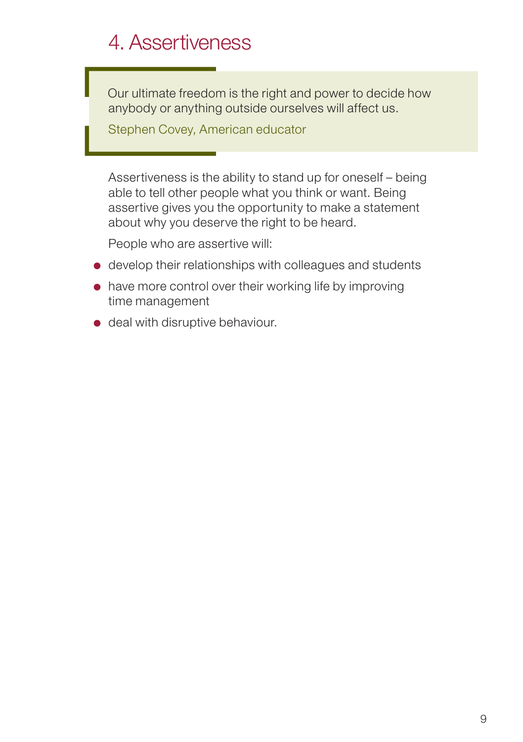# 4. Assertiveness

> Our ultimate freedom is the right and power to decide how anybody or anything outside ourselves will affect us.
>
> Stephen Covey, American educator

Assertiveness is the ability to stand up for oneself – being able to tell other people what you think or want. Being assertive gives you the opportunity to make a statement about why you deserve the right to be heard.

People who are assertive will:

- develop their relationships with colleagues and students
- have more control over their working life by improving time management
- deal with disruptive behaviour.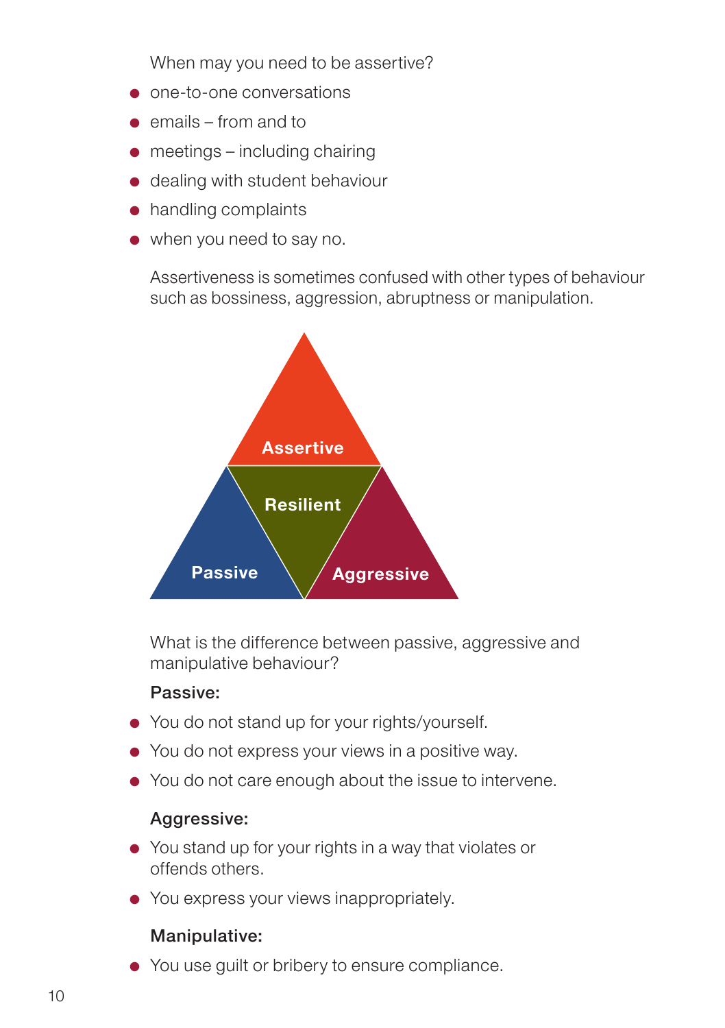When may you need to be assertive?

- one-to-one conversations
- emails – from and to
- meetings – including chairing
- dealing with student behaviour
- handling complaints
- when you need to say no.

Assertiveness is sometimes confused with other types of behaviour such as bossiness, aggression, abruptness or manipulation.

Assertive

Resilient

Passive

Aggressive

What is the difference between passive, aggressive and manipulative behaviour?

**Passive:**

- You do not stand up for your rights/yourself.
- You do not express your views in a positive way.
- You do not care enough about the issue to intervene.

**Aggressive:**

- You stand up for your rights in a way that violates or offends others.
- You express your views inappropriately.

**Manipulative:**

- You use guilt or bribery to ensure compliance.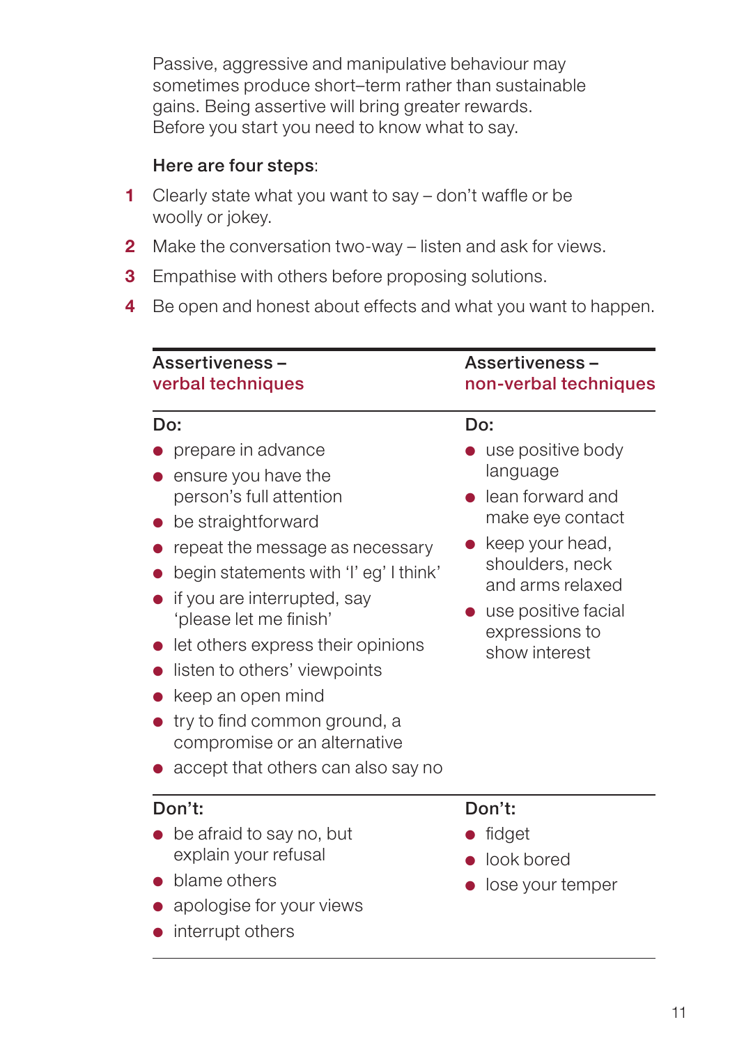Passive, aggressive and manipulative behaviour may sometimes produce short–term rather than sustainable gains. Being assertive will bring greater rewards. Before you start you need to know what to say.

**Here are four steps**:

1. Clearly state what you want to say – don't waffle or be woolly or jokey.
2. Make the conversation two-way – listen and ask for views.
3. Empathise with others before proposing solutions.
4. Be open and honest about effects and what you want to happen.

## Assertiveness – verbal techniques

**Do:**

- prepare in advance
- ensure you have the person's full attention
- be straightforward
- repeat the message as necessary
- begin statements with 'I' eg' I think'
- if you are interrupted, say 'please let me finish'
- let others express their opinions
- listen to others' viewpoints
- keep an open mind
- try to find common ground, a compromise or an alternative
- accept that others can also say no

**Don't:**

- be afraid to say no, but explain your refusal
- blame others
- apologise for your views
- interrupt others

## Assertiveness – non-verbal techniques

**Do:**

- use positive body language
- lean forward and make eye contact
- keep your head, shoulders, neck and arms relaxed
- use positive facial expressions to show interest

**Don't:**

- fidget
- look bored
- lose your temper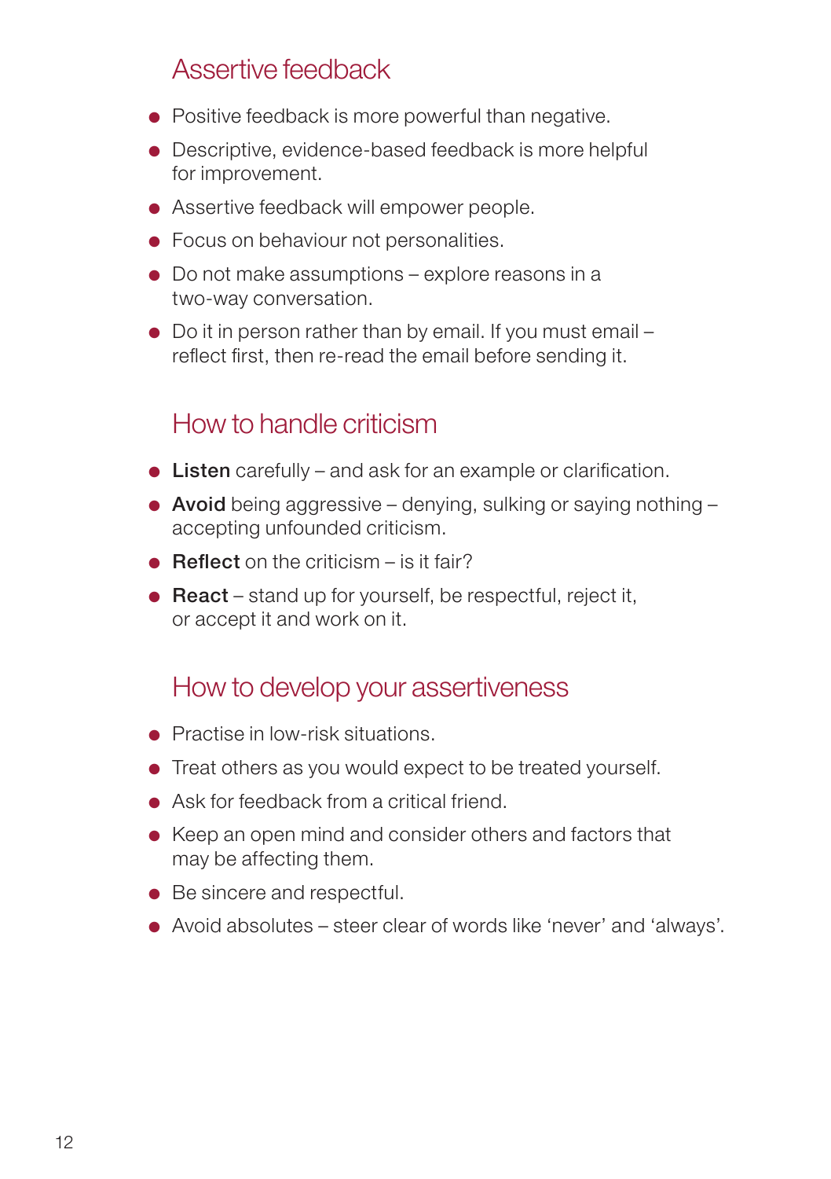## Assertive feedback

- Positive feedback is more powerful than negative.
- Descriptive, evidence-based feedback is more helpful for improvement.
- Assertive feedback will empower people.
- Focus on behaviour not personalities.
- Do not make assumptions – explore reasons in a two-way conversation.
- Do it in person rather than by email. If you must email – reflect first, then re-read the email before sending it.

## How to handle criticism

- **Listen** carefully – and ask for an example or clarification.
- **Avoid** being aggressive – denying, sulking or saying nothing – accepting unfounded criticism.
- **Reflect** on the criticism – is it fair?
- **React** – stand up for yourself, be respectful, reject it, or accept it and work on it.

## How to develop your assertiveness

- Practise in low-risk situations.
- Treat others as you would expect to be treated yourself.
- Ask for feedback from a critical friend.
- Keep an open mind and consider others and factors that may be affecting them.
- Be sincere and respectful.
- Avoid absolutes – steer clear of words like 'never' and 'always'.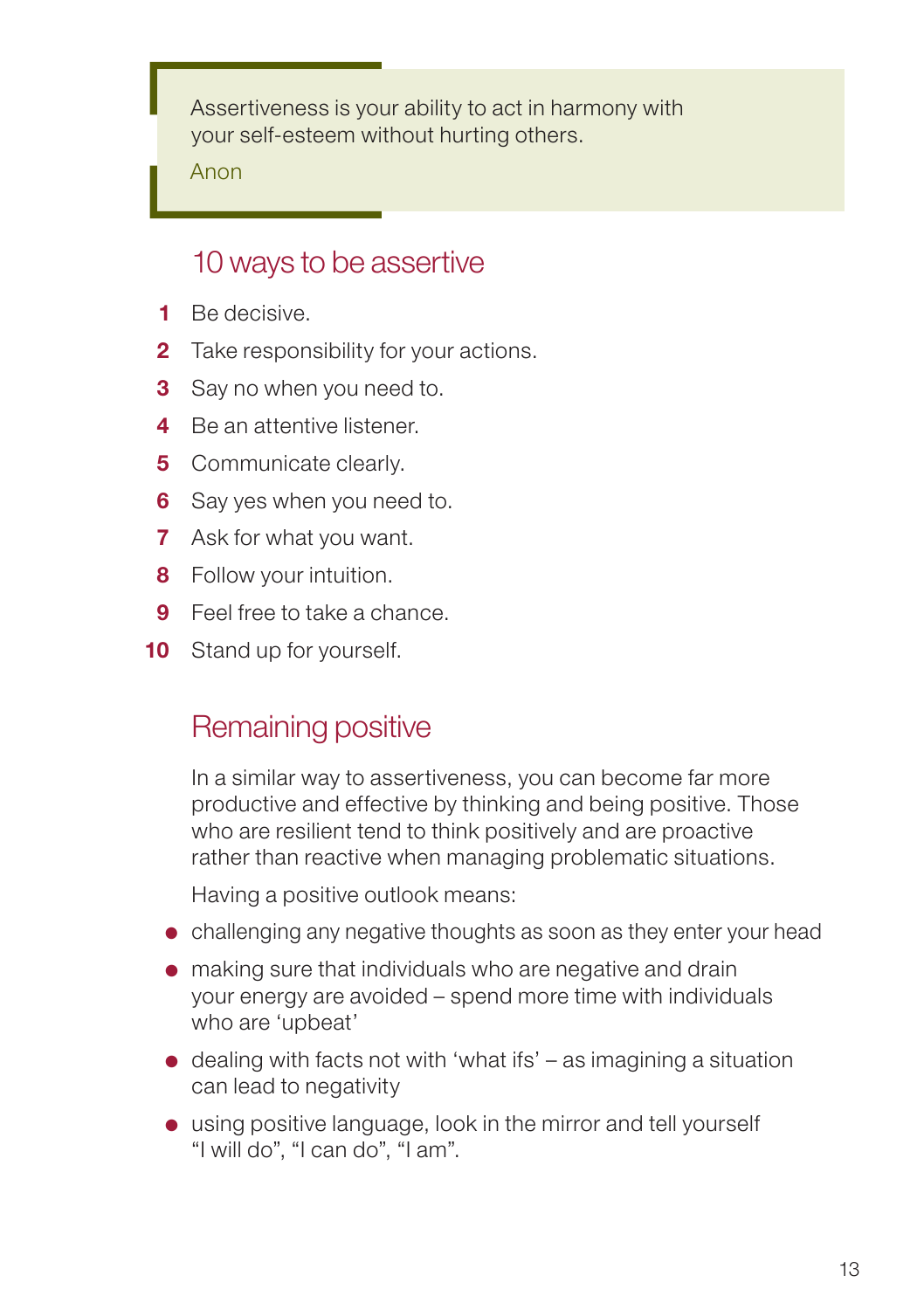> Assertiveness is your ability to act in harmony with your self-esteem without hurting others.
>
> Anon

## 10 ways to be assertive

1. Be decisive.
2. Take responsibility for your actions.
3. Say no when you need to.
4. Be an attentive listener.
5. Communicate clearly.
6. Say yes when you need to.
7. Ask for what you want.
8. Follow your intuition.
9. Feel free to take a chance.
10. Stand up for yourself.

## Remaining positive

In a similar way to assertiveness, you can become far more productive and effective by thinking and being positive. Those who are resilient tend to think positively and are proactive rather than reactive when managing problematic situations.

Having a positive outlook means:

- challenging any negative thoughts as soon as they enter your head
- making sure that individuals who are negative and drain your energy are avoided – spend more time with individuals who are 'upbeat'
- dealing with facts not with 'what ifs' – as imagining a situation can lead to negativity
- using positive language, look in the mirror and tell yourself "I will do", "I can do", "I am".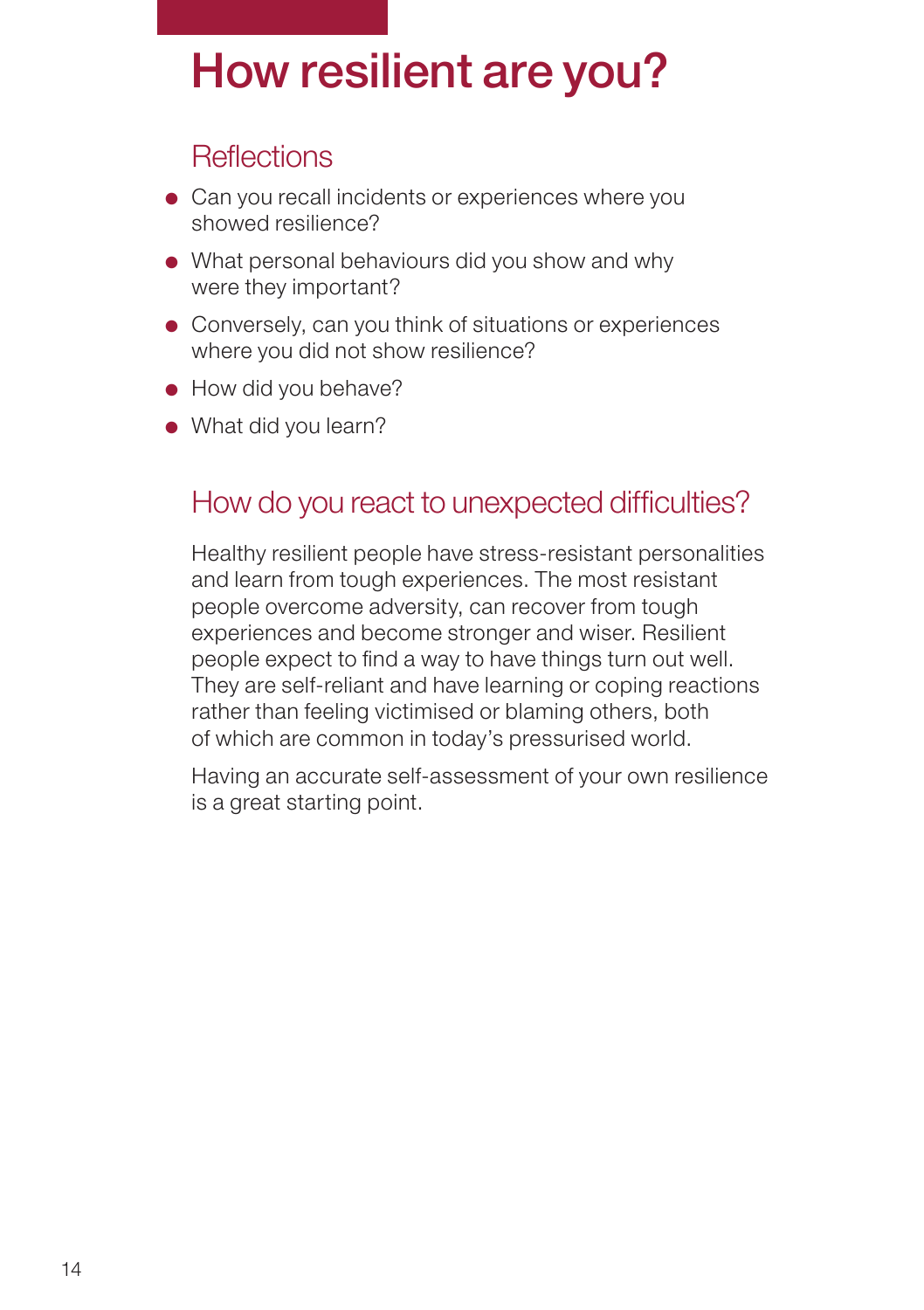# How resilient are you?

## Reflections

- Can you recall incidents or experiences where you showed resilience?
- What personal behaviours did you show and why were they important?
- Conversely, can you think of situations or experiences where you did not show resilience?
- How did you behave?
- What did you learn?

## How do you react to unexpected difficulties?

Healthy resilient people have stress-resistant personalities and learn from tough experiences. The most resistant people overcome adversity, can recover from tough experiences and become stronger and wiser. Resilient people expect to find a way to have things turn out well. They are self-reliant and have learning or coping reactions rather than feeling victimised or blaming others, both of which are common in today's pressurised world.

Having an accurate self-assessment of your own resilience is a great starting point.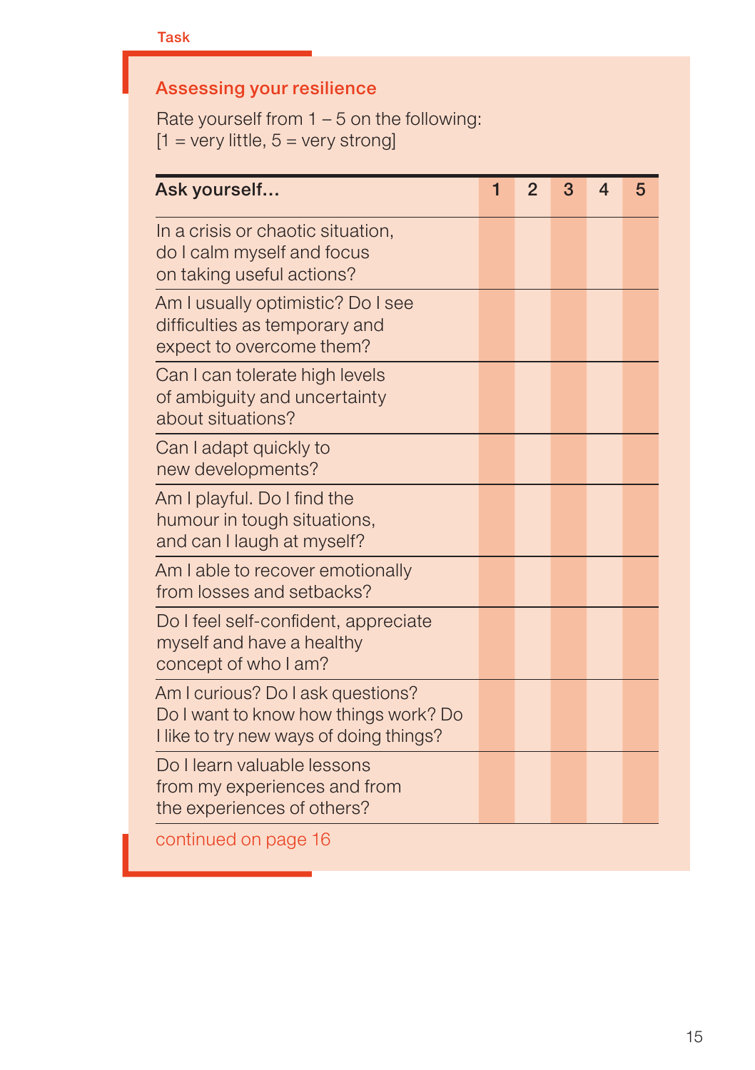Task

## Assessing your resilience

Rate yourself from 1 – 5 on the following:
[1 = very little, 5 = very strong]

| Ask yourself… | 1 | 2 | 3 | 4 | 5 |
|---|---|---|---|---|---|
| In a crisis or chaotic situation, do I calm myself and focus on taking useful actions? | | | | | |
| Am I usually optimistic? Do I see difficulties as temporary and expect to overcome them? | | | | | |
| Can I can tolerate high levels of ambiguity and uncertainty about situations? | | | | | |
| Can I adapt quickly to new developments? | | | | | |
| Am I playful. Do I find the humour in tough situations, and can I laugh at myself? | | | | | |
| Am I able to recover emotionally from losses and setbacks? | | | | | |
| Do I feel self-confident, appreciate myself and have a healthy concept of who I am? | | | | | |
| Am I curious? Do I ask questions? Do I want to know how things work? Do I like to try new ways of doing things? | | | | | |
| Do I learn valuable lessons from my experiences and from the experiences of others? | | | | | |

continued on page 16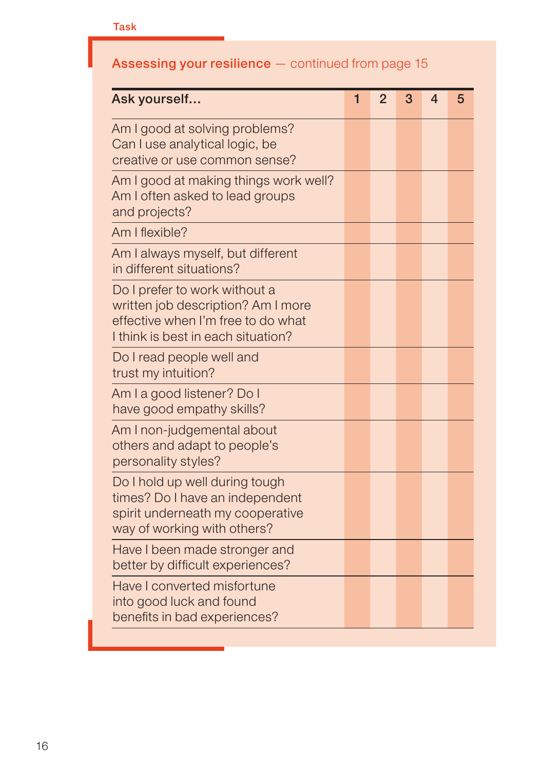Task

## Assessing your resilience — continued from page 15

| Ask yourself… | 1 | 2 | 3 | 4 | 5 |
| --- | --- | --- | --- | --- | --- |
| Am I good at solving problems? Can I use analytical logic, be creative or use common sense? | | | | | |
| Am I good at making things work well? Am I often asked to lead groups and projects? | | | | | |
| Am I flexible? | | | | | |
| Am I always myself, but different in different situations? | | | | | |
| Do I prefer to work without a written job description? Am I more effective when I'm free to do what I think is best in each situation? | | | | | |
| Do I read people well and trust my intuition? | | | | | |
| Am I a good listener? Do I have good empathy skills? | | | | | |
| Am I non-judgemental about others and adapt to people's personality styles? | | | | | |
| Do I hold up well during tough times? Do I have an independent spirit underneath my cooperative way of working with others? | | | | | |
| Have I been made stronger and better by difficult experiences? | | | | | |
| Have I converted misfortune into good luck and found benefits in bad experiences? | | | | | |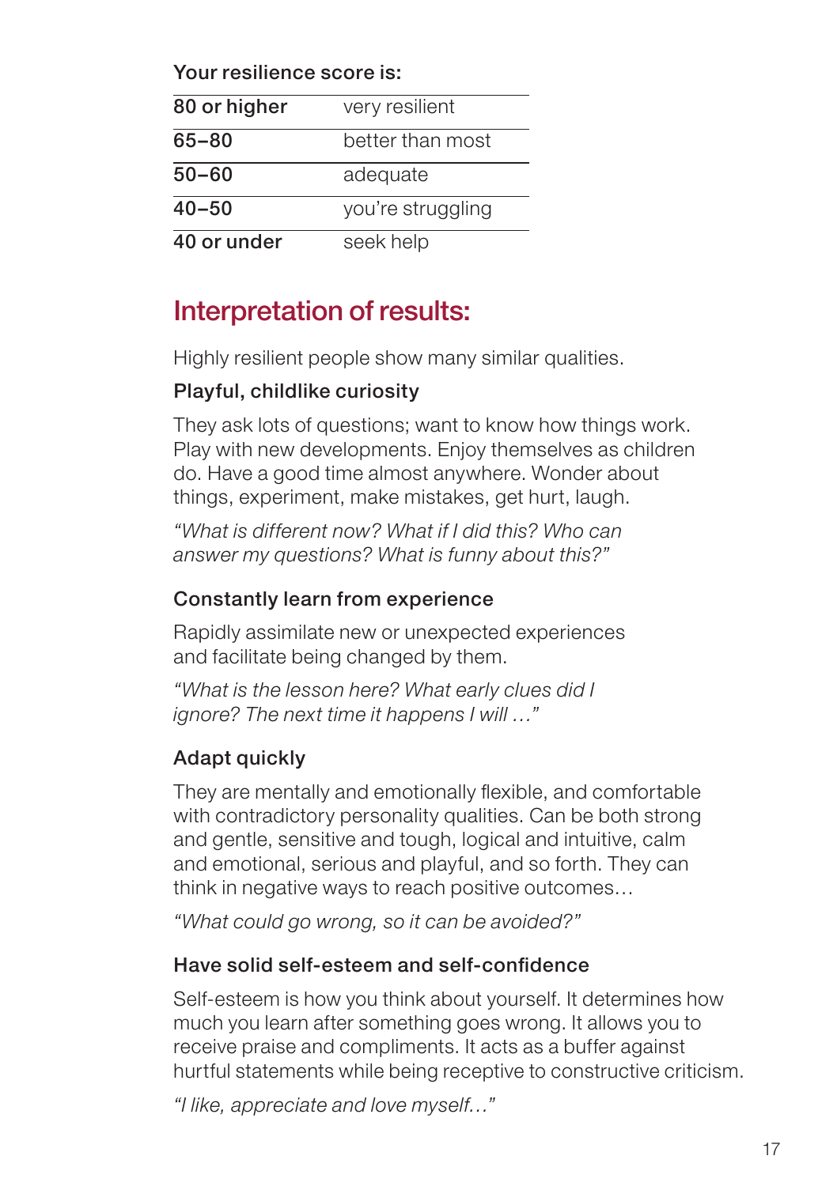Your resilience score is:

| | |
|---|---|
| 80 or higher | very resilient |
| 65–80 | better than most |
| 50–60 | adequate |
| 40–50 | you're struggling |
| 40 or under | seek help |

## Interpretation of results:

Highly resilient people show many similar qualities.

### Playful, childlike curiosity

They ask lots of questions; want to know how things work. Play with new developments. Enjoy themselves as children do. Have a good time almost anywhere. Wonder about things, experiment, make mistakes, get hurt, laugh.

*"What is different now? What if I did this? Who can answer my questions? What is funny about this?"*

### Constantly learn from experience

Rapidly assimilate new or unexpected experiences and facilitate being changed by them.

*"What is the lesson here? What early clues did I ignore? The next time it happens I will …"*

### Adapt quickly

They are mentally and emotionally flexible, and comfortable with contradictory personality qualities. Can be both strong and gentle, sensitive and tough, logical and intuitive, calm and emotional, serious and playful, and so forth. They can think in negative ways to reach positive outcomes…

*"What could go wrong, so it can be avoided?"*

### Have solid self-esteem and self-confidence

Self-esteem is how you think about yourself. It determines how much you learn after something goes wrong. It allows you to receive praise and compliments. It acts as a buffer against hurtful statements while being receptive to constructive criticism.

*"I like, appreciate and love myself…"*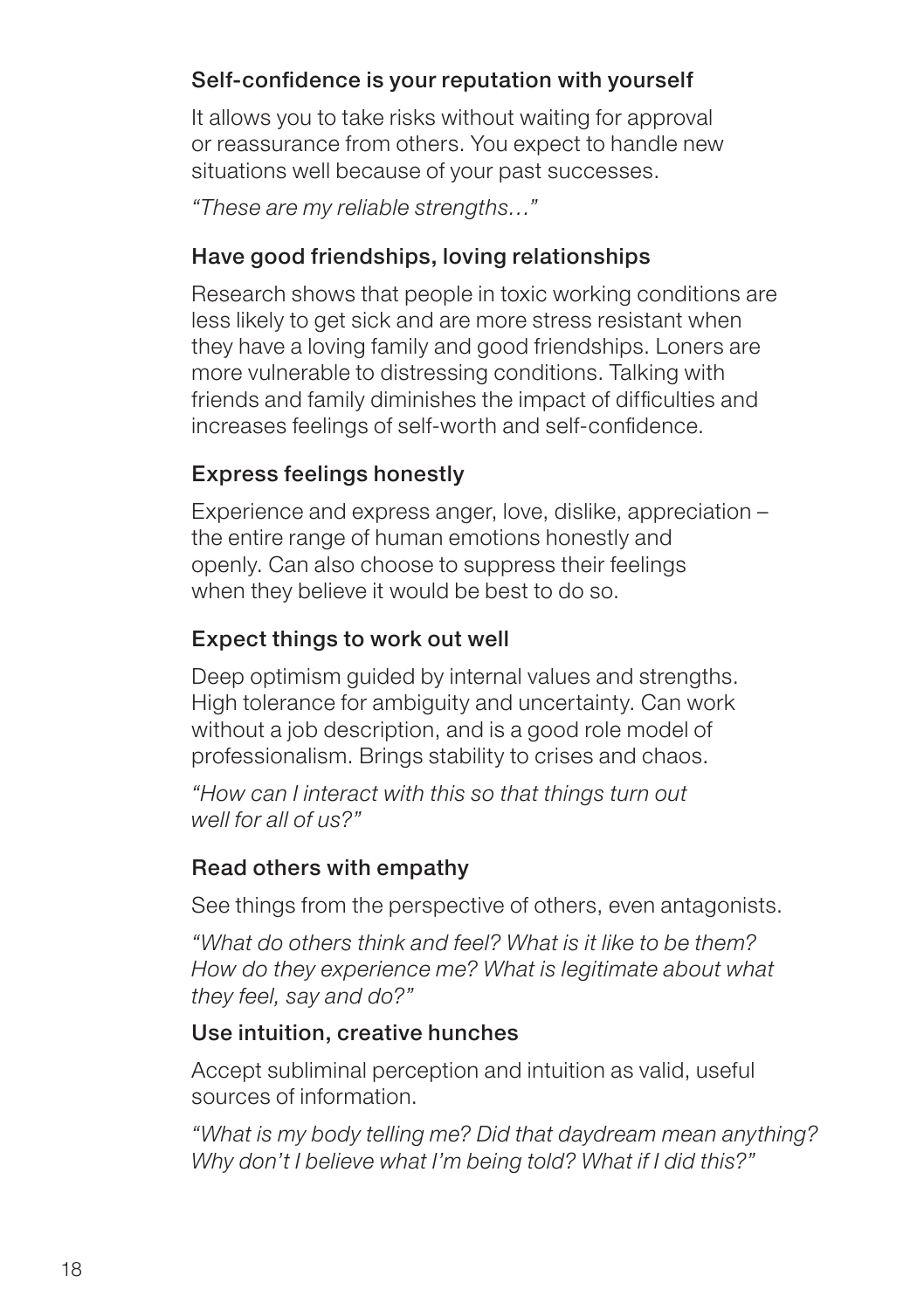### Self-confidence is your reputation with yourself

It allows you to take risks without waiting for approval or reassurance from others. You expect to handle new situations well because of your past successes.

*"These are my reliable strengths…"*

### Have good friendships, loving relationships

Research shows that people in toxic working conditions are less likely to get sick and are more stress resistant when they have a loving family and good friendships. Loners are more vulnerable to distressing conditions. Talking with friends and family diminishes the impact of difficulties and increases feelings of self-worth and self-confidence.

### Express feelings honestly

Experience and express anger, love, dislike, appreciation – the entire range of human emotions honestly and openly. Can also choose to suppress their feelings when they believe it would be best to do so.

### Expect things to work out well

Deep optimism guided by internal values and strengths. High tolerance for ambiguity and uncertainty. Can work without a job description, and is a good role model of professionalism. Brings stability to crises and chaos.

*"How can I interact with this so that things turn out well for all of us?"*

### Read others with empathy

See things from the perspective of others, even antagonists.

*"What do others think and feel? What is it like to be them? How do they experience me? What is legitimate about what they feel, say and do?"*

### Use intuition, creative hunches

Accept subliminal perception and intuition as valid, useful sources of information.

*"What is my body telling me? Did that daydream mean anything? Why don't I believe what I'm being told? What if I did this?"*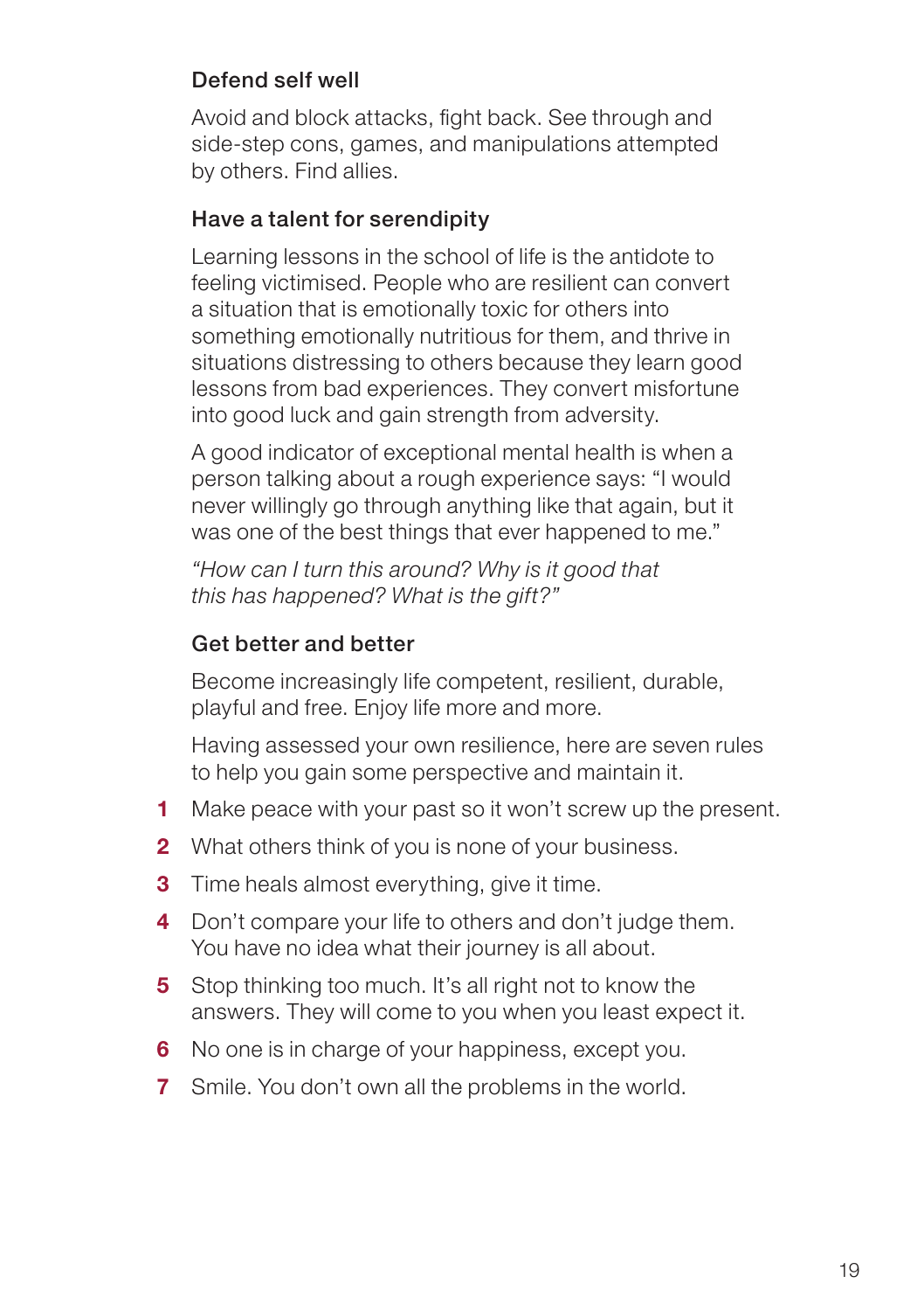### Defend self well

Avoid and block attacks, fight back. See through and side-step cons, games, and manipulations attempted by others. Find allies.

### Have a talent for serendipity

Learning lessons in the school of life is the antidote to feeling victimised. People who are resilient can convert a situation that is emotionally toxic for others into something emotionally nutritious for them, and thrive in situations distressing to others because they learn good lessons from bad experiences. They convert misfortune into good luck and gain strength from adversity.

A good indicator of exceptional mental health is when a person talking about a rough experience says: "I would never willingly go through anything like that again, but it was one of the best things that ever happened to me."

*"How can I turn this around? Why is it good that this has happened? What is the gift?"*

### Get better and better

Become increasingly life competent, resilient, durable, playful and free. Enjoy life more and more.

Having assessed your own resilience, here are seven rules to help you gain some perspective and maintain it.

1. Make peace with your past so it won't screw up the present.
2. What others think of you is none of your business.
3. Time heals almost everything, give it time.
4. Don't compare your life to others and don't judge them. You have no idea what their journey is all about.
5. Stop thinking too much. It's all right not to know the answers. They will come to you when you least expect it.
6. No one is in charge of your happiness, except you.
7. Smile. You don't own all the problems in the world.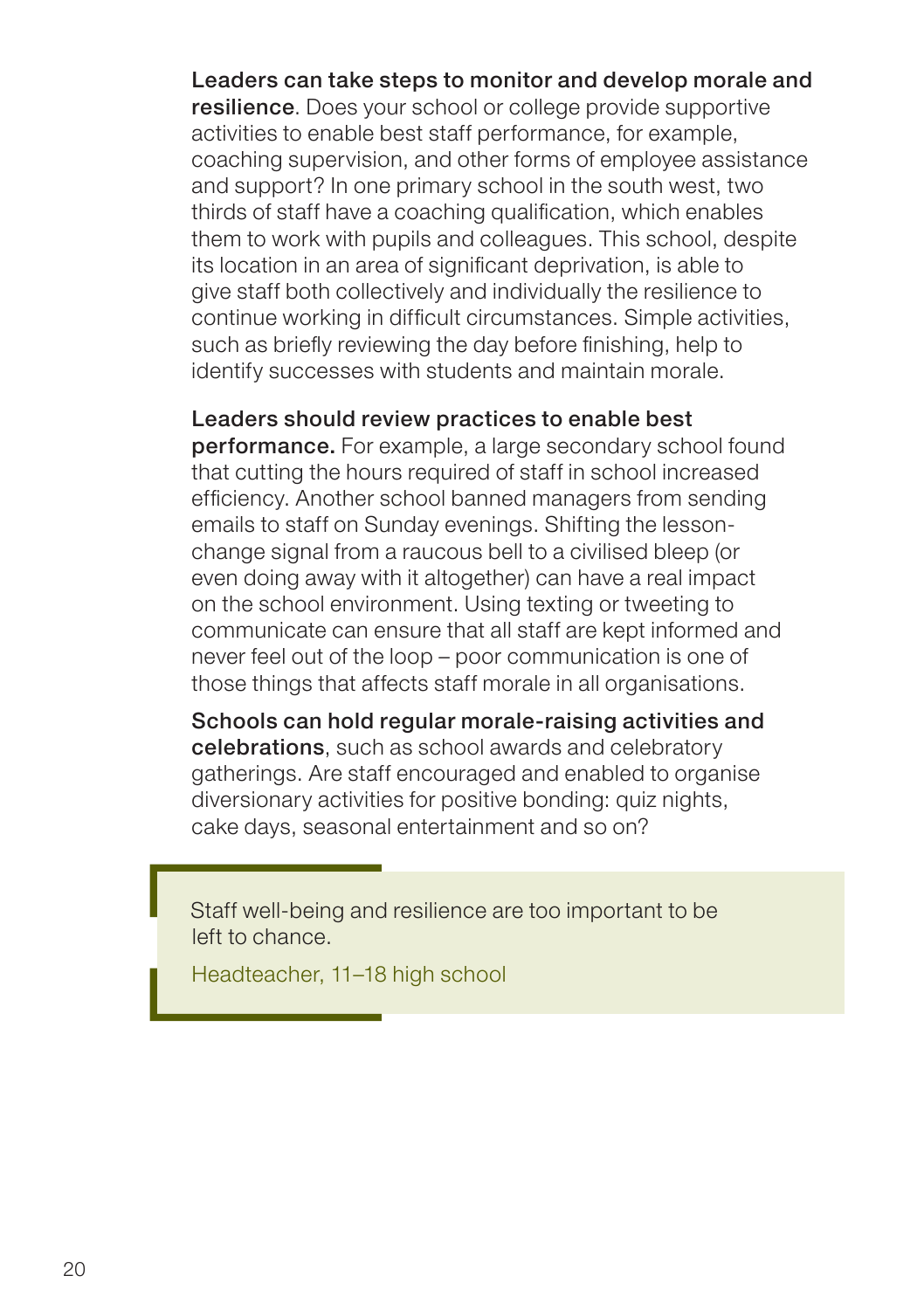**Leaders can take steps to monitor and develop morale and resilience**. Does your school or college provide supportive activities to enable best staff performance, for example, coaching supervision, and other forms of employee assistance and support? In one primary school in the south west, two thirds of staff have a coaching qualification, which enables them to work with pupils and colleagues. This school, despite its location in an area of significant deprivation, is able to give staff both collectively and individually the resilience to continue working in difficult circumstances. Simple activities, such as briefly reviewing the day before finishing, help to identify successes with students and maintain morale.

**Leaders should review practices to enable best performance.** For example, a large secondary school found that cutting the hours required of staff in school increased efficiency. Another school banned managers from sending emails to staff on Sunday evenings. Shifting the lesson-change signal from a raucous bell to a civilised bleep (or even doing away with it altogether) can have a real impact on the school environment. Using texting or tweeting to communicate can ensure that all staff are kept informed and never feel out of the loop – poor communication is one of those things that affects staff morale in all organisations.

**Schools can hold regular morale-raising activities and celebrations**, such as school awards and celebratory gatherings. Are staff encouraged and enabled to organise diversionary activities for positive bonding: quiz nights, cake days, seasonal entertainment and so on?

> Staff well-being and resilience are too important to be left to chance.
>
> Headteacher, 11–18 high school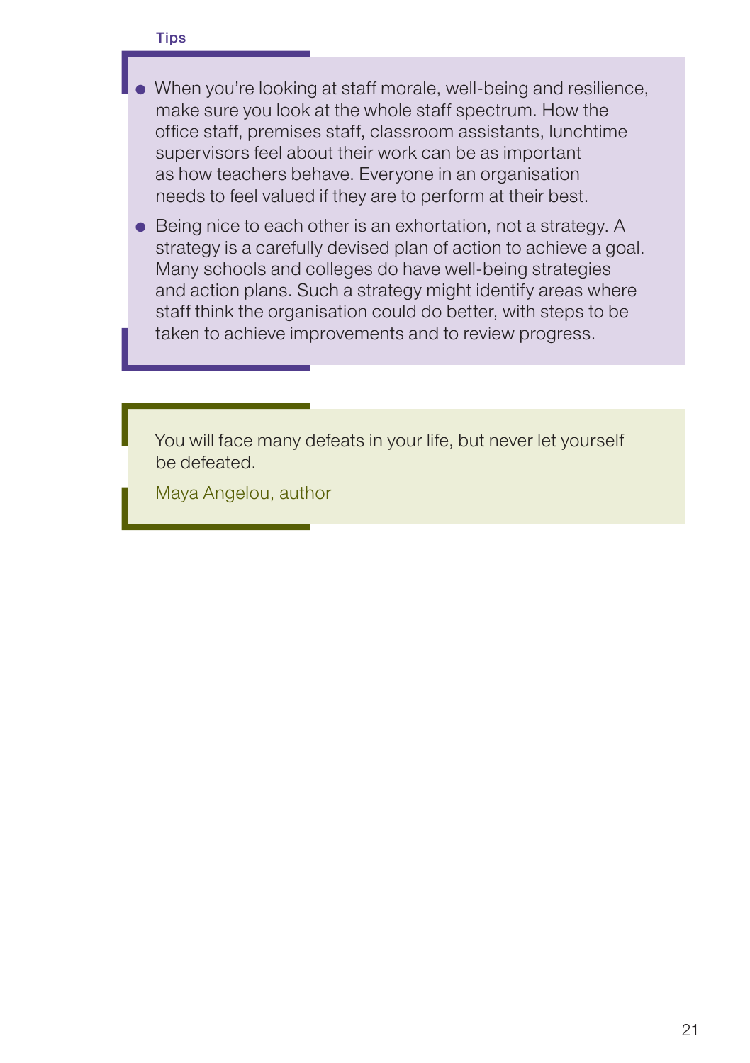Tips

- When you're looking at staff morale, well-being and resilience, make sure you look at the whole staff spectrum. How the office staff, premises staff, classroom assistants, lunchtime supervisors feel about their work can be as important as how teachers behave. Everyone in an organisation needs to feel valued if they are to perform at their best.
- Being nice to each other is an exhortation, not a strategy. A strategy is a carefully devised plan of action to achieve a goal. Many schools and colleges do have well-being strategies and action plans. Such a strategy might identify areas where staff think the organisation could do better, with steps to be taken to achieve improvements and to review progress.

> You will face many defeats in your life, but never let yourself be defeated.
>
> Maya Angelou, author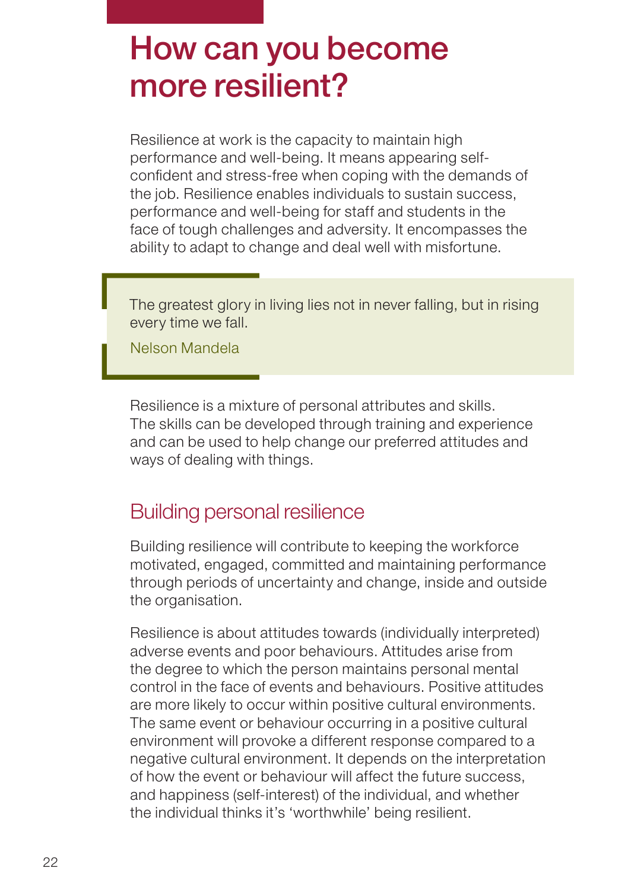# How can you become more resilient?

Resilience at work is the capacity to maintain high performance and well-being. It means appearing self-confident and stress-free when coping with the demands of the job. Resilience enables individuals to sustain success, performance and well-being for staff and students in the face of tough challenges and adversity. It encompasses the ability to adapt to change and deal well with misfortune.

> The greatest glory in living lies not in never falling, but in rising every time we fall.
>
> Nelson Mandela

Resilience is a mixture of personal attributes and skills. The skills can be developed through training and experience and can be used to help change our preferred attitudes and ways of dealing with things.

## Building personal resilience

Building resilience will contribute to keeping the workforce motivated, engaged, committed and maintaining performance through periods of uncertainty and change, inside and outside the organisation.

Resilience is about attitudes towards (individually interpreted) adverse events and poor behaviours. Attitudes arise from the degree to which the person maintains personal mental control in the face of events and behaviours. Positive attitudes are more likely to occur within positive cultural environments. The same event or behaviour occurring in a positive cultural environment will provoke a different response compared to a negative cultural environment. It depends on the interpretation of how the event or behaviour will affect the future success, and happiness (self-interest) of the individual, and whether the individual thinks it's 'worthwhile' being resilient.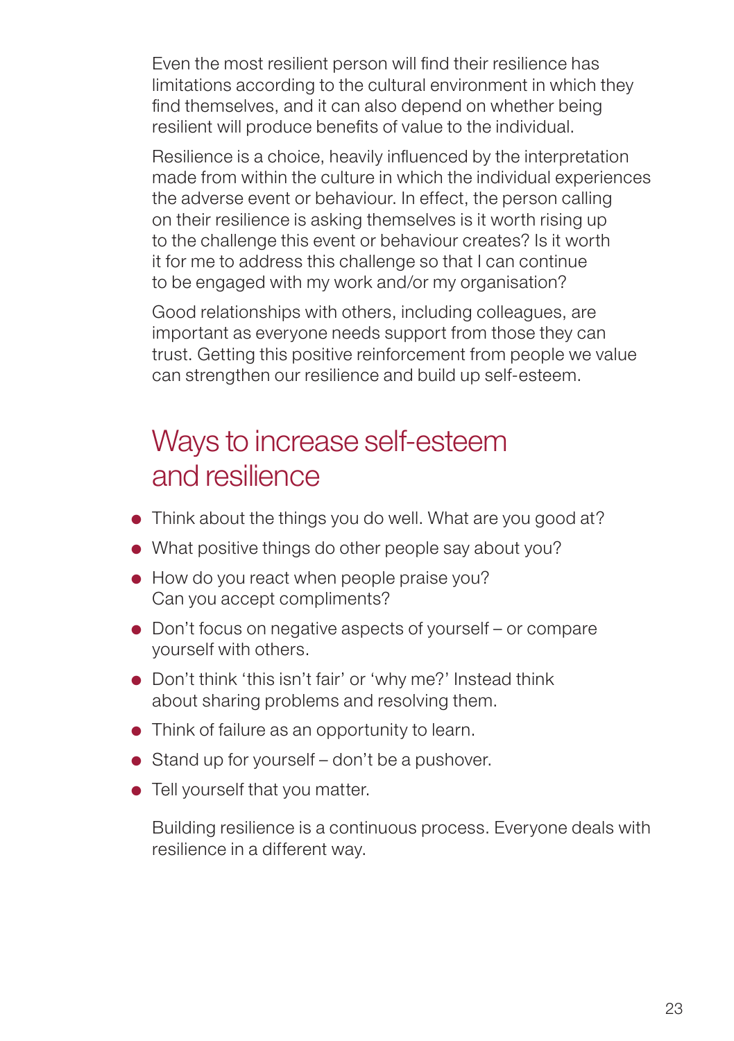Even the most resilient person will find their resilience has limitations according to the cultural environment in which they find themselves, and it can also depend on whether being resilient will produce benefits of value to the individual.

Resilience is a choice, heavily influenced by the interpretation made from within the culture in which the individual experiences the adverse event or behaviour. In effect, the person calling on their resilience is asking themselves is it worth rising up to the challenge this event or behaviour creates? Is it worth it for me to address this challenge so that I can continue to be engaged with my work and/or my organisation?

Good relationships with others, including colleagues, are important as everyone needs support from those they can trust. Getting this positive reinforcement from people we value can strengthen our resilience and build up self-esteem.

## Ways to increase self-esteem and resilience

- Think about the things you do well. What are you good at?
- What positive things do other people say about you?
- How do you react when people praise you? Can you accept compliments?
- Don't focus on negative aspects of yourself – or compare yourself with others.
- Don't think 'this isn't fair' or 'why me?' Instead think about sharing problems and resolving them.
- Think of failure as an opportunity to learn.
- Stand up for yourself – don't be a pushover.
- Tell yourself that you matter.

Building resilience is a continuous process. Everyone deals with resilience in a different way.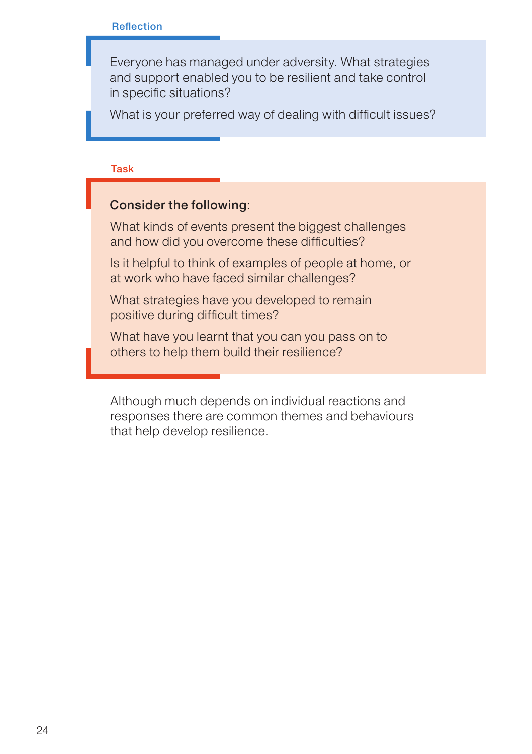Reflection

> Everyone has managed under adversity. What strategies and support enabled you to be resilient and take control in specific situations?
>
> What is your preferred way of dealing with difficult issues?

Task

> **Consider the following**:
>
> What kinds of events present the biggest challenges and how did you overcome these difficulties?
>
> Is it helpful to think of examples of people at home, or at work who have faced similar challenges?
>
> What strategies have you developed to remain positive during difficult times?
>
> What have you learnt that you can you pass on to others to help them build their resilience?

Although much depends on individual reactions and responses there are common themes and behaviours that help develop resilience.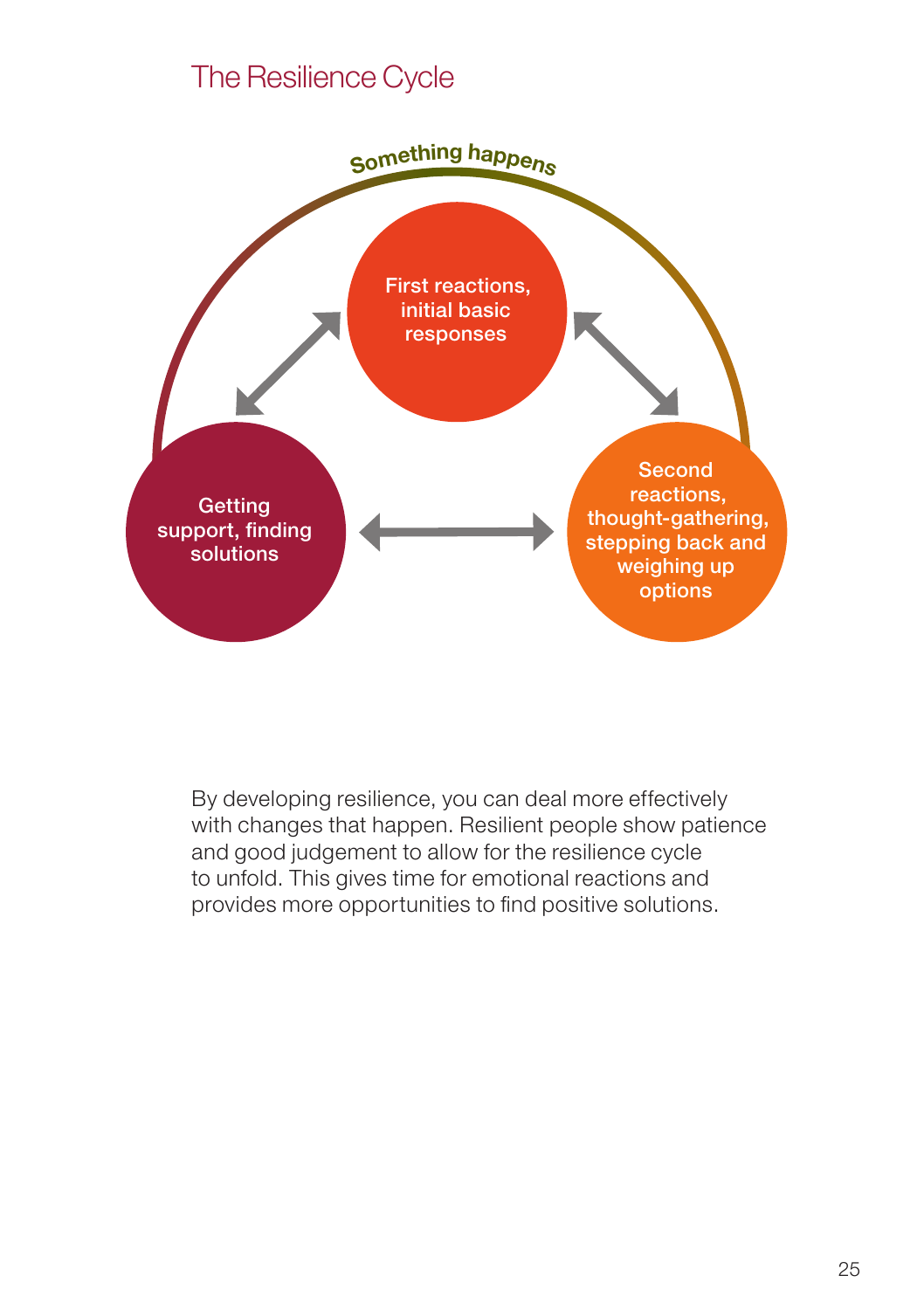# The Resilience Cycle

Something happens

First reactions, initial basic responses

Second reactions, thought-gathering, stepping back and weighing up options

Getting support, finding solutions

By developing resilience, you can deal more effectively with changes that happen. Resilient people show patience and good judgement to allow for the resilience cycle to unfold. This gives time for emotional reactions and provides more opportunities to find positive solutions.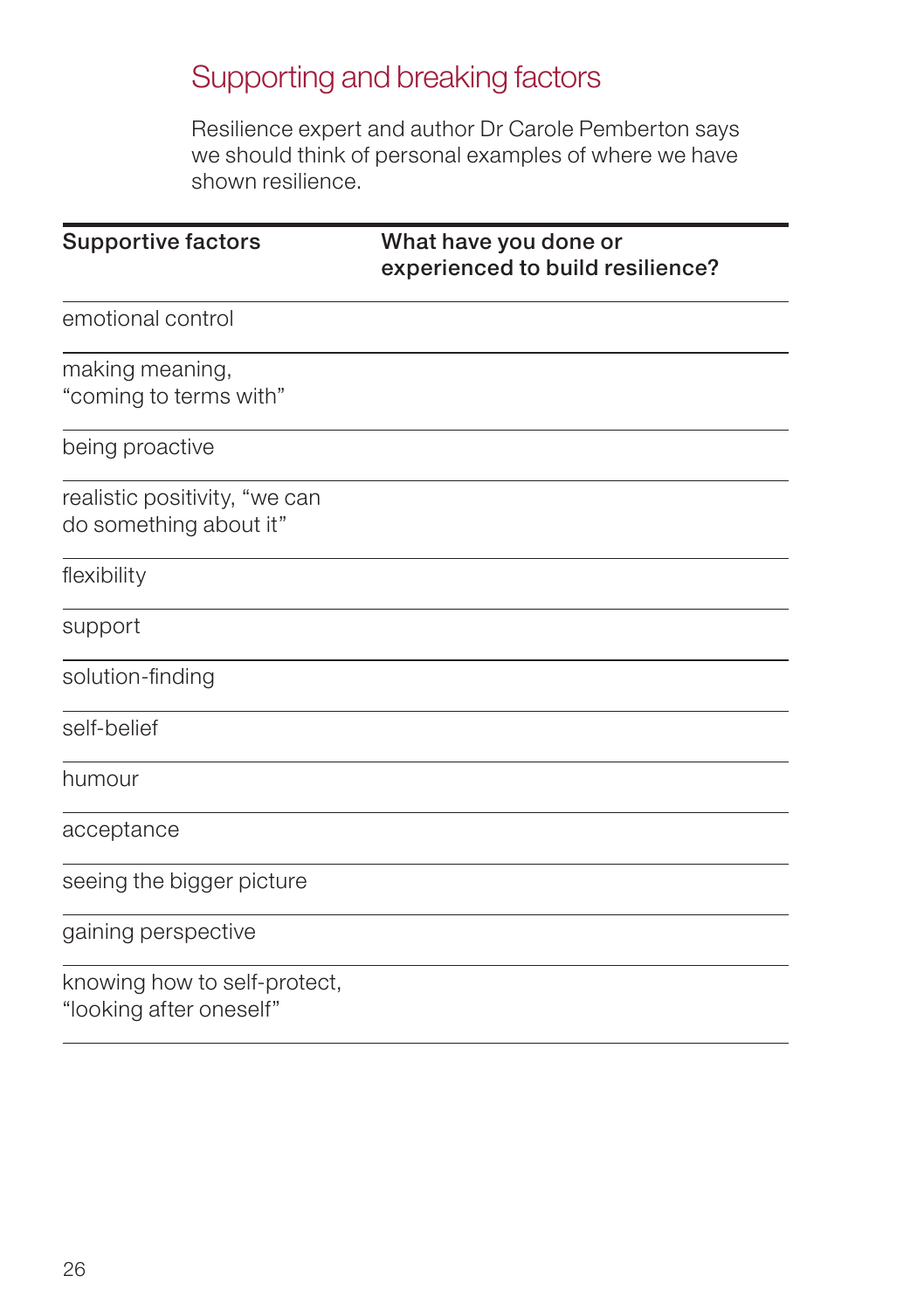## Supporting and breaking factors

Resilience expert and author Dr Carole Pemberton says we should think of personal examples of where we have shown resilience.

| Supportive factors | What have you done or experienced to build resilience? |
|---|---|
| emotional control | |
| making meaning, "coming to terms with" | |
| being proactive | |
| realistic positivity, "we can do something about it" | |
| flexibility | |
| support | |
| solution-finding | |
| self-belief | |
| humour | |
| acceptance | |
| seeing the bigger picture | |
| gaining perspective | |
| knowing how to self-protect, "looking after oneself" | |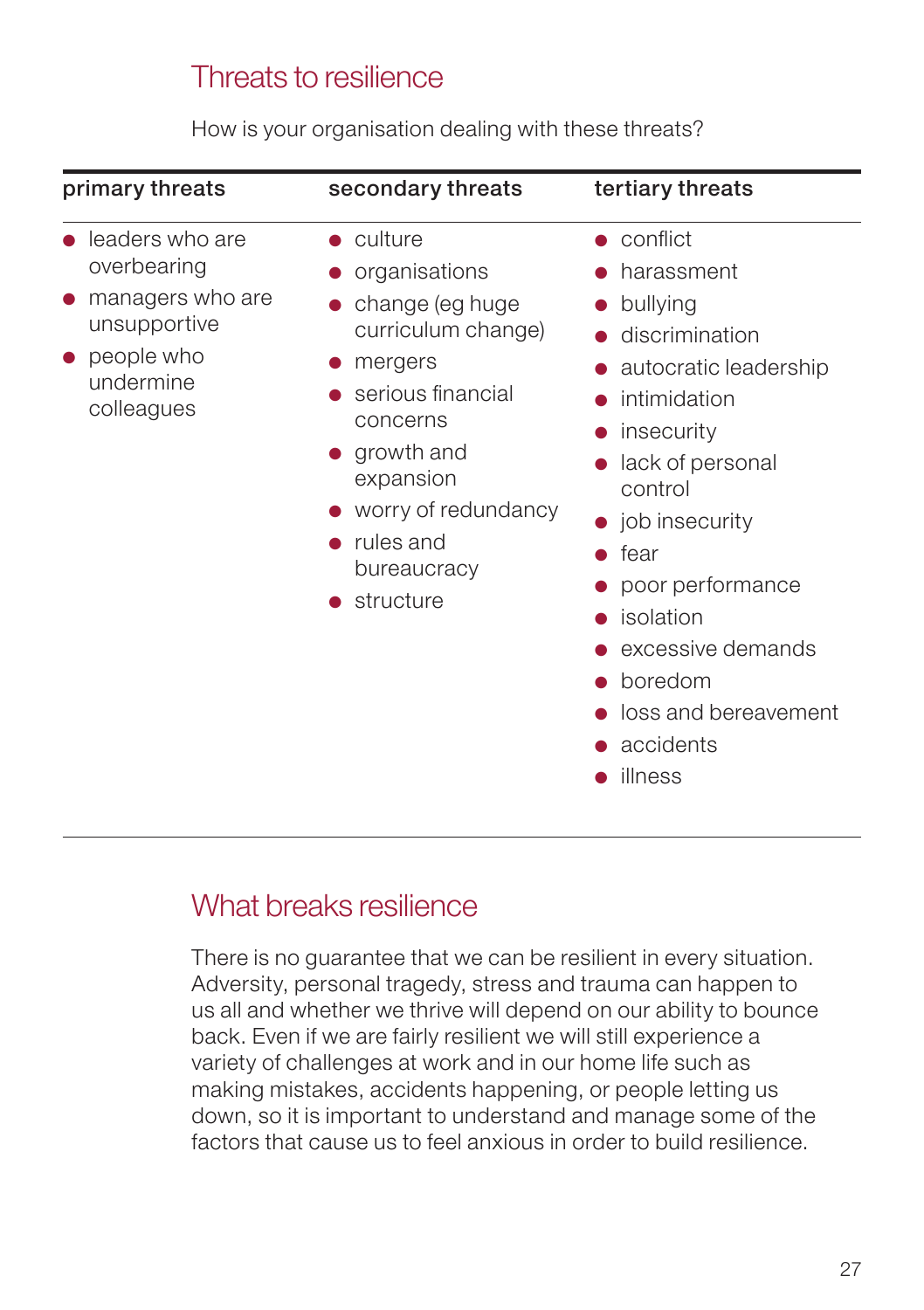## Threats to resilience

How is your organisation dealing with these threats?

| primary threats | secondary threats | tertiary threats |
|---|---|---|
| • leaders who are overbearing<br>• managers who are unsupportive<br>• people who undermine colleagues | • culture<br>• organisations<br>• change (eg huge curriculum change)<br>• mergers<br>• serious financial concerns<br>• growth and expansion<br>• worry of redundancy<br>• rules and bureaucracy<br>• structure | • conflict<br>• harassment<br>• bullying<br>• discrimination<br>• autocratic leadership<br>• intimidation<br>• insecurity<br>• lack of personal control<br>• job insecurity<br>• fear<br>• poor performance<br>• isolation<br>• excessive demands<br>• boredom<br>• loss and bereavement<br>• accidents<br>• illness |

## What breaks resilience

There is no guarantee that we can be resilient in every situation. Adversity, personal tragedy, stress and trauma can happen to us all and whether we thrive will depend on our ability to bounce back. Even if we are fairly resilient we will still experience a variety of challenges at work and in our home life such as making mistakes, accidents happening, or people letting us down, so it is important to understand and manage some of the factors that cause us to feel anxious in order to build resilience.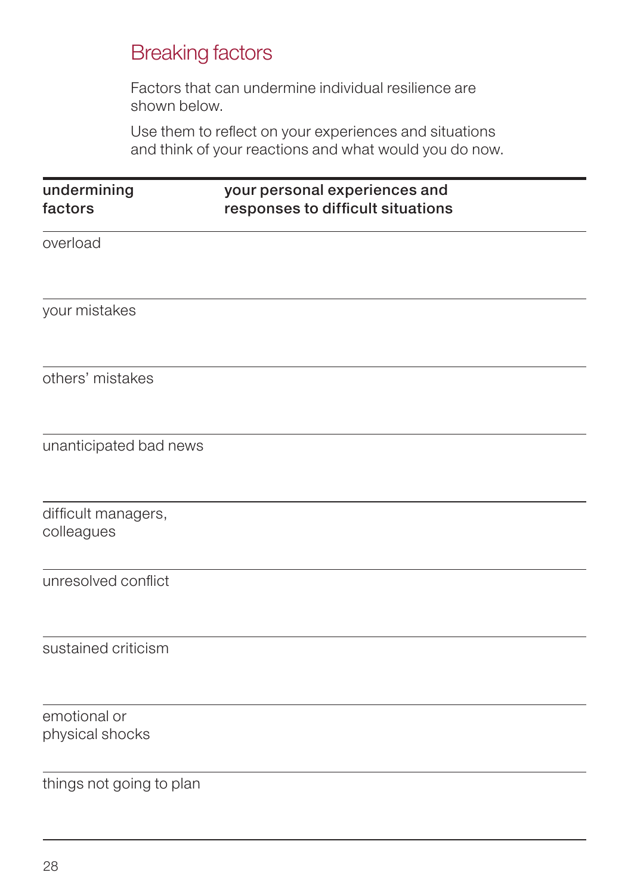## Breaking factors

Factors that can undermine individual resilience are shown below.

Use them to reflect on your experiences and situations and think of your reactions and what would you do now.

| undermining factors | your personal experiences and responses to difficult situations |
|---|---|
| overload | |
| your mistakes | |
| others' mistakes | |
| unanticipated bad news | |
| difficult managers, colleagues | |
| unresolved conflict | |
| sustained criticism | |
| emotional or physical shocks | |
| things not going to plan | |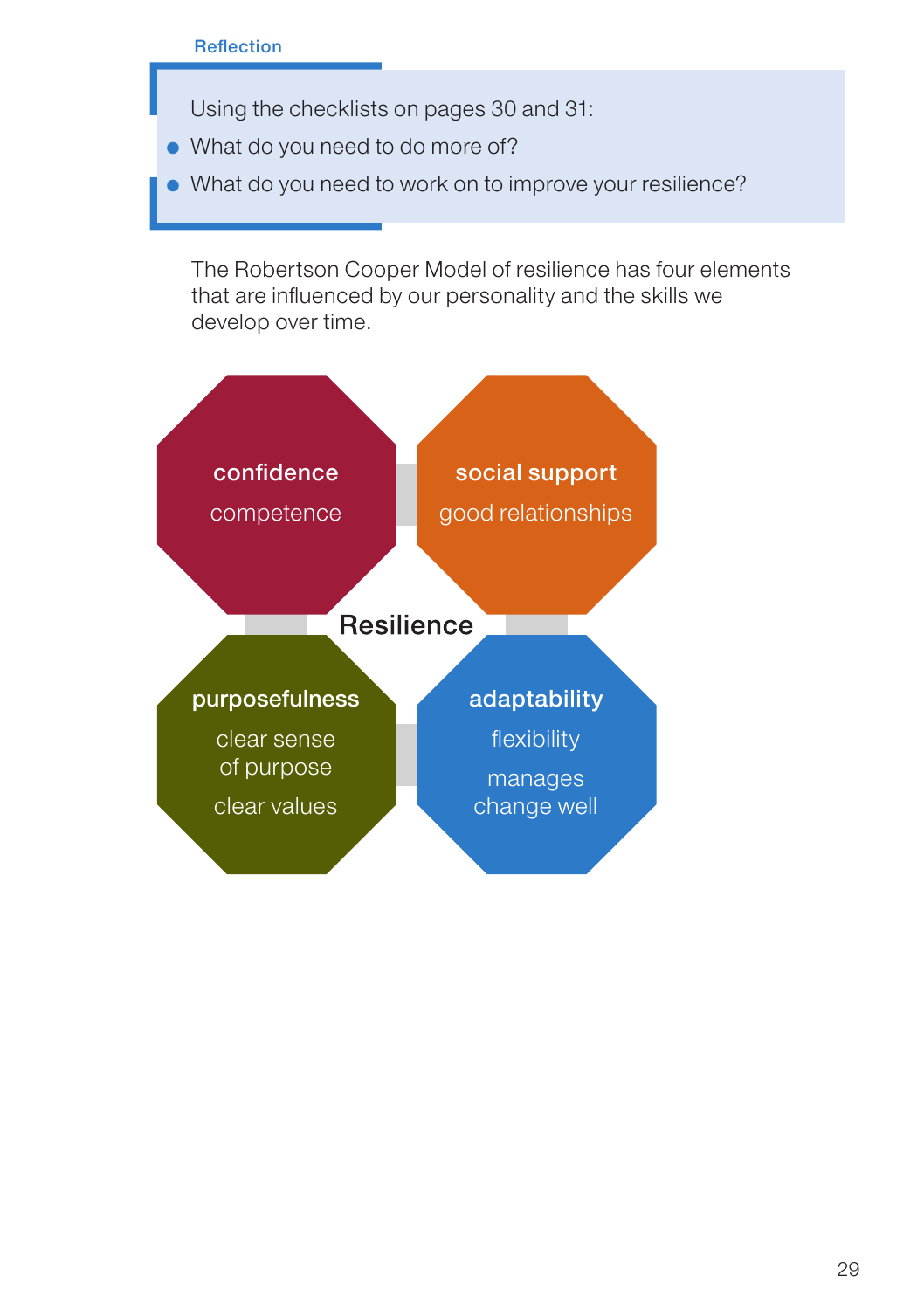Reflection

> Using the checklists on pages 30 and 31:
>
> - What do you need to do more of?
> - What do you need to work on to improve your resilience?

The Robertson Cooper Model of resilience has four elements that are influenced by our personality and the skills we develop over time.

**Resilience**

**confidence**
competence

**social support**
good relationships

**purposefulness**
clear sense of purpose
clear values

**adaptability**
flexibility
manages change well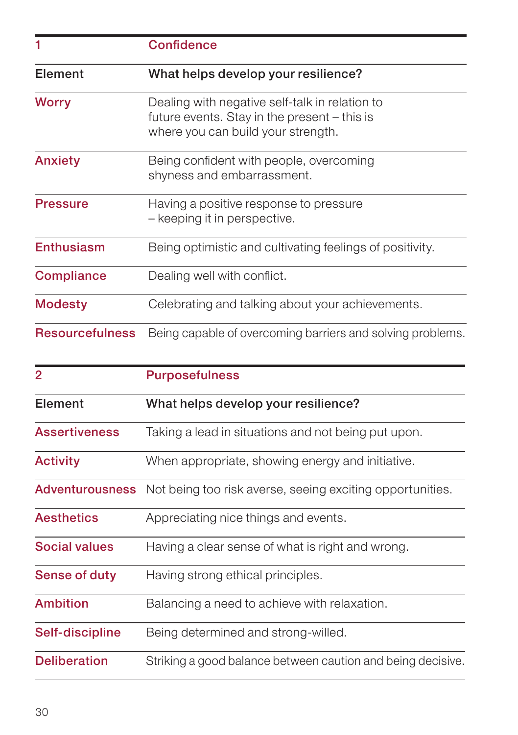| 1 | Confidence |
|---|---|
| **Element** | **What helps develop your resilience?** |
| Worry | Dealing with negative self-talk in relation to future events. Stay in the present – this is where you can build your strength. |
| Anxiety | Being confident with people, overcoming shyness and embarrassment. |
| Pressure | Having a positive response to pressure – keeping it in perspective. |
| Enthusiasm | Being optimistic and cultivating feelings of positivity. |
| Compliance | Dealing well with conflict. |
| Modesty | Celebrating and talking about your achievements. |
| Resourcefulness | Being capable of overcoming barriers and solving problems. |

| 2 | Purposefulness |
|---|---|
| **Element** | **What helps develop your resilience?** |
| Assertiveness | Taking a lead in situations and not being put upon. |
| Activity | When appropriate, showing energy and initiative. |
| Adventurousness | Not being too risk averse, seeing exciting opportunities. |
| Aesthetics | Appreciating nice things and events. |
| Social values | Having a clear sense of what is right and wrong. |
| Sense of duty | Having strong ethical principles. |
| Ambition | Balancing a need to achieve with relaxation. |
| Self-discipline | Being determined and strong-willed. |
| Deliberation | Striking a good balance between caution and being decisive. |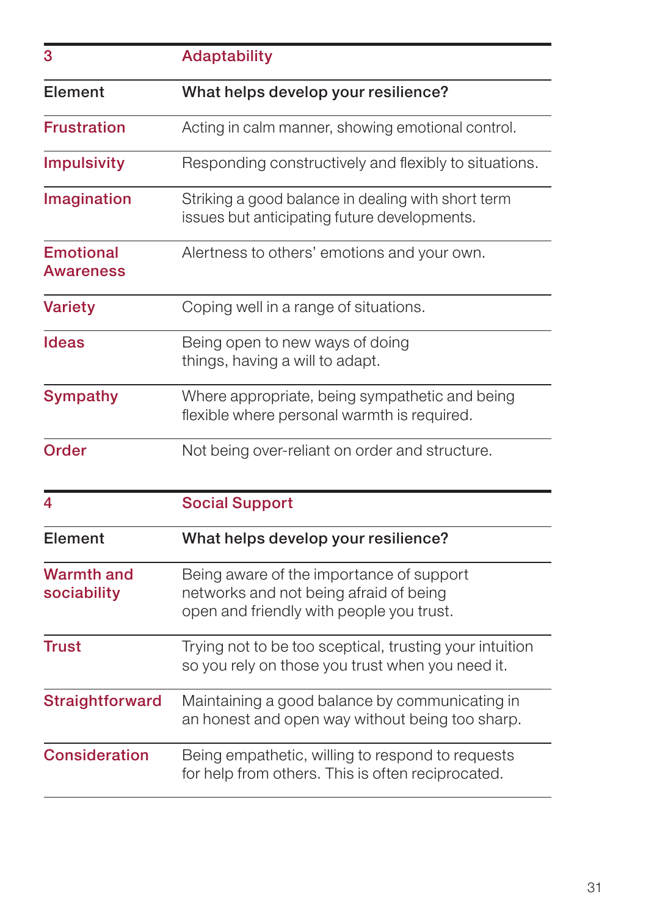| 3 | Adaptability |
|---|---|
| **Element** | **What helps develop your resilience?** |
| Frustration | Acting in calm manner, showing emotional control. |
| Impulsivity | Responding constructively and flexibly to situations. |
| Imagination | Striking a good balance in dealing with short term issues but anticipating future developments. |
| Emotional Awareness | Alertness to others' emotions and your own. |
| Variety | Coping well in a range of situations. |
| Ideas | Being open to new ways of doing things, having a will to adapt. |
| Sympathy | Where appropriate, being sympathetic and being flexible where personal warmth is required. |
| Order | Not being over-reliant on order and structure. |

| 4 | Social Support |
|---|---|
| **Element** | **What helps develop your resilience?** |
| Warmth and sociability | Being aware of the importance of support networks and not being afraid of being open and friendly with people you trust. |
| Trust | Trying not to be too sceptical, trusting your intuition so you rely on those you trust when you need it. |
| Straightforward | Maintaining a good balance by communicating in an honest and open way without being too sharp. |
| Consideration | Being empathetic, willing to respond to requests for help from others. This is often reciprocated. |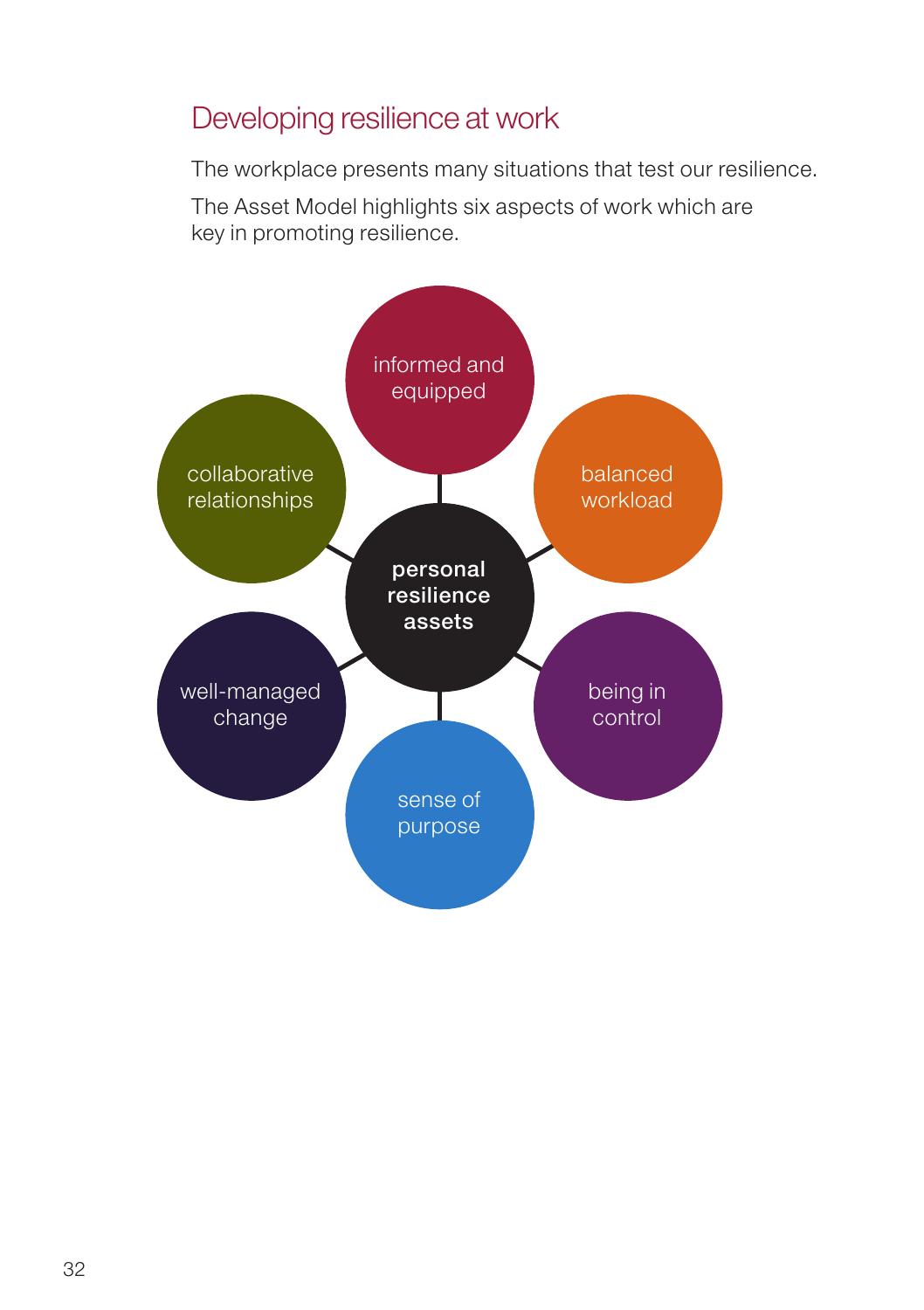## Developing resilience at work

The workplace presents many situations that test our resilience.

The Asset Model highlights six aspects of work which are key in promoting resilience.

**personal resilience assets**

- informed and equipped
- balanced workload
- being in control
- sense of purpose
- well-managed change
- collaborative relationships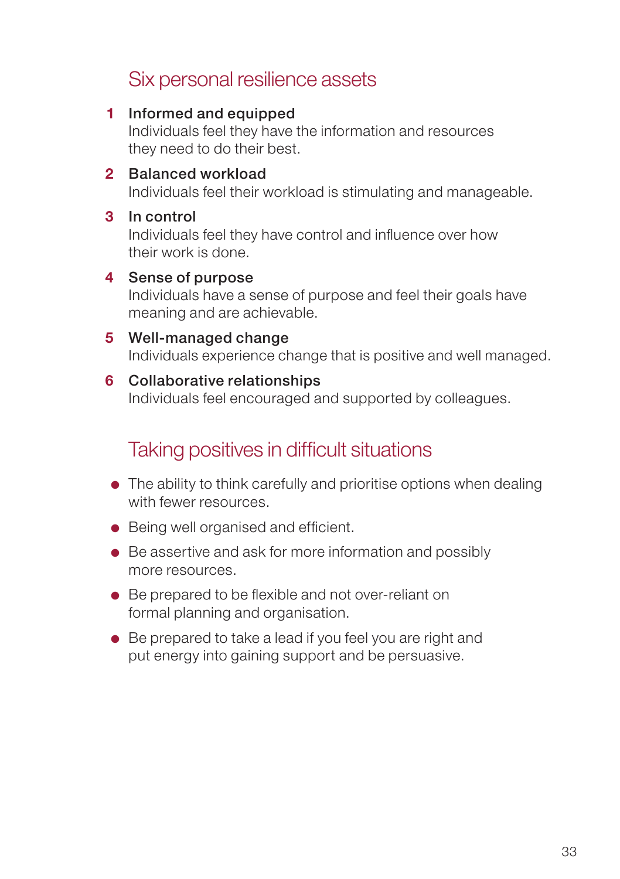## Six personal resilience assets

1. **Informed and equipped**
   Individuals feel they have the information and resources they need to do their best.

2. **Balanced workload**
   Individuals feel their workload is stimulating and manageable.

3. **In control**
   Individuals feel they have control and influence over how their work is done.

4. **Sense of purpose**
   Individuals have a sense of purpose and feel their goals have meaning and are achievable.

5. **Well-managed change**
   Individuals experience change that is positive and well managed.

6. **Collaborative relationships**
   Individuals feel encouraged and supported by colleagues.

## Taking positives in difficult situations

- The ability to think carefully and prioritise options when dealing with fewer resources.
- Being well organised and efficient.
- Be assertive and ask for more information and possibly more resources.
- Be prepared to be flexible and not over-reliant on formal planning and organisation.
- Be prepared to take a lead if you feel you are right and put energy into gaining support and be persuasive.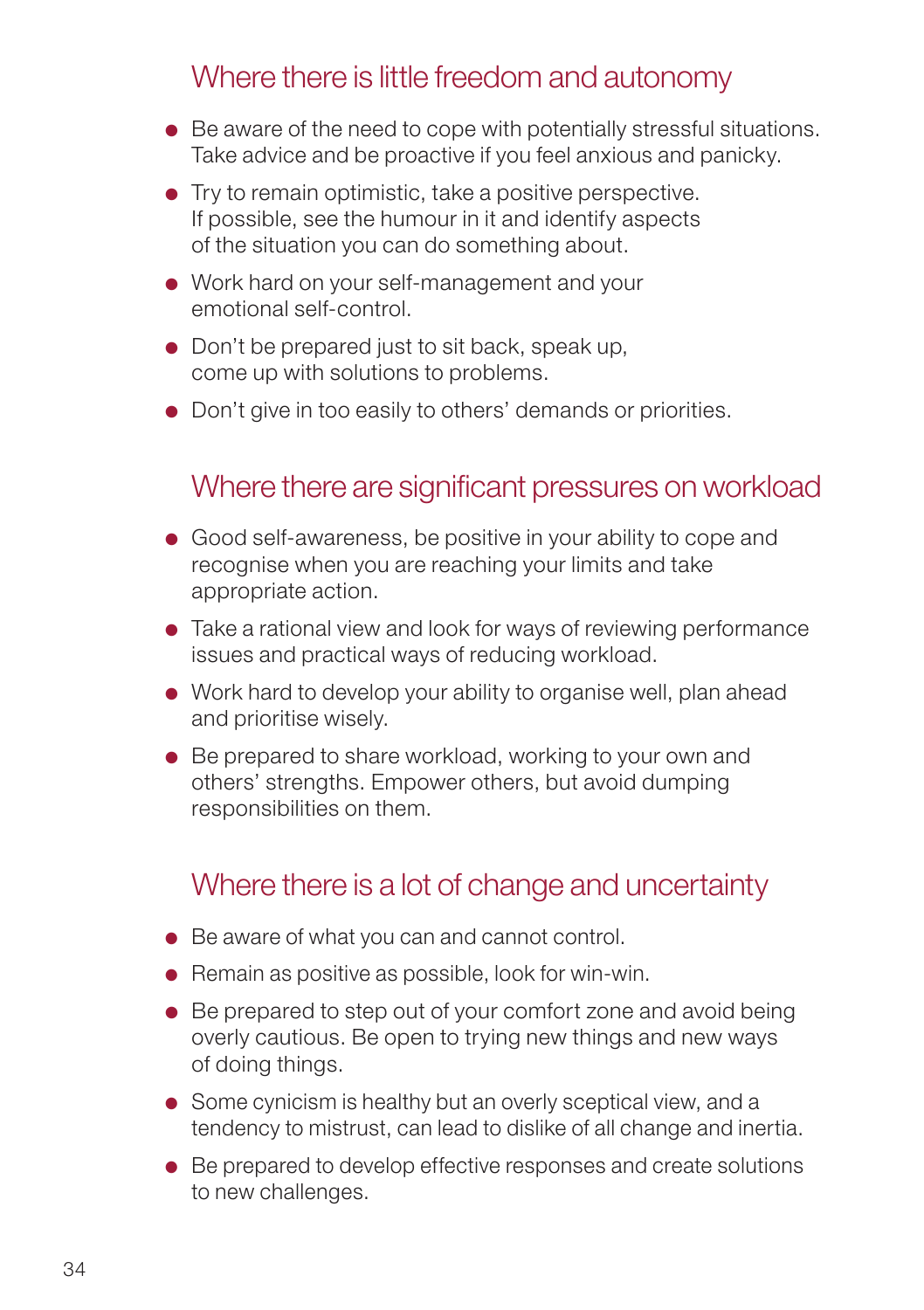## Where there is little freedom and autonomy

- Be aware of the need to cope with potentially stressful situations. Take advice and be proactive if you feel anxious and panicky.
- Try to remain optimistic, take a positive perspective. If possible, see the humour in it and identify aspects of the situation you can do something about.
- Work hard on your self-management and your emotional self-control.
- Don't be prepared just to sit back, speak up, come up with solutions to problems.
- Don't give in too easily to others' demands or priorities.

## Where there are significant pressures on workload

- Good self-awareness, be positive in your ability to cope and recognise when you are reaching your limits and take appropriate action.
- Take a rational view and look for ways of reviewing performance issues and practical ways of reducing workload.
- Work hard to develop your ability to organise well, plan ahead and prioritise wisely.
- Be prepared to share workload, working to your own and others' strengths. Empower others, but avoid dumping responsibilities on them.

## Where there is a lot of change and uncertainty

- Be aware of what you can and cannot control.
- Remain as positive as possible, look for win-win.
- Be prepared to step out of your comfort zone and avoid being overly cautious. Be open to trying new things and new ways of doing things.
- Some cynicism is healthy but an overly sceptical view, and a tendency to mistrust, can lead to dislike of all change and inertia.
- Be prepared to develop effective responses and create solutions to new challenges.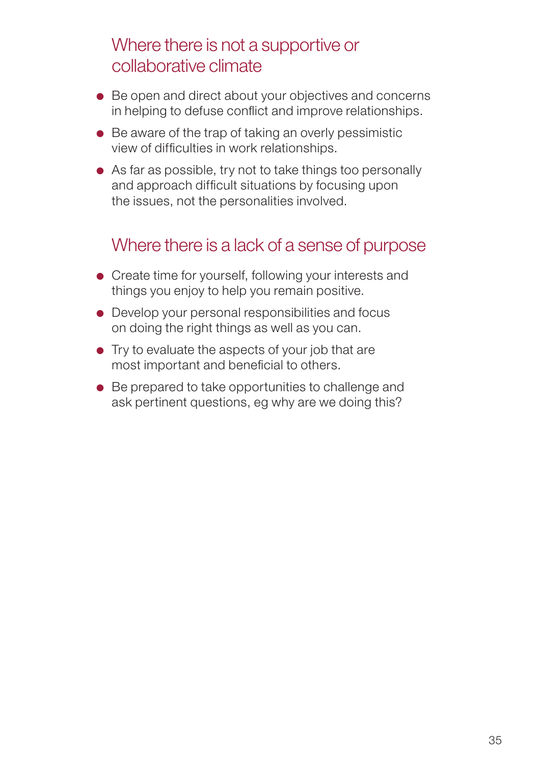## Where there is not a supportive or collaborative climate

- Be open and direct about your objectives and concerns in helping to defuse conflict and improve relationships.
- Be aware of the trap of taking an overly pessimistic view of difficulties in work relationships.
- As far as possible, try not to take things too personally and approach difficult situations by focusing upon the issues, not the personalities involved.

## Where there is a lack of a sense of purpose

- Create time for yourself, following your interests and things you enjoy to help you remain positive.
- Develop your personal responsibilities and focus on doing the right things as well as you can.
- Try to evaluate the aspects of your job that are most important and beneficial to others.
- Be prepared to take opportunities to challenge and ask pertinent questions, eg why are we doing this?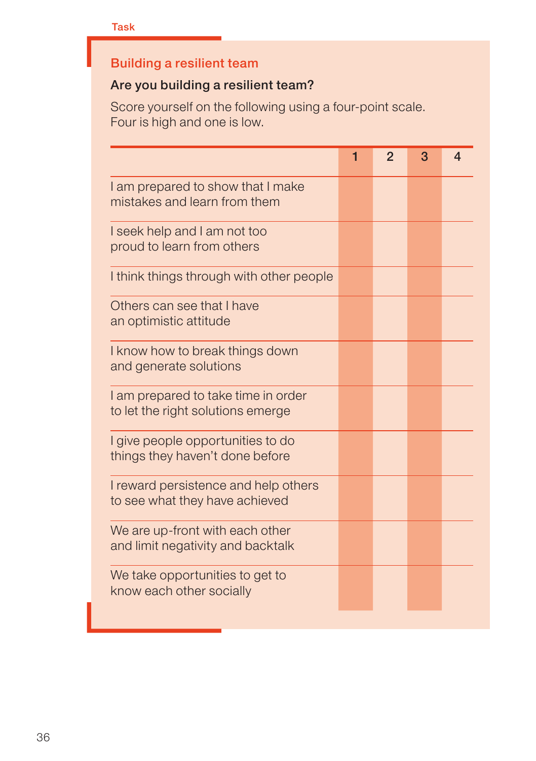Task

## Building a resilient team

### Are you building a resilient team?

Score yourself on the following using a four-point scale. Four is high and one is low.

| | 1 | 2 | 3 | 4 |
|---|---|---|---|---|
| I am prepared to show that I make mistakes and learn from them | | | | |
| I seek help and I am not too proud to learn from others | | | | |
| I think things through with other people | | | | |
| Others can see that I have an optimistic attitude | | | | |
| I know how to break things down and generate solutions | | | | |
| I am prepared to take time in order to let the right solutions emerge | | | | |
| I give people opportunities to do things they haven't done before | | | | |
| I reward persistence and help others to see what they have achieved | | | | |
| We are up-front with each other and limit negativity and backtalk | | | | |
| We take opportunities to get to know each other socially | | | | |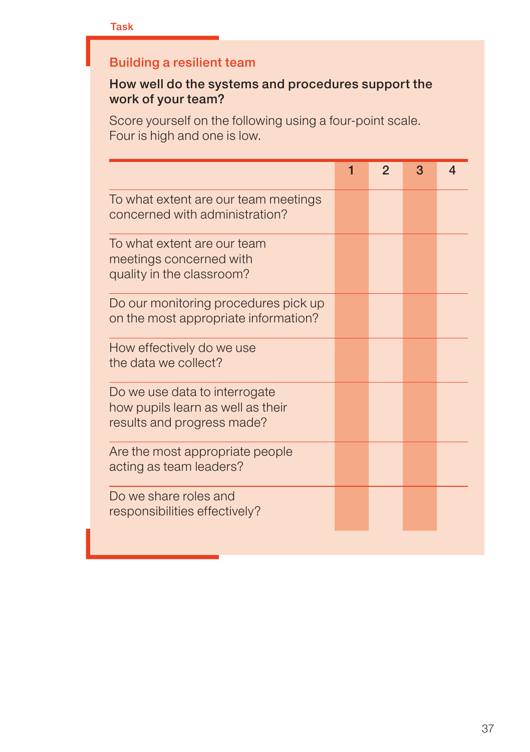Task

## Building a resilient team

**How well do the systems and procedures support the work of your team?**

Score yourself on the following using a four-point scale. Four is high and one is low.

| | 1 | 2 | 3 | 4 |
|---|---|---|---|---|
| To what extent are our team meetings concerned with administration? | | | | |
| To what extent are our team meetings concerned with quality in the classroom? | | | | |
| Do our monitoring procedures pick up on the most appropriate information? | | | | |
| How effectively do we use the data we collect? | | | | |
| Do we use data to interrogate how pupils learn as well as their results and progress made? | | | | |
| Are the most appropriate people acting as team leaders? | | | | |
| Do we share roles and responsibilities effectively? | | | | |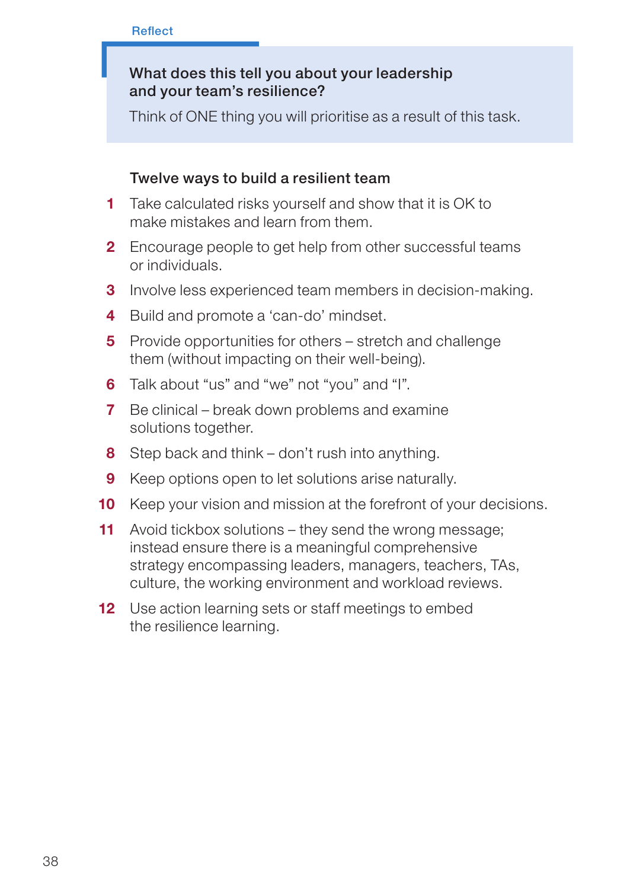Reflect

**What does this tell you about your leadership and your team's resilience?**

Think of ONE thing you will prioritise as a result of this task.

### Twelve ways to build a resilient team

1. Take calculated risks yourself and show that it is OK to make mistakes and learn from them.
2. Encourage people to get help from other successful teams or individuals.
3. Involve less experienced team members in decision-making.
4. Build and promote a 'can-do' mindset.
5. Provide opportunities for others – stretch and challenge them (without impacting on their well-being).
6. Talk about "us" and "we" not "you" and "I".
7. Be clinical – break down problems and examine solutions together.
8. Step back and think – don't rush into anything.
9. Keep options open to let solutions arise naturally.
10. Keep your vision and mission at the forefront of your decisions.
11. Avoid tickbox solutions – they send the wrong message; instead ensure there is a meaningful comprehensive strategy encompassing leaders, managers, teachers, TAs, culture, the working environment and workload reviews.
12. Use action learning sets or staff meetings to embed the resilience learning.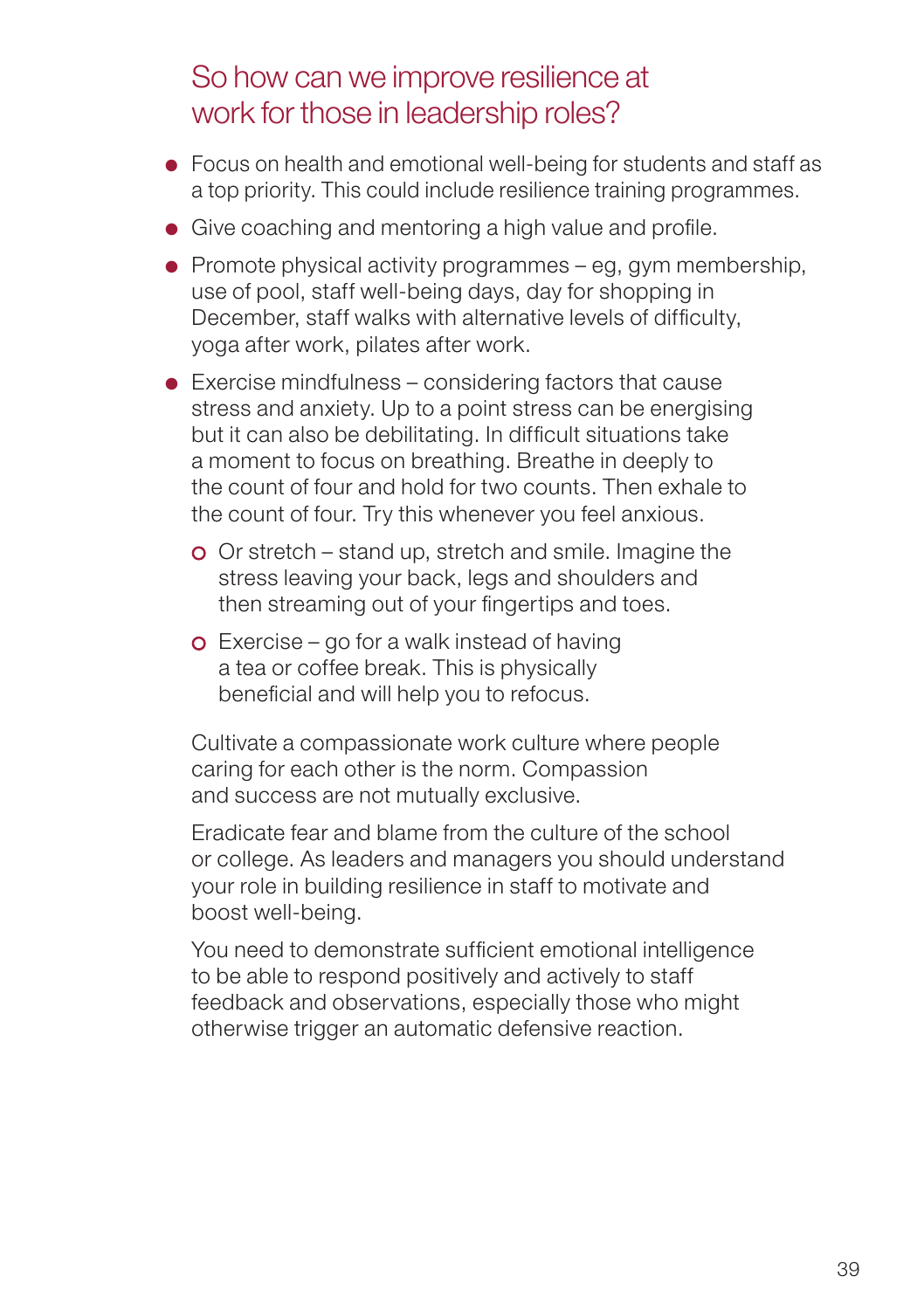## So how can we improve resilience at work for those in leadership roles?

- Focus on health and emotional well-being for students and staff as a top priority. This could include resilience training programmes.
- Give coaching and mentoring a high value and profile.
- Promote physical activity programmes – eg, gym membership, use of pool, staff well-being days, day for shopping in December, staff walks with alternative levels of difficulty, yoga after work, pilates after work.
- Exercise mindfulness – considering factors that cause stress and anxiety. Up to a point stress can be energising but it can also be debilitating. In difficult situations take a moment to focus on breathing. Breathe in deeply to the count of four and hold for two counts. Then exhale to the count of four. Try this whenever you feel anxious.
  - Or stretch – stand up, stretch and smile. Imagine the stress leaving your back, legs and shoulders and then streaming out of your fingertips and toes.
  - Exercise – go for a walk instead of having a tea or coffee break. This is physically beneficial and will help you to refocus.

Cultivate a compassionate work culture where people caring for each other is the norm. Compassion and success are not mutually exclusive.

Eradicate fear and blame from the culture of the school or college. As leaders and managers you should understand your role in building resilience in staff to motivate and boost well-being.

You need to demonstrate sufficient emotional intelligence to be able to respond positively and actively to staff feedback and observations, especially those who might otherwise trigger an automatic defensive reaction.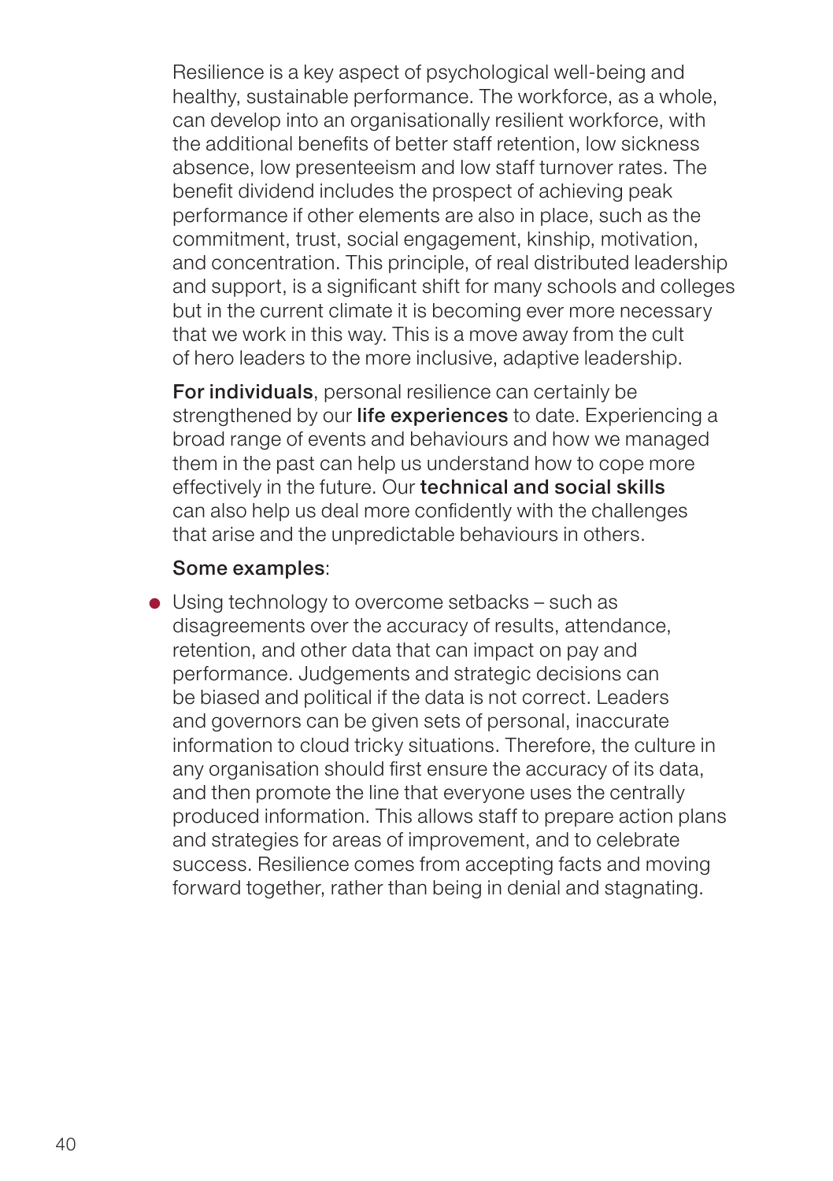Resilience is a key aspect of psychological well-being and healthy, sustainable performance. The workforce, as a whole, can develop into an organisationally resilient workforce, with the additional benefits of better staff retention, low sickness absence, low presenteeism and low staff turnover rates. The benefit dividend includes the prospect of achieving peak performance if other elements are also in place, such as the commitment, trust, social engagement, kinship, motivation, and concentration. This principle, of real distributed leadership and support, is a significant shift for many schools and colleges but in the current climate it is becoming ever more necessary that we work in this way. This is a move away from the cult of hero leaders to the more inclusive, adaptive leadership.

**For individuals**, personal resilience can certainly be strengthened by our **life experiences** to date. Experiencing a broad range of events and behaviours and how we managed them in the past can help us understand how to cope more effectively in the future. Our **technical and social skills** can also help us deal more confidently with the challenges that arise and the unpredictable behaviours in others.

**Some examples**:

- Using technology to overcome setbacks – such as disagreements over the accuracy of results, attendance, retention, and other data that can impact on pay and performance. Judgements and strategic decisions can be biased and political if the data is not correct. Leaders and governors can be given sets of personal, inaccurate information to cloud tricky situations. Therefore, the culture in any organisation should first ensure the accuracy of its data, and then promote the line that everyone uses the centrally produced information. This allows staff to prepare action plans and strategies for areas of improvement, and to celebrate success. Resilience comes from accepting facts and moving forward together, rather than being in denial and stagnating.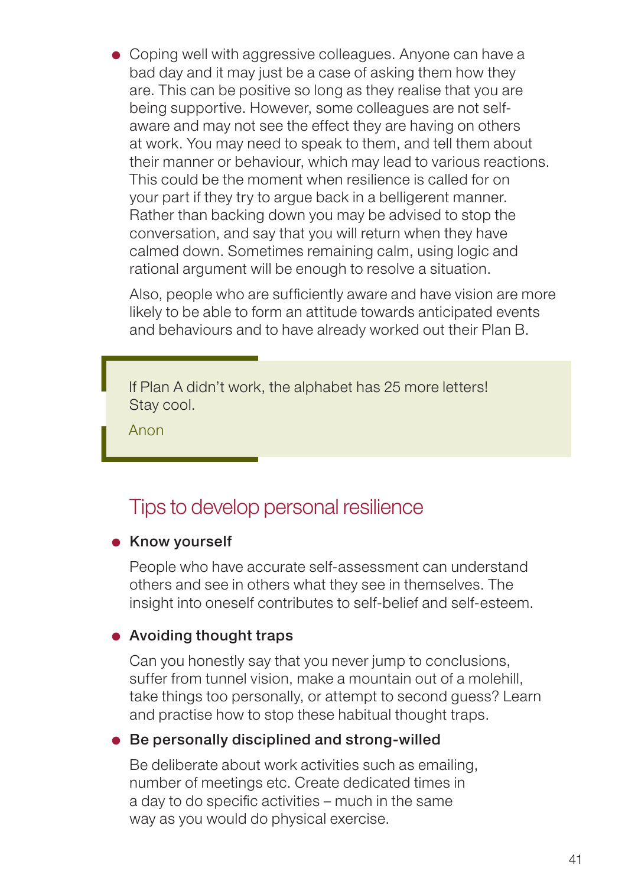- Coping well with aggressive colleagues. Anyone can have a bad day and it may just be a case of asking them how they are. This can be positive so long as they realise that you are being supportive. However, some colleagues are not self-aware and may not see the effect they are having on others at work. You may need to speak to them, and tell them about their manner or behaviour, which may lead to various reactions. This could be the moment when resilience is called for on your part if they try to argue back in a belligerent manner. Rather than backing down you may be advised to stop the conversation, and say that you will return when they have calmed down. Sometimes remaining calm, using logic and rational argument will be enough to resolve a situation.

  Also, people who are sufficiently aware and have vision are more likely to be able to form an attitude towards anticipated events and behaviours and to have already worked out their Plan B.

> If Plan A didn't work, the alphabet has 25 more letters! Stay cool.
>
> Anon

## Tips to develop personal resilience

- **Know yourself**

  People who have accurate self-assessment can understand others and see in others what they see in themselves. The insight into oneself contributes to self-belief and self-esteem.

- **Avoiding thought traps**

  Can you honestly say that you never jump to conclusions, suffer from tunnel vision, make a mountain out of a molehill, take things too personally, or attempt to second guess? Learn and practise how to stop these habitual thought traps.

- **Be personally disciplined and strong-willed**

  Be deliberate about work activities such as emailing, number of meetings etc. Create dedicated times in a day to do specific activities – much in the same way as you would do physical exercise.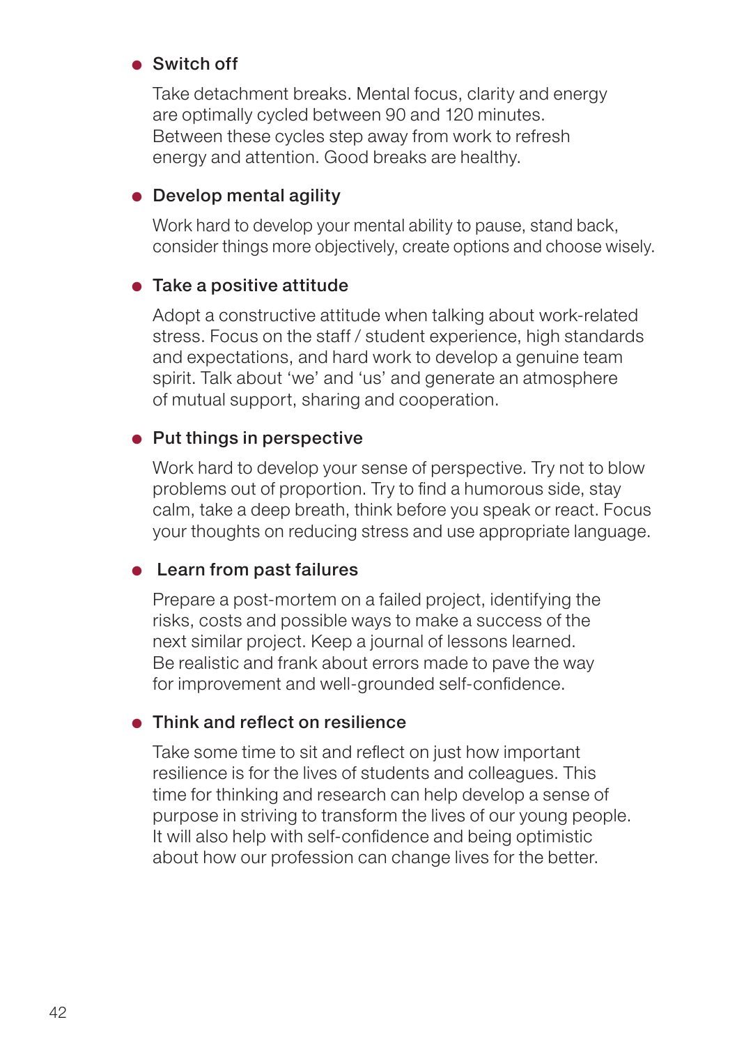- **Switch off**

  Take detachment breaks. Mental focus, clarity and energy are optimally cycled between 90 and 120 minutes. Between these cycles step away from work to refresh energy and attention. Good breaks are healthy.

- **Develop mental agility**

  Work hard to develop your mental ability to pause, stand back, consider things more objectively, create options and choose wisely.

- **Take a positive attitude**

  Adopt a constructive attitude when talking about work-related stress. Focus on the staff / student experience, high standards and expectations, and hard work to develop a genuine team spirit. Talk about 'we' and 'us' and generate an atmosphere of mutual support, sharing and cooperation.

- **Put things in perspective**

  Work hard to develop your sense of perspective. Try not to blow problems out of proportion. Try to find a humorous side, stay calm, take a deep breath, think before you speak or react. Focus your thoughts on reducing stress and use appropriate language.

- **Learn from past failures**

  Prepare a post-mortem on a failed project, identifying the risks, costs and possible ways to make a success of the next similar project. Keep a journal of lessons learned. Be realistic and frank about errors made to pave the way for improvement and well-grounded self-confidence.

- **Think and reflect on resilience**

  Take some time to sit and reflect on just how important resilience is for the lives of students and colleagues. This time for thinking and research can help develop a sense of purpose in striving to transform the lives of our young people. It will also help with self-confidence and being optimistic about how our profession can change lives for the better.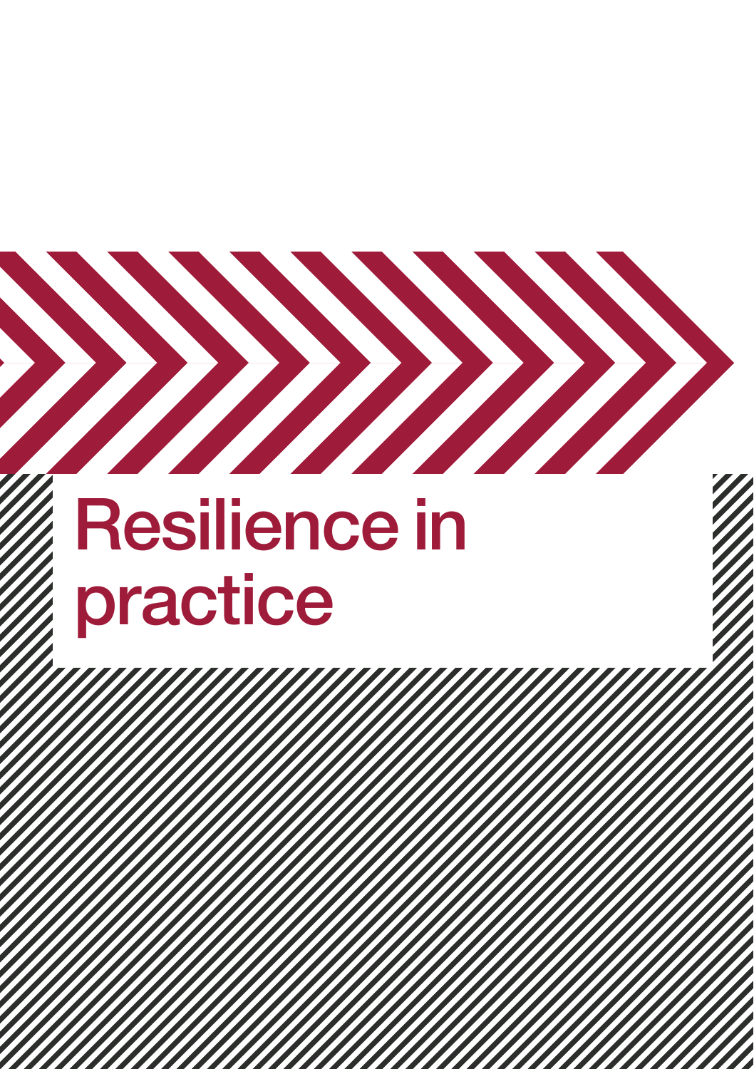# Resilience in practice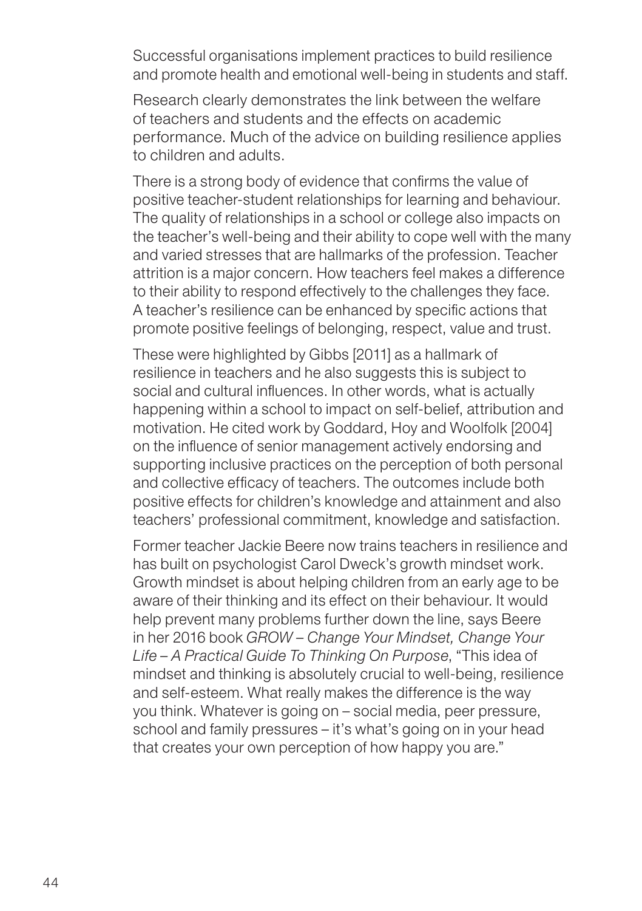Successful organisations implement practices to build resilience and promote health and emotional well-being in students and staff.

Research clearly demonstrates the link between the welfare of teachers and students and the effects on academic performance. Much of the advice on building resilience applies to children and adults.

There is a strong body of evidence that confirms the value of positive teacher-student relationships for learning and behaviour. The quality of relationships in a school or college also impacts on the teacher's well-being and their ability to cope well with the many and varied stresses that are hallmarks of the profession. Teacher attrition is a major concern. How teachers feel makes a difference to their ability to respond effectively to the challenges they face. A teacher's resilience can be enhanced by specific actions that promote positive feelings of belonging, respect, value and trust.

These were highlighted by Gibbs [2011] as a hallmark of resilience in teachers and he also suggests this is subject to social and cultural influences. In other words, what is actually happening within a school to impact on self-belief, attribution and motivation. He cited work by Goddard, Hoy and Woolfolk [2004] on the influence of senior management actively endorsing and supporting inclusive practices on the perception of both personal and collective efficacy of teachers. The outcomes include both positive effects for children's knowledge and attainment and also teachers' professional commitment, knowledge and satisfaction.

Former teacher Jackie Beere now trains teachers in resilience and has built on psychologist Carol Dweck's growth mindset work. Growth mindset is about helping children from an early age to be aware of their thinking and its effect on their behaviour. It would help prevent many problems further down the line, says Beere in her 2016 book *GROW – Change Your Mindset, Change Your Life – A Practical Guide To Thinking On Purpose*, "This idea of mindset and thinking is absolutely crucial to well-being, resilience and self-esteem. What really makes the difference is the way you think. Whatever is going on – social media, peer pressure, school and family pressures – it's what's going on in your head that creates your own perception of how happy you are."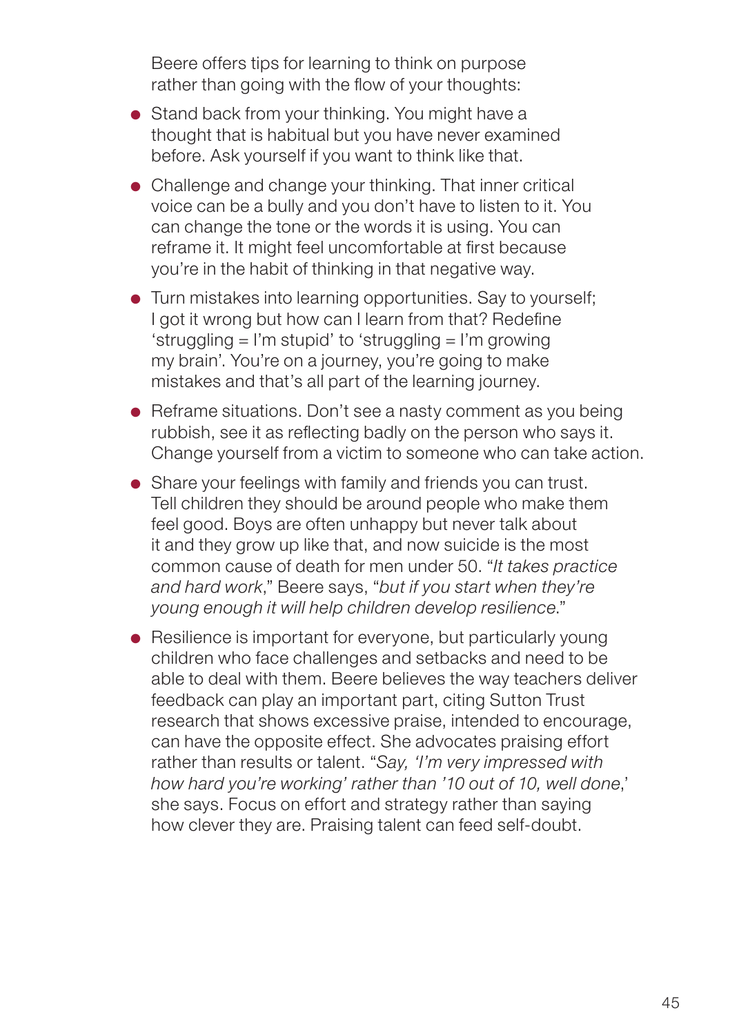Beere offers tips for learning to think on purpose rather than going with the flow of your thoughts:

- Stand back from your thinking. You might have a thought that is habitual but you have never examined before. Ask yourself if you want to think like that.
- Challenge and change your thinking. That inner critical voice can be a bully and you don't have to listen to it. You can change the tone or the words it is using. You can reframe it. It might feel uncomfortable at first because you're in the habit of thinking in that negative way.
- Turn mistakes into learning opportunities. Say to yourself; I got it wrong but how can I learn from that? Redefine 'struggling = I'm stupid' to 'struggling = I'm growing my brain'. You're on a journey, you're going to make mistakes and that's all part of the learning journey.
- Reframe situations. Don't see a nasty comment as you being rubbish, see it as reflecting badly on the person who says it. Change yourself from a victim to someone who can take action.
- Share your feelings with family and friends you can trust. Tell children they should be around people who make them feel good. Boys are often unhappy but never talk about it and they grow up like that, and now suicide is the most common cause of death for men under 50. "*It takes practice and hard work*," Beere says, "*but if you start when they're young enough it will help children develop resilience*."
- Resilience is important for everyone, but particularly young children who face challenges and setbacks and need to be able to deal with them. Beere believes the way teachers deliver feedback can play an important part, citing Sutton Trust research that shows excessive praise, intended to encourage, can have the opposite effect. She advocates praising effort rather than results or talent. "*Say, 'I'm very impressed with how hard you're working' rather than '10 out of 10, well done*,' she says. Focus on effort and strategy rather than saying how clever they are. Praising talent can feed self-doubt.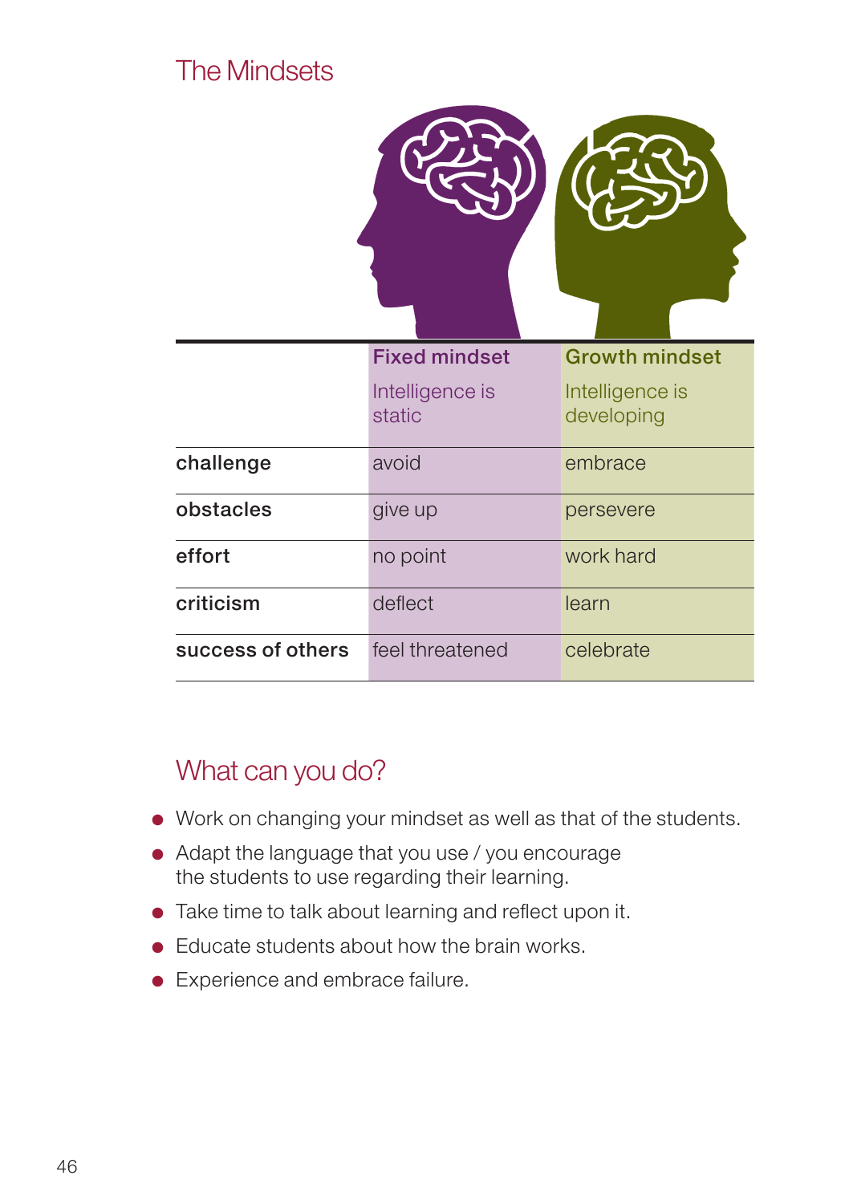## The Mindsets

| | **Fixed mindset**<br>Intelligence is static | **Growth mindset**<br>Intelligence is developing |
|---|---|---|
| **challenge** | avoid | embrace |
| **obstacles** | give up | persevere |
| **effort** | no point | work hard |
| **criticism** | deflect | learn |
| **success of others** | feel threatened | celebrate |

## What can you do?

- Work on changing your mindset as well as that of the students.
- Adapt the language that you use / you encourage the students to use regarding their learning.
- Take time to talk about learning and reflect upon it.
- Educate students about how the brain works.
- Experience and embrace failure.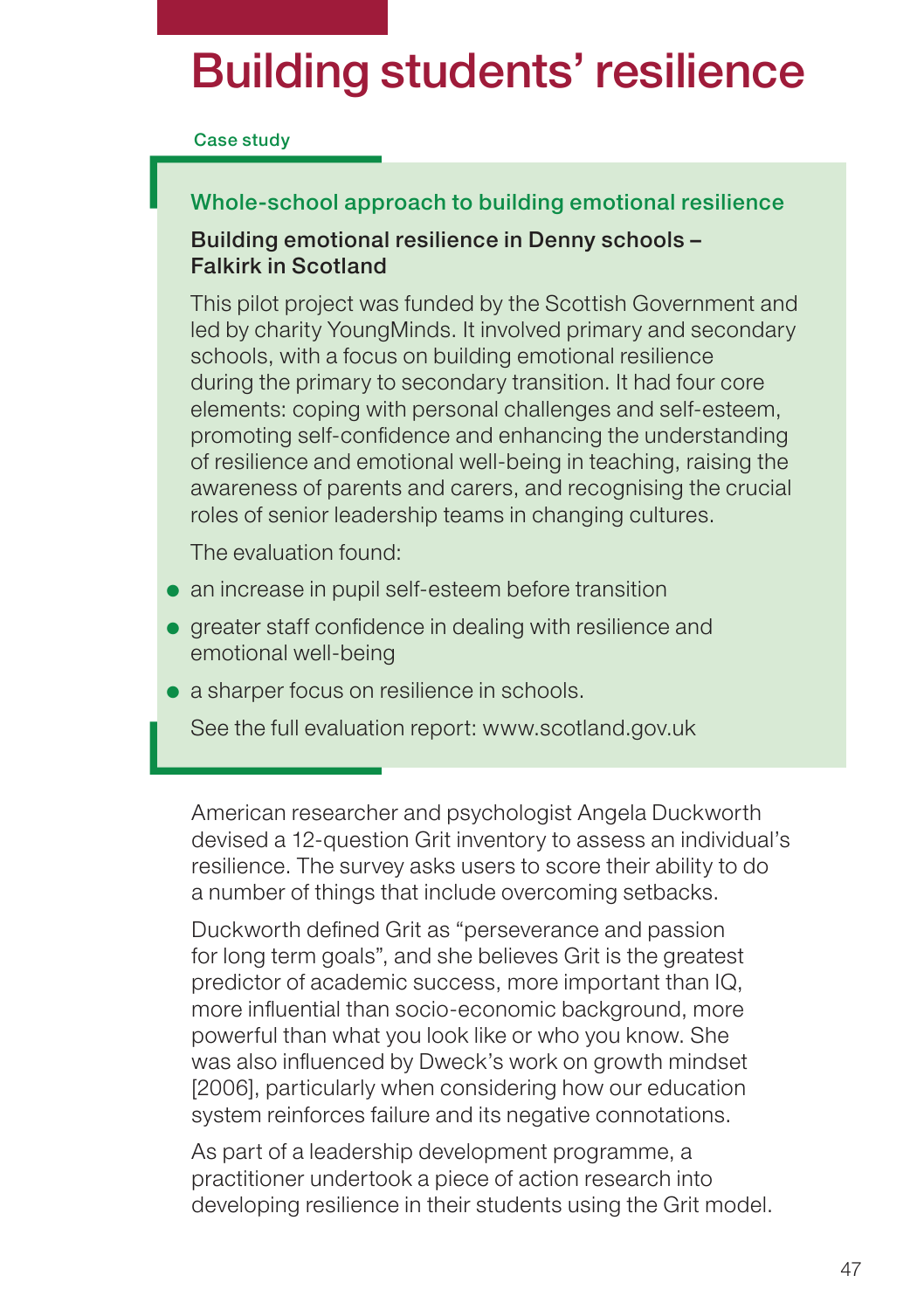# Building students' resilience

Case study

### Whole-school approach to building emotional resilience

**Building emotional resilience in Denny schools – Falkirk in Scotland**

This pilot project was funded by the Scottish Government and led by charity YoungMinds. It involved primary and secondary schools, with a focus on building emotional resilience during the primary to secondary transition. It had four core elements: coping with personal challenges and self-esteem, promoting self-confidence and enhancing the understanding of resilience and emotional well-being in teaching, raising the awareness of parents and carers, and recognising the crucial roles of senior leadership teams in changing cultures.

The evaluation found:

- an increase in pupil self-esteem before transition
- greater staff confidence in dealing with resilience and emotional well-being
- a sharper focus on resilience in schools.

See the full evaluation report: www.scotland.gov.uk

American researcher and psychologist Angela Duckworth devised a 12-question Grit inventory to assess an individual's resilience. The survey asks users to score their ability to do a number of things that include overcoming setbacks.

Duckworth defined Grit as "perseverance and passion for long term goals", and she believes Grit is the greatest predictor of academic success, more important than IQ, more influential than socio-economic background, more powerful than what you look like or who you know. She was also influenced by Dweck's work on growth mindset [2006], particularly when considering how our education system reinforces failure and its negative connotations.

As part of a leadership development programme, a practitioner undertook a piece of action research into developing resilience in their students using the Grit model.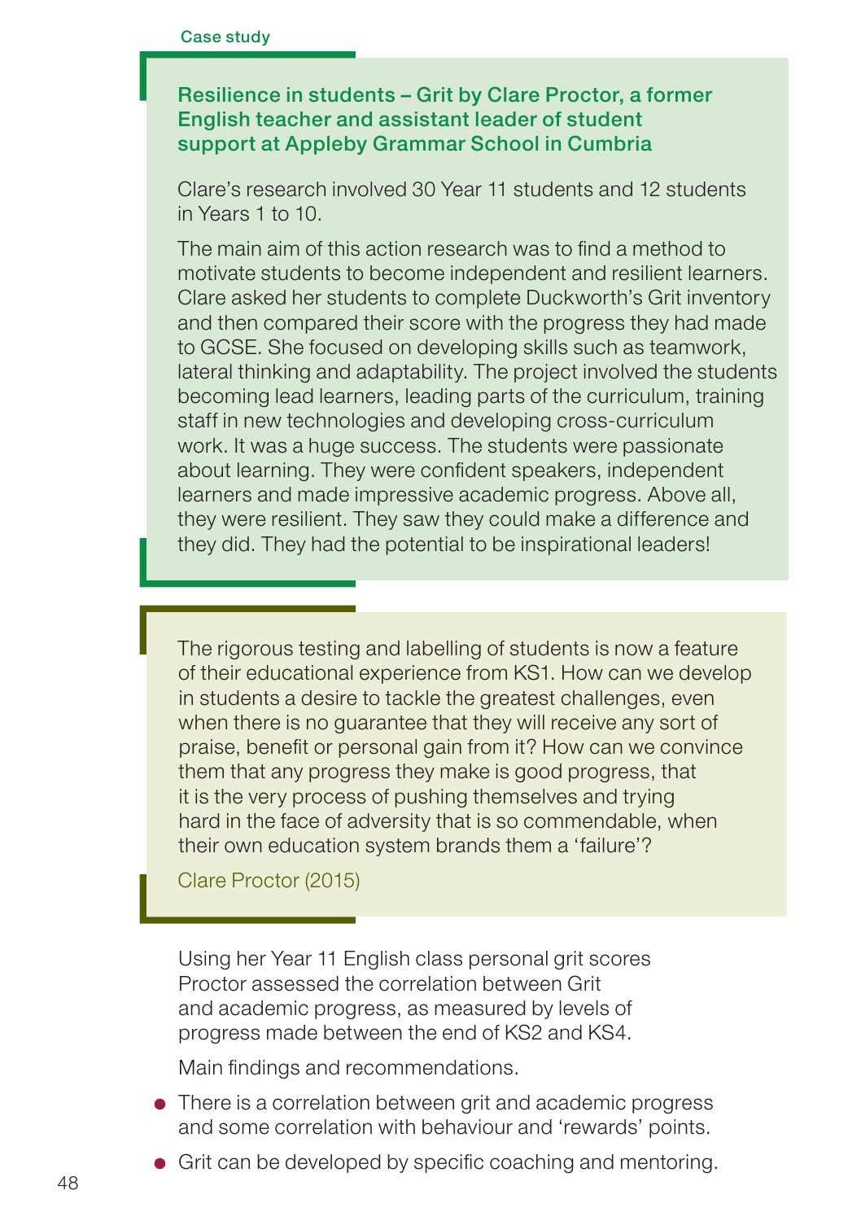Case study

### Resilience in students – Grit by Clare Proctor, a former English teacher and assistant leader of student support at Appleby Grammar School in Cumbria

Clare's research involved 30 Year 11 students and 12 students in Years 1 to 10.

The main aim of this action research was to find a method to motivate students to become independent and resilient learners. Clare asked her students to complete Duckworth's Grit inventory and then compared their score with the progress they had made to GCSE. She focused on developing skills such as teamwork, lateral thinking and adaptability. The project involved the students becoming lead learners, leading parts of the curriculum, training staff in new technologies and developing cross-curriculum work. It was a huge success. The students were passionate about learning. They were confident speakers, independent learners and made impressive academic progress. Above all, they were resilient. They saw they could make a difference and they did. They had the potential to be inspirational leaders!

> The rigorous testing and labelling of students is now a feature of their educational experience from KS1. How can we develop in students a desire to tackle the greatest challenges, even when there is no guarantee that they will receive any sort of praise, benefit or personal gain from it? How can we convince them that any progress they make is good progress, that it is the very process of pushing themselves and trying hard in the face of adversity that is so commendable, when their own education system brands them a 'failure'?
>
> Clare Proctor (2015)

Using her Year 11 English class personal grit scores Proctor assessed the correlation between Grit and academic progress, as measured by levels of progress made between the end of KS2 and KS4.

Main findings and recommendations.

- There is a correlation between grit and academic progress and some correlation with behaviour and 'rewards' points.
- Grit can be developed by specific coaching and mentoring.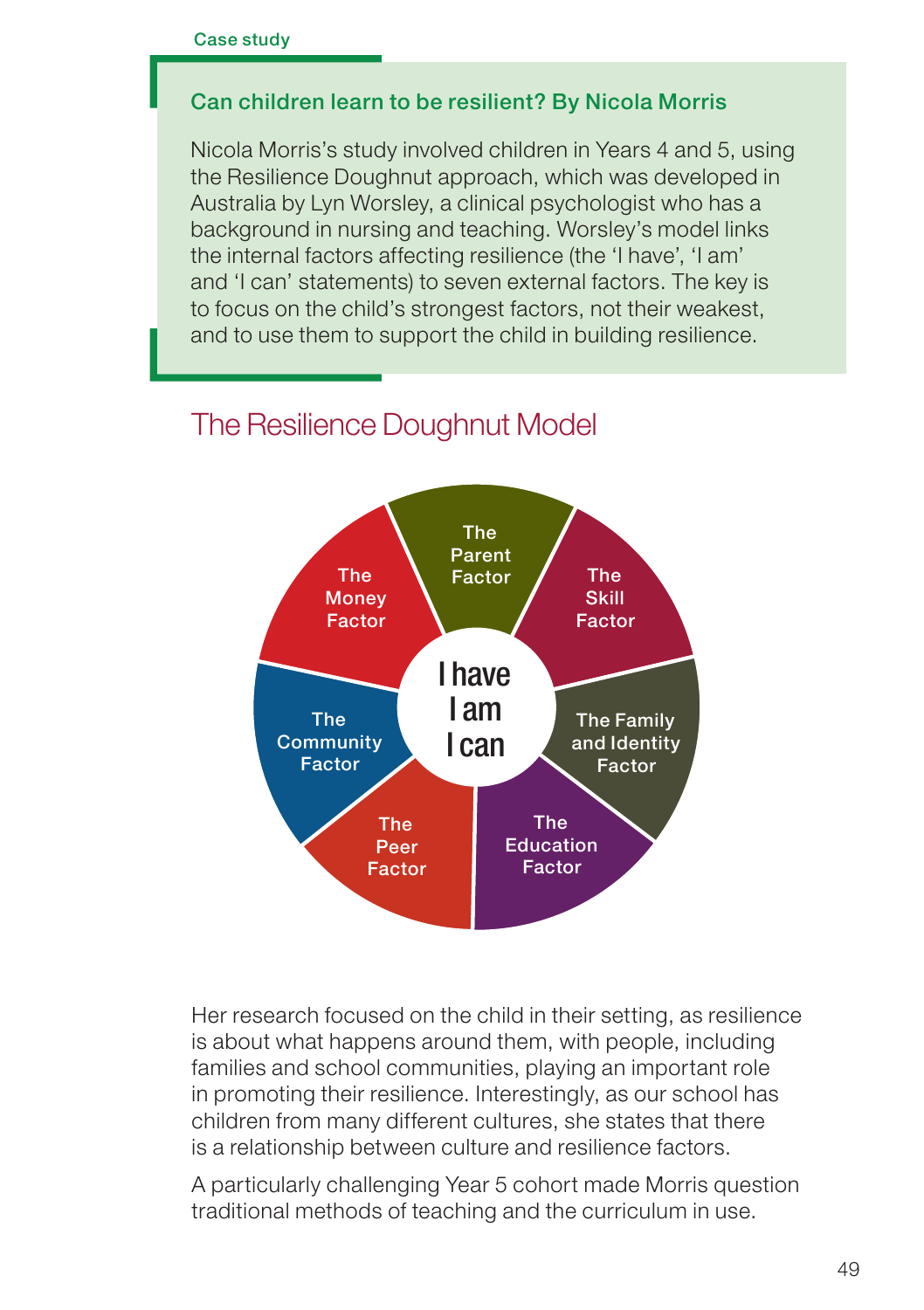Case study

### Can children learn to be resilient? By Nicola Morris

Nicola Morris's study involved children in Years 4 and 5, using the Resilience Doughnut approach, which was developed in Australia by Lyn Worsley, a clinical psychologist who has a background in nursing and teaching. Worsley's model links the internal factors affecting resilience (the 'I have', 'I am' and 'I can' statements) to seven external factors. The key is to focus on the child's strongest factors, not their weakest, and to use them to support the child in building resilience.

## The Resilience Doughnut Model

I have
I am
I can

The Parent Factor

The Skill Factor

The Family and Identity Factor

The Education Factor

The Peer Factor

The Community Factor

The Money Factor

Her research focused on the child in their setting, as resilience is about what happens around them, with people, including families and school communities, playing an important role in promoting their resilience. Interestingly, as our school has children from many different cultures, she states that there is a relationship between culture and resilience factors.

A particularly challenging Year 5 cohort made Morris question traditional methods of teaching and the curriculum in use.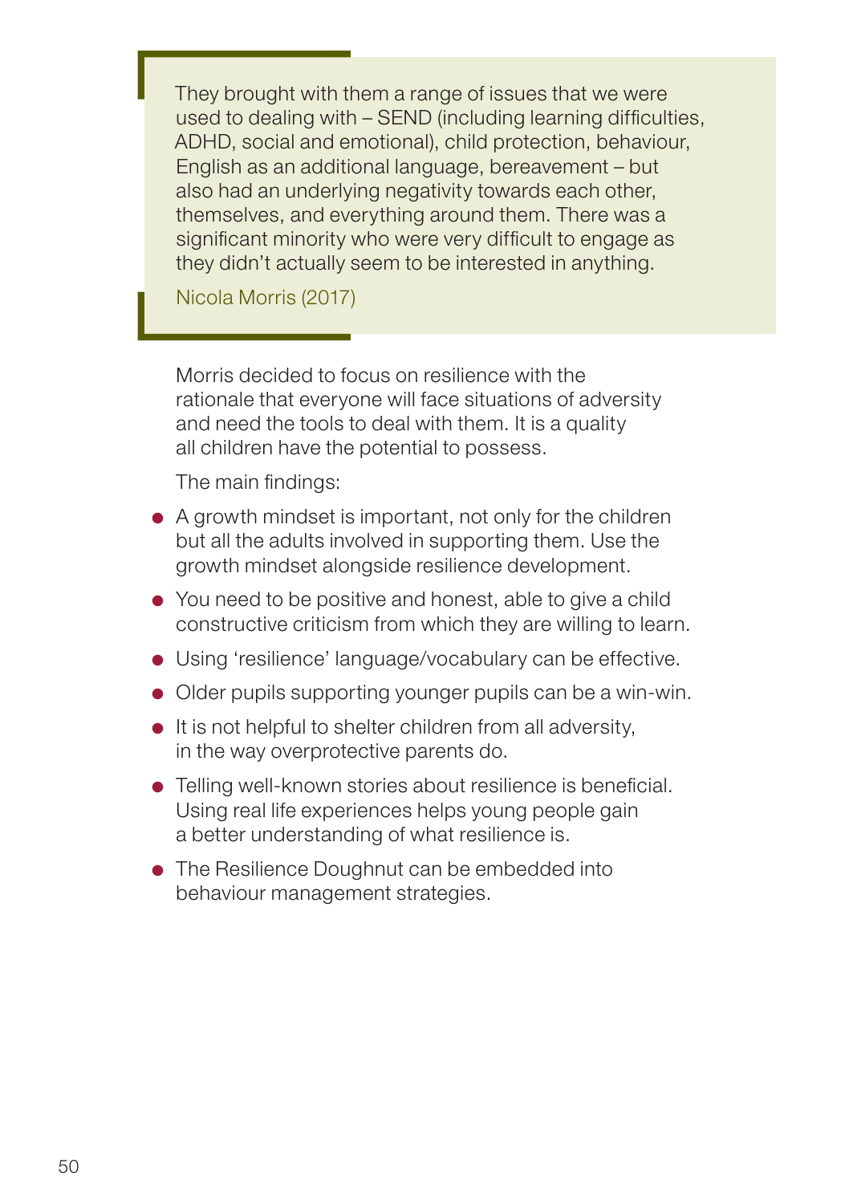> They brought with them a range of issues that we were used to dealing with – SEND (including learning difficulties, ADHD, social and emotional), child protection, behaviour, English as an additional language, bereavement – but also had an underlying negativity towards each other, themselves, and everything around them. There was a significant minority who were very difficult to engage as they didn't actually seem to be interested in anything.
>
> Nicola Morris (2017)

Morris decided to focus on resilience with the rationale that everyone will face situations of adversity and need the tools to deal with them. It is a quality all children have the potential to possess.

The main findings:

- A growth mindset is important, not only for the children but all the adults involved in supporting them. Use the growth mindset alongside resilience development.
- You need to be positive and honest, able to give a child constructive criticism from which they are willing to learn.
- Using 'resilience' language/vocabulary can be effective.
- Older pupils supporting younger pupils can be a win-win.
- It is not helpful to shelter children from all adversity, in the way overprotective parents do.
- Telling well-known stories about resilience is beneficial. Using real life experiences helps young people gain a better understanding of what resilience is.
- The Resilience Doughnut can be embedded into behaviour management strategies.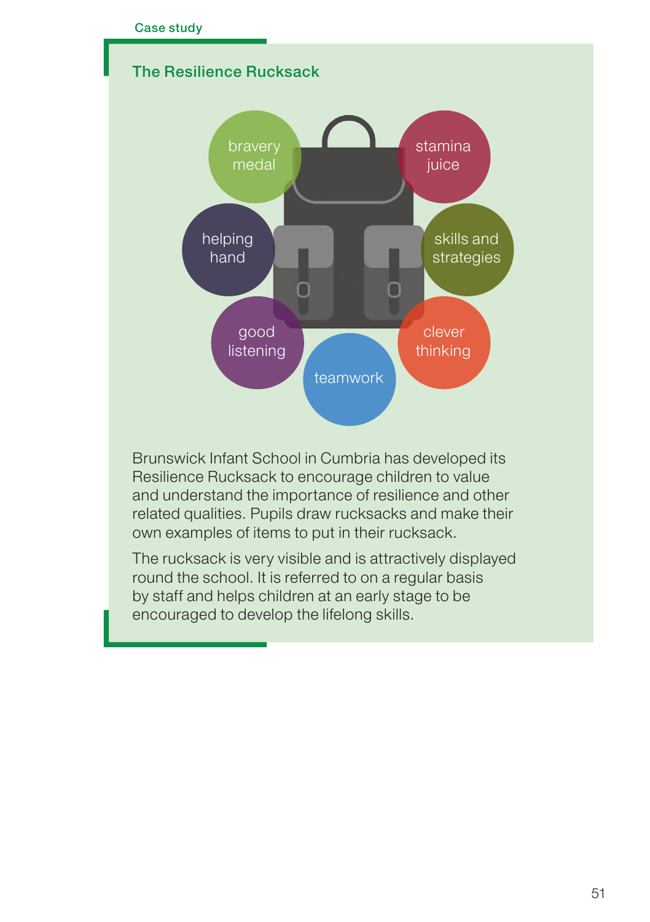Case study

## The Resilience Rucksack

bravery medal

stamina juice

helping hand

skills and strategies

good listening

clever thinking

teamwork

Brunswick Infant School in Cumbria has developed its Resilience Rucksack to encourage children to value and understand the importance of resilience and other related qualities. Pupils draw rucksacks and make their own examples of items to put in their rucksack.

The rucksack is very visible and is attractively displayed round the school. It is referred to on a regular basis by staff and helps children at an early stage to be encouraged to develop the lifelong skills.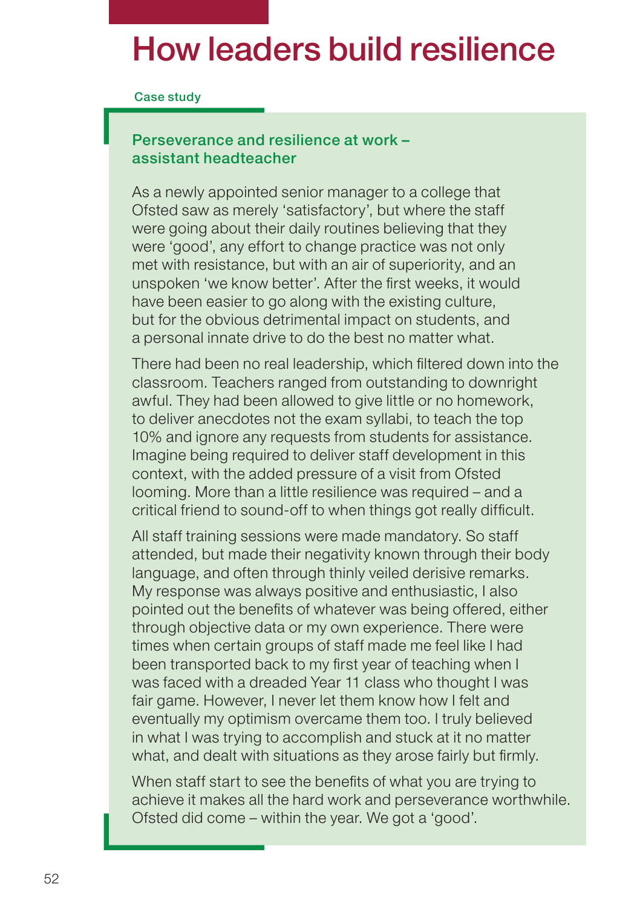# How leaders build resilience

Case study

### Perseverance and resilience at work – assistant headteacher

As a newly appointed senior manager to a college that Ofsted saw as merely 'satisfactory', but where the staff were going about their daily routines believing that they were 'good', any effort to change practice was not only met with resistance, but with an air of superiority, and an unspoken 'we know better'. After the first weeks, it would have been easier to go along with the existing culture, but for the obvious detrimental impact on students, and a personal innate drive to do the best no matter what.

There had been no real leadership, which filtered down into the classroom. Teachers ranged from outstanding to downright awful. They had been allowed to give little or no homework, to deliver anecdotes not the exam syllabi, to teach the top 10% and ignore any requests from students for assistance. Imagine being required to deliver staff development in this context, with the added pressure of a visit from Ofsted looming. More than a little resilience was required – and a critical friend to sound-off to when things got really difficult.

All staff training sessions were made mandatory. So staff attended, but made their negativity known through their body language, and often through thinly veiled derisive remarks. My response was always positive and enthusiastic, I also pointed out the benefits of whatever was being offered, either through objective data or my own experience. There were times when certain groups of staff made me feel like I had been transported back to my first year of teaching when I was faced with a dreaded Year 11 class who thought I was fair game. However, I never let them know how I felt and eventually my optimism overcame them too. I truly believed in what I was trying to accomplish and stuck at it no matter what, and dealt with situations as they arose fairly but firmly.

When staff start to see the benefits of what you are trying to achieve it makes all the hard work and perseverance worthwhile. Ofsted did come – within the year. We got a 'good'.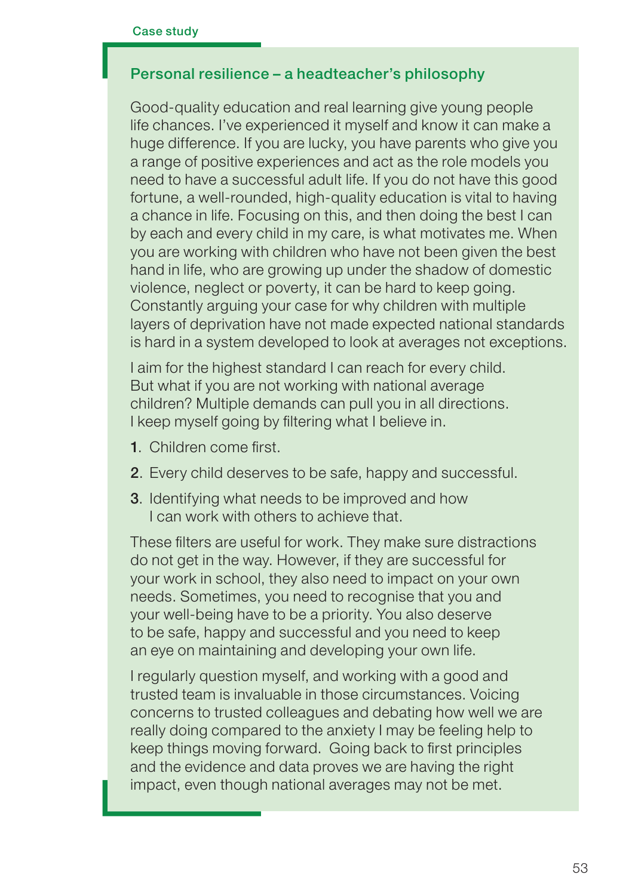Case study

## Personal resilience – a headteacher's philosophy

Good-quality education and real learning give young people life chances. I've experienced it myself and know it can make a huge difference. If you are lucky, you have parents who give you a range of positive experiences and act as the role models you need to have a successful adult life. If you do not have this good fortune, a well-rounded, high-quality education is vital to having a chance in life. Focusing on this, and then doing the best I can by each and every child in my care, is what motivates me. When you are working with children who have not been given the best hand in life, who are growing up under the shadow of domestic violence, neglect or poverty, it can be hard to keep going. Constantly arguing your case for why children with multiple layers of deprivation have not made expected national standards is hard in a system developed to look at averages not exceptions.

I aim for the highest standard I can reach for every child. But what if you are not working with national average children? Multiple demands can pull you in all directions. I keep myself going by filtering what I believe in.

1. Children come first.
2. Every child deserves to be safe, happy and successful.
3. Identifying what needs to be improved and how I can work with others to achieve that.

These filters are useful for work. They make sure distractions do not get in the way. However, if they are successful for your work in school, they also need to impact on your own needs. Sometimes, you need to recognise that you and your well-being have to be a priority. You also deserve to be safe, happy and successful and you need to keep an eye on maintaining and developing your own life.

I regularly question myself, and working with a good and trusted team is invaluable in those circumstances. Voicing concerns to trusted colleagues and debating how well we are really doing compared to the anxiety I may be feeling help to keep things moving forward. Going back to first principles and the evidence and data proves we are having the right impact, even though national averages may not be met.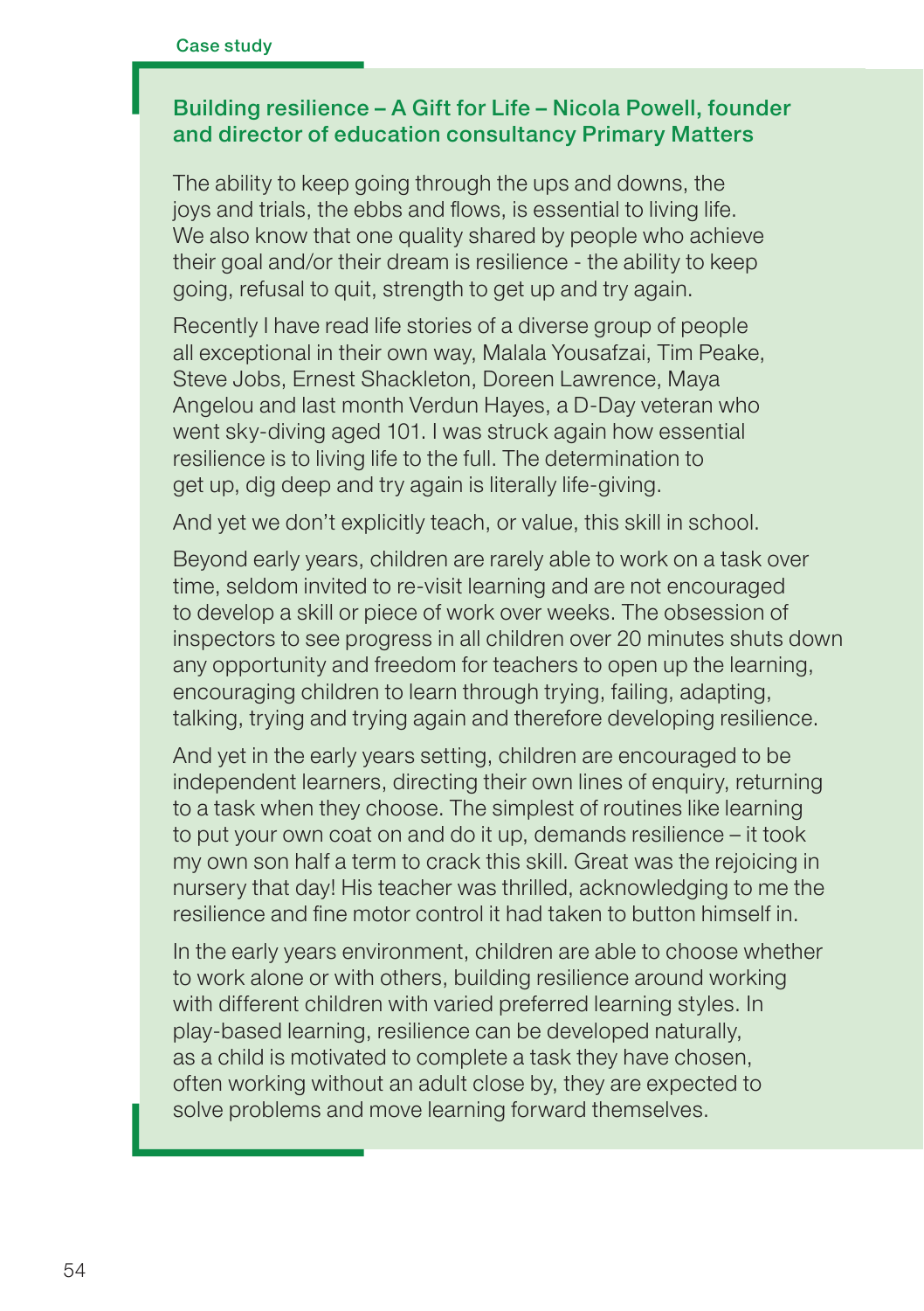Case study

### Building resilience – A Gift for Life – Nicola Powell, founder and director of education consultancy Primary Matters

The ability to keep going through the ups and downs, the joys and trials, the ebbs and flows, is essential to living life. We also know that one quality shared by people who achieve their goal and/or their dream is resilience - the ability to keep going, refusal to quit, strength to get up and try again.

Recently I have read life stories of a diverse group of people all exceptional in their own way, Malala Yousafzai, Tim Peake, Steve Jobs, Ernest Shackleton, Doreen Lawrence, Maya Angelou and last month Verdun Hayes, a D-Day veteran who went sky-diving aged 101. I was struck again how essential resilience is to living life to the full. The determination to get up, dig deep and try again is literally life-giving.

And yet we don't explicitly teach, or value, this skill in school.

Beyond early years, children are rarely able to work on a task over time, seldom invited to re-visit learning and are not encouraged to develop a skill or piece of work over weeks. The obsession of inspectors to see progress in all children over 20 minutes shuts down any opportunity and freedom for teachers to open up the learning, encouraging children to learn through trying, failing, adapting, talking, trying and trying again and therefore developing resilience.

And yet in the early years setting, children are encouraged to be independent learners, directing their own lines of enquiry, returning to a task when they choose. The simplest of routines like learning to put your own coat on and do it up, demands resilience – it took my own son half a term to crack this skill. Great was the rejoicing in nursery that day! His teacher was thrilled, acknowledging to me the resilience and fine motor control it had taken to button himself in.

In the early years environment, children are able to choose whether to work alone or with others, building resilience around working with different children with varied preferred learning styles. In play-based learning, resilience can be developed naturally, as a child is motivated to complete a task they have chosen, often working without an adult close by, they are expected to solve problems and move learning forward themselves.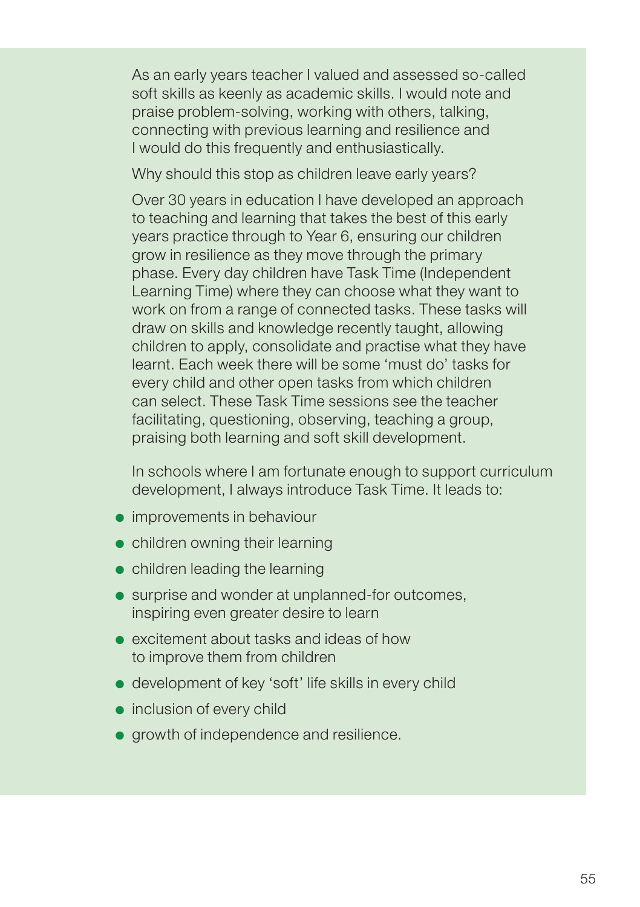As an early years teacher I valued and assessed so-called soft skills as keenly as academic skills. I would note and praise problem-solving, working with others, talking, connecting with previous learning and resilience and I would do this frequently and enthusiastically.

Why should this stop as children leave early years?

Over 30 years in education I have developed an approach to teaching and learning that takes the best of this early years practice through to Year 6, ensuring our children grow in resilience as they move through the primary phase. Every day children have Task Time (Independent Learning Time) where they can choose what they want to work on from a range of connected tasks. These tasks will draw on skills and knowledge recently taught, allowing children to apply, consolidate and practise what they have learnt. Each week there will be some 'must do' tasks for every child and other open tasks from which children can select. These Task Time sessions see the teacher facilitating, questioning, observing, teaching a group, praising both learning and soft skill development.

In schools where I am fortunate enough to support curriculum development, I always introduce Task Time. It leads to:

- improvements in behaviour
- children owning their learning
- children leading the learning
- surprise and wonder at unplanned-for outcomes, inspiring even greater desire to learn
- excitement about tasks and ideas of how to improve them from children
- development of key 'soft' life skills in every child
- inclusion of every child
- growth of independence and resilience.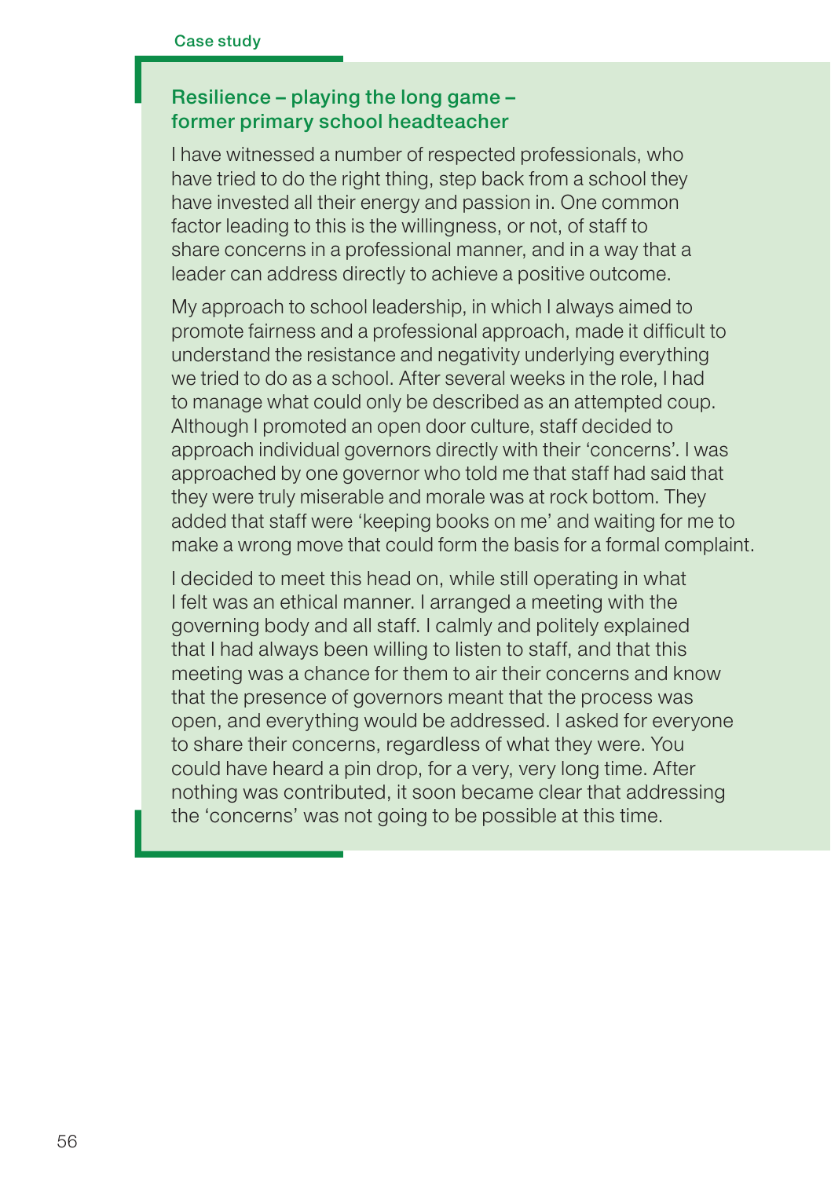Case study

### Resilience – playing the long game – former primary school headteacher

I have witnessed a number of respected professionals, who have tried to do the right thing, step back from a school they have invested all their energy and passion in. One common factor leading to this is the willingness, or not, of staff to share concerns in a professional manner, and in a way that a leader can address directly to achieve a positive outcome.

My approach to school leadership, in which I always aimed to promote fairness and a professional approach, made it difficult to understand the resistance and negativity underlying everything we tried to do as a school. After several weeks in the role, I had to manage what could only be described as an attempted coup. Although I promoted an open door culture, staff decided to approach individual governors directly with their 'concerns'. I was approached by one governor who told me that staff had said that they were truly miserable and morale was at rock bottom. They added that staff were 'keeping books on me' and waiting for me to make a wrong move that could form the basis for a formal complaint.

I decided to meet this head on, while still operating in what I felt was an ethical manner. I arranged a meeting with the governing body and all staff. I calmly and politely explained that I had always been willing to listen to staff, and that this meeting was a chance for them to air their concerns and know that the presence of governors meant that the process was open, and everything would be addressed. I asked for everyone to share their concerns, regardless of what they were. You could have heard a pin drop, for a very, very long time. After nothing was contributed, it soon became clear that addressing the 'concerns' was not going to be possible at this time.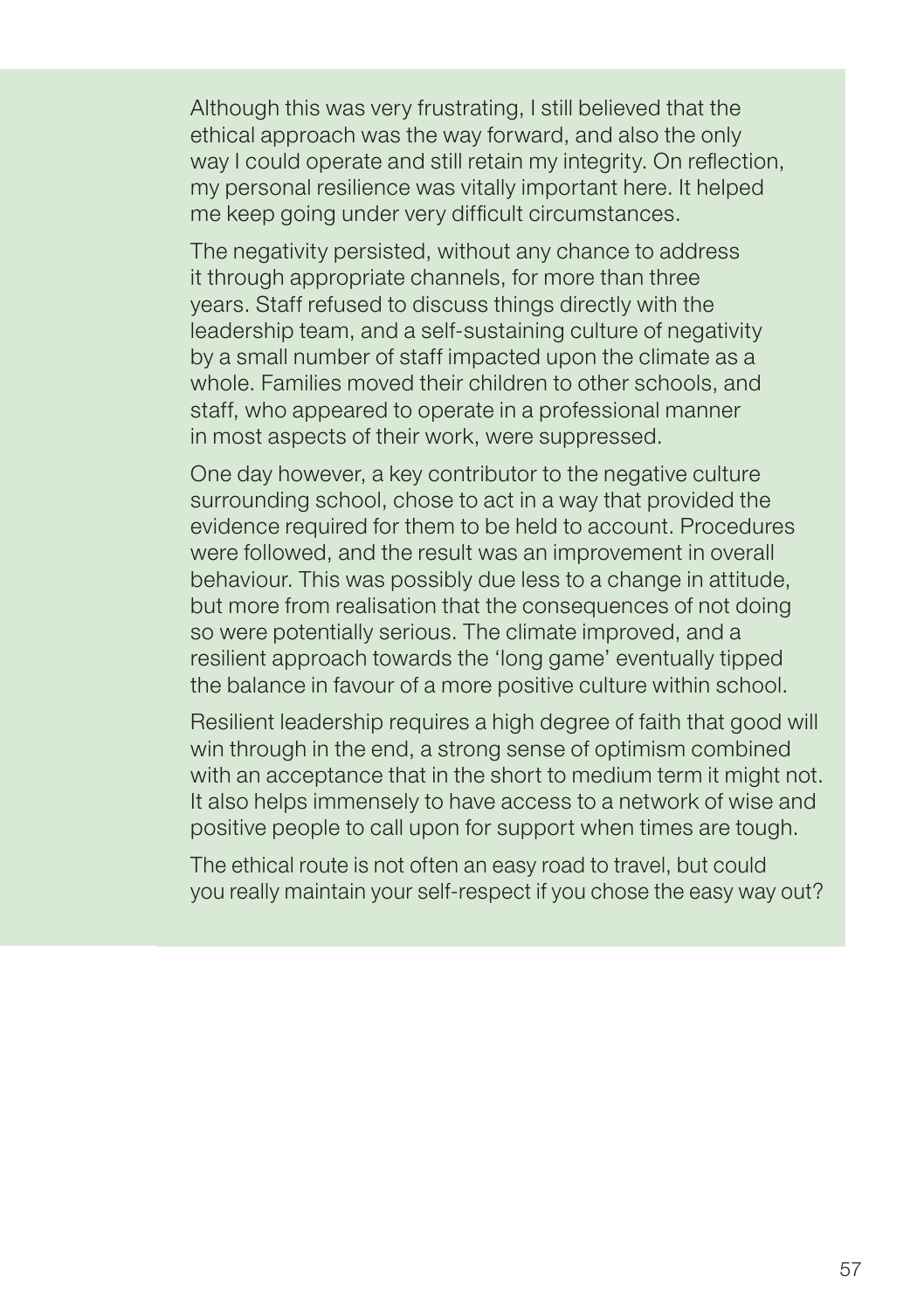Although this was very frustrating, I still believed that the ethical approach was the way forward, and also the only way I could operate and still retain my integrity. On reflection, my personal resilience was vitally important here. It helped me keep going under very difficult circumstances.

The negativity persisted, without any chance to address it through appropriate channels, for more than three years. Staff refused to discuss things directly with the leadership team, and a self-sustaining culture of negativity by a small number of staff impacted upon the climate as a whole. Families moved their children to other schools, and staff, who appeared to operate in a professional manner in most aspects of their work, were suppressed.

One day however, a key contributor to the negative culture surrounding school, chose to act in a way that provided the evidence required for them to be held to account. Procedures were followed, and the result was an improvement in overall behaviour. This was possibly due less to a change in attitude, but more from realisation that the consequences of not doing so were potentially serious. The climate improved, and a resilient approach towards the 'long game' eventually tipped the balance in favour of a more positive culture within school.

Resilient leadership requires a high degree of faith that good will win through in the end, a strong sense of optimism combined with an acceptance that in the short to medium term it might not. It also helps immensely to have access to a network of wise and positive people to call upon for support when times are tough.

The ethical route is not often an easy road to travel, but could you really maintain your self-respect if you chose the easy way out?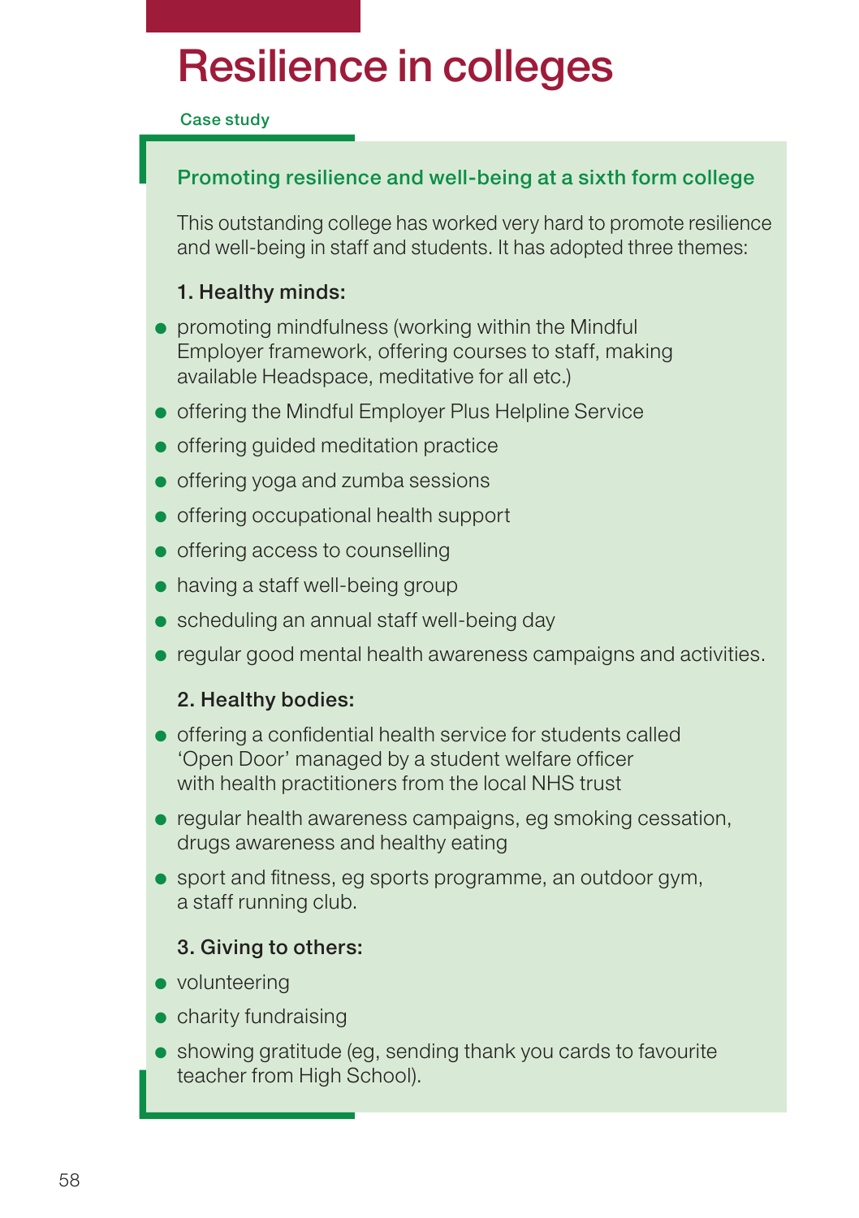# Resilience in colleges

Case study

### Promoting resilience and well-being at a sixth form college

This outstanding college has worked very hard to promote resilience and well-being in staff and students. It has adopted three themes:

**1. Healthy minds:**

- promoting mindfulness (working within the Mindful Employer framework, offering courses to staff, making available Headspace, meditative for all etc.)
- offering the Mindful Employer Plus Helpline Service
- offering guided meditation practice
- offering yoga and zumba sessions
- offering occupational health support
- offering access to counselling
- having a staff well-being group
- scheduling an annual staff well-being day
- regular good mental health awareness campaigns and activities.

**2. Healthy bodies:**

- offering a confidential health service for students called 'Open Door' managed by a student welfare officer with health practitioners from the local NHS trust
- regular health awareness campaigns, eg smoking cessation, drugs awareness and healthy eating
- sport and fitness, eg sports programme, an outdoor gym, a staff running club.

**3. Giving to others:**

- volunteering
- charity fundraising
- showing gratitude (eg, sending thank you cards to favourite teacher from High School).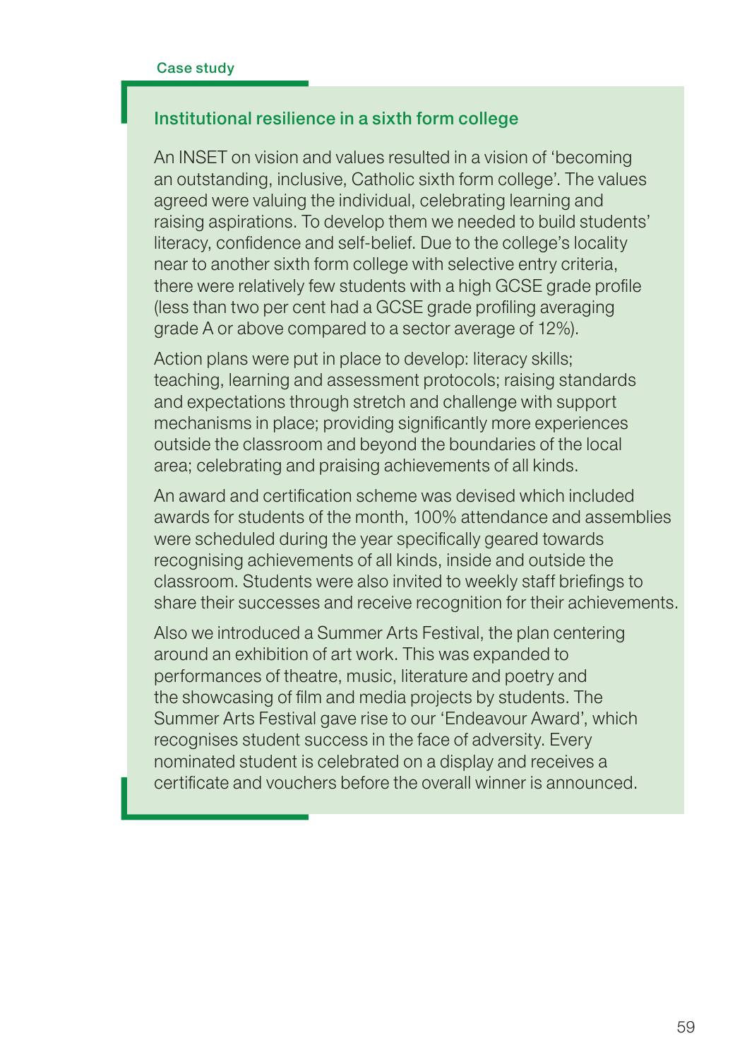Case study

## Institutional resilience in a sixth form college

An INSET on vision and values resulted in a vision of 'becoming an outstanding, inclusive, Catholic sixth form college'. The values agreed were valuing the individual, celebrating learning and raising aspirations. To develop them we needed to build students' literacy, confidence and self-belief. Due to the college's locality near to another sixth form college with selective entry criteria, there were relatively few students with a high GCSE grade profile (less than two per cent had a GCSE grade profiling averaging grade A or above compared to a sector average of 12%).

Action plans were put in place to develop: literacy skills; teaching, learning and assessment protocols; raising standards and expectations through stretch and challenge with support mechanisms in place; providing significantly more experiences outside the classroom and beyond the boundaries of the local area; celebrating and praising achievements of all kinds.

An award and certification scheme was devised which included awards for students of the month, 100% attendance and assemblies were scheduled during the year specifically geared towards recognising achievements of all kinds, inside and outside the classroom. Students were also invited to weekly staff briefings to share their successes and receive recognition for their achievements.

Also we introduced a Summer Arts Festival, the plan centering around an exhibition of art work. This was expanded to performances of theatre, music, literature and poetry and the showcasing of film and media projects by students. The Summer Arts Festival gave rise to our 'Endeavour Award', which recognises student success in the face of adversity. Every nominated student is celebrated on a display and receives a certificate and vouchers before the overall winner is announced.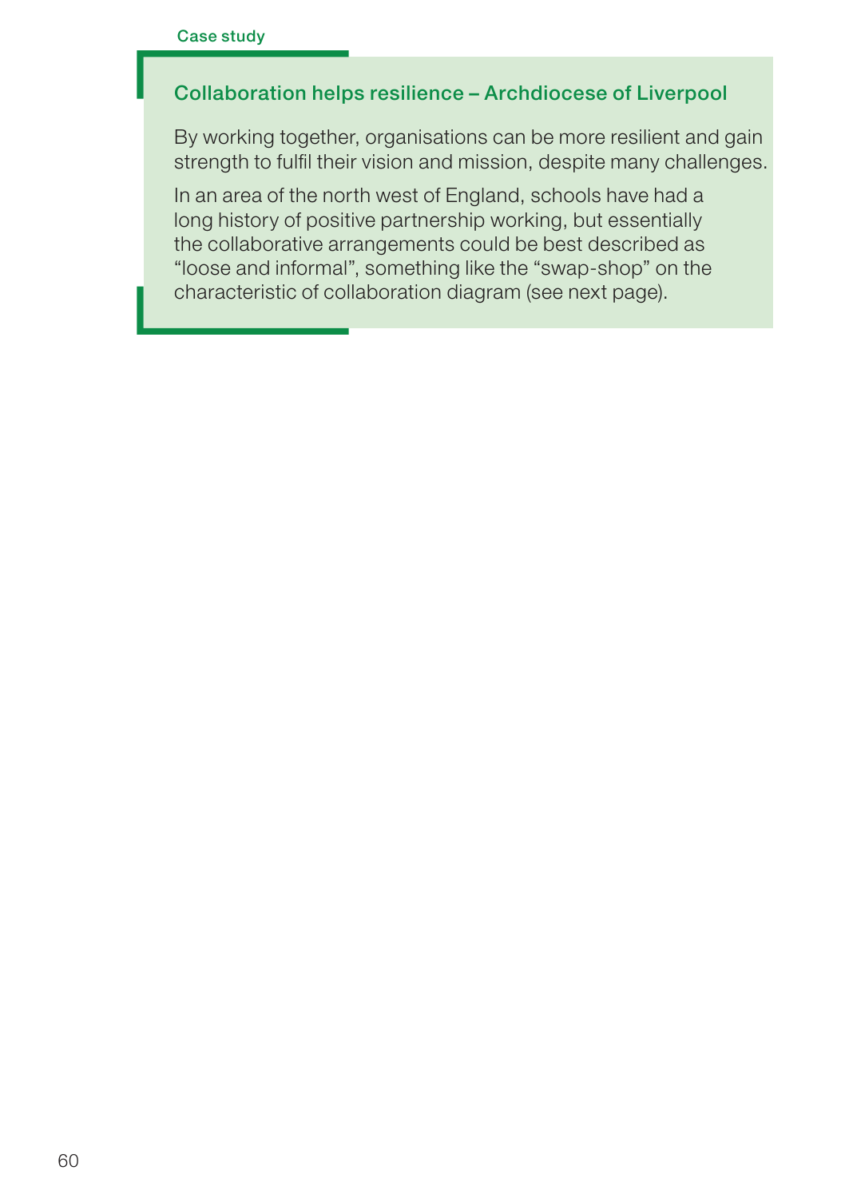Case study

## Collaboration helps resilience – Archdiocese of Liverpool

By working together, organisations can be more resilient and gain strength to fulfil their vision and mission, despite many challenges.

In an area of the north west of England, schools have had a long history of positive partnership working, but essentially the collaborative arrangements could be best described as "loose and informal", something like the "swap-shop" on the characteristic of collaboration diagram (see next page).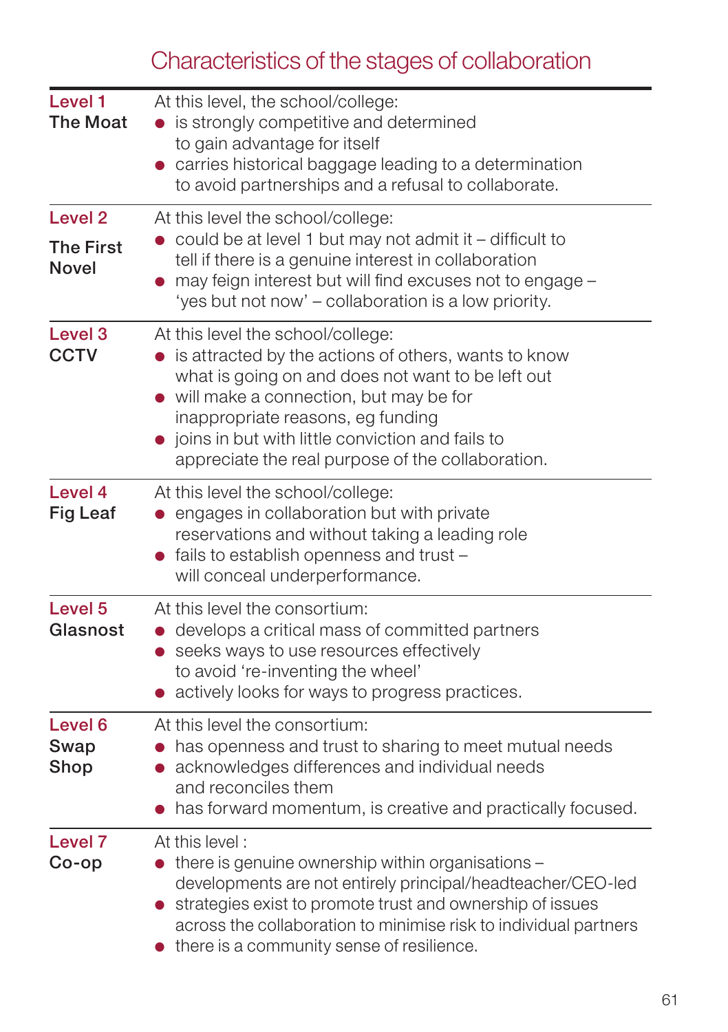## Characteristics of the stages of collaboration

| Level | Characteristics |
|---|---|
| **Level 1** The Moat | At this level, the school/college:<br>• is strongly competitive and determined to gain advantage for itself<br>• carries historical baggage leading to a determination to avoid partnerships and a refusal to collaborate. |
| **Level 2** The First Novel | At this level the school/college:<br>• could be at level 1 but may not admit it – difficult to tell if there is a genuine interest in collaboration<br>• may feign interest but will find excuses not to engage – 'yes but not now' – collaboration is a low priority. |
| **Level 3** CCTV | At this level the school/college:<br>• is attracted by the actions of others, wants to know what is going on and does not want to be left out<br>• will make a connection, but may be for inappropriate reasons, eg funding<br>• joins in but with little conviction and fails to appreciate the real purpose of the collaboration. |
| **Level 4** Fig Leaf | At this level the school/college:<br>• engages in collaboration but with private reservations and without taking a leading role<br>• fails to establish openness and trust – will conceal underperformance. |
| **Level 5** Glasnost | At this level the consortium:<br>• develops a critical mass of committed partners<br>• seeks ways to use resources effectively to avoid 're-inventing the wheel'<br>• actively looks for ways to progress practices. |
| **Level 6** Swap Shop | At this level the consortium:<br>• has openness and trust to sharing to meet mutual needs<br>• acknowledges differences and individual needs and reconciles them<br>• has forward momentum, is creative and practically focused. |
| **Level 7** Co-op | At this level :<br>• there is genuine ownership within organisations – developments are not entirely principal/headteacher/CEO-led<br>• strategies exist to promote trust and ownership of issues across the collaboration to minimise risk to individual partners<br>• there is a community sense of resilience. |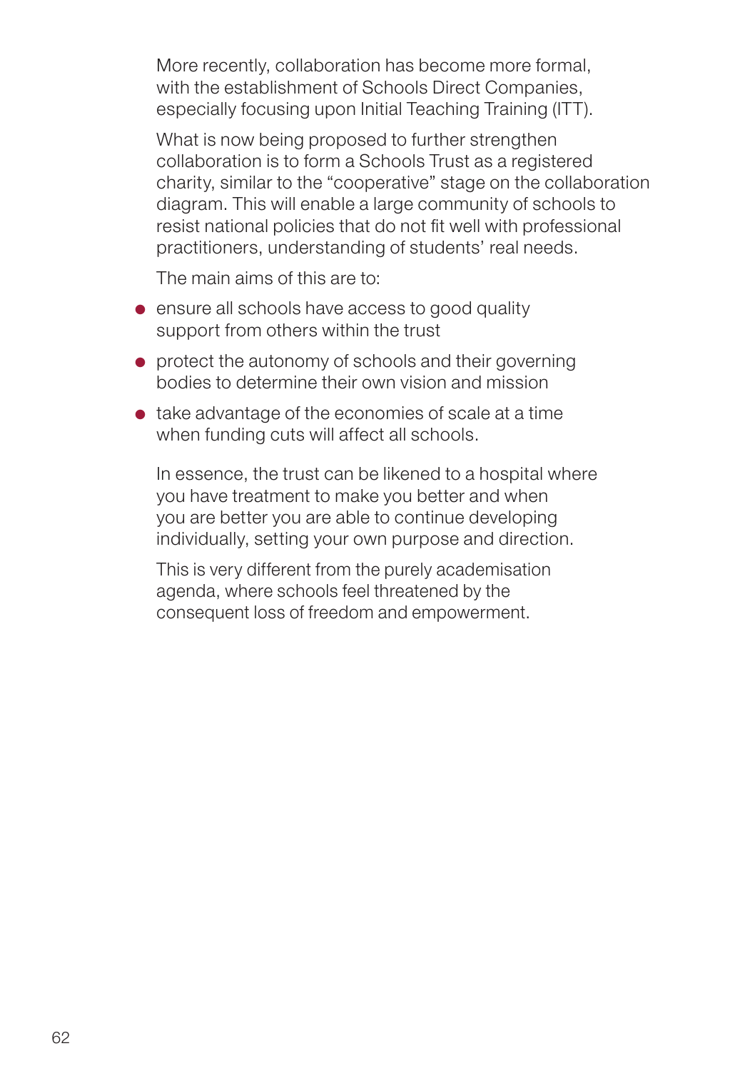More recently, collaboration has become more formal, with the establishment of Schools Direct Companies, especially focusing upon Initial Teaching Training (ITT).

What is now being proposed to further strengthen collaboration is to form a Schools Trust as a registered charity, similar to the "cooperative" stage on the collaboration diagram. This will enable a large community of schools to resist national policies that do not fit well with professional practitioners, understanding of students' real needs.

The main aims of this are to:

- ensure all schools have access to good quality support from others within the trust
- protect the autonomy of schools and their governing bodies to determine their own vision and mission
- take advantage of the economies of scale at a time when funding cuts will affect all schools.

In essence, the trust can be likened to a hospital where you have treatment to make you better and when you are better you are able to continue developing individually, setting your own purpose and direction.

This is very different from the purely academisation agenda, where schools feel threatened by the consequent loss of freedom and empowerment.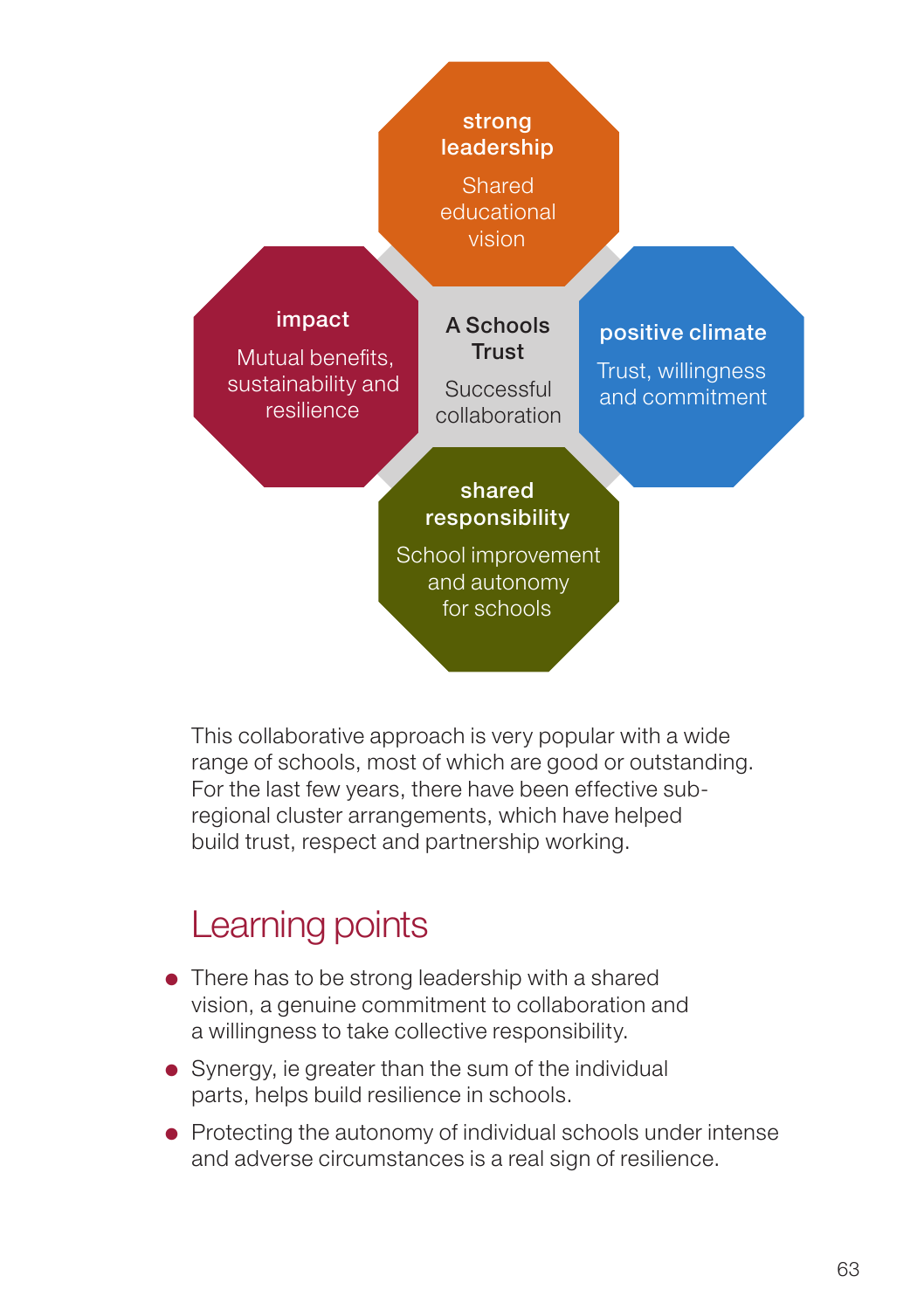**strong leadership**

Shared educational vision

**impact**

Mutual benefits, sustainability and resilience

**A Schools Trust**

Successful collaboration

**positive climate**

Trust, willingness and commitment

**shared responsibility**

School improvement and autonomy for schools

This collaborative approach is very popular with a wide range of schools, most of which are good or outstanding. For the last few years, there have been effective sub-regional cluster arrangements, which have helped build trust, respect and partnership working.

## Learning points

- There has to be strong leadership with a shared vision, a genuine commitment to collaboration and a willingness to take collective responsibility.
- Synergy, ie greater than the sum of the individual parts, helps build resilience in schools.
- Protecting the autonomy of individual schools under intense and adverse circumstances is a real sign of resilience.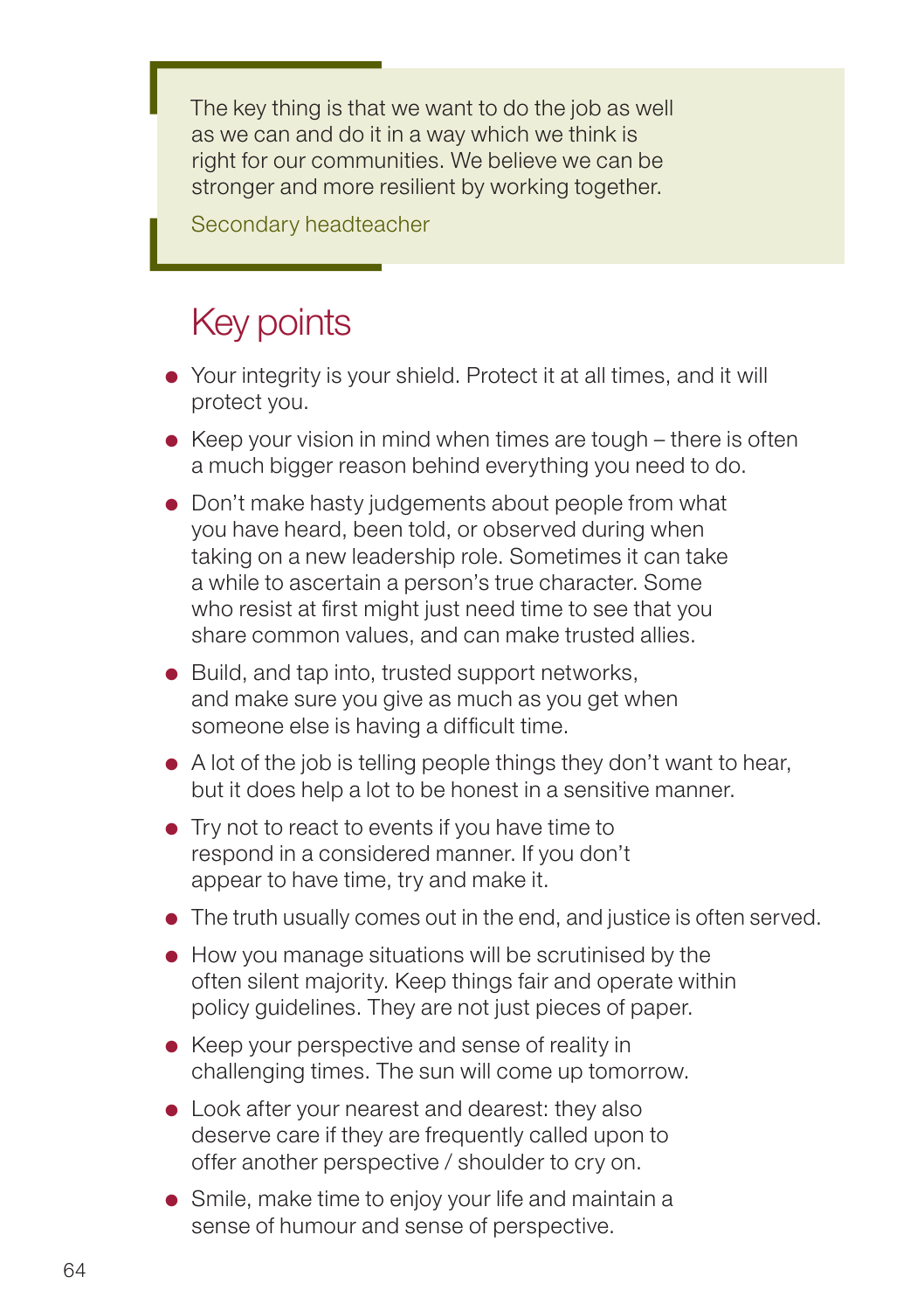> The key thing is that we want to do the job as well as we can and do it in a way which we think is right for our communities. We believe we can be stronger and more resilient by working together.
>
> Secondary headteacher

## Key points

- Your integrity is your shield. Protect it at all times, and it will protect you.
- Keep your vision in mind when times are tough – there is often a much bigger reason behind everything you need to do.
- Don't make hasty judgements about people from what you have heard, been told, or observed during when taking on a new leadership role. Sometimes it can take a while to ascertain a person's true character. Some who resist at first might just need time to see that you share common values, and can make trusted allies.
- Build, and tap into, trusted support networks, and make sure you give as much as you get when someone else is having a difficult time.
- A lot of the job is telling people things they don't want to hear, but it does help a lot to be honest in a sensitive manner.
- Try not to react to events if you have time to respond in a considered manner. If you don't appear to have time, try and make it.
- The truth usually comes out in the end, and justice is often served.
- How you manage situations will be scrutinised by the often silent majority. Keep things fair and operate within policy guidelines. They are not just pieces of paper.
- Keep your perspective and sense of reality in challenging times. The sun will come up tomorrow.
- Look after your nearest and dearest: they also deserve care if they are frequently called upon to offer another perspective / shoulder to cry on.
- Smile, make time to enjoy your life and maintain a sense of humour and sense of perspective.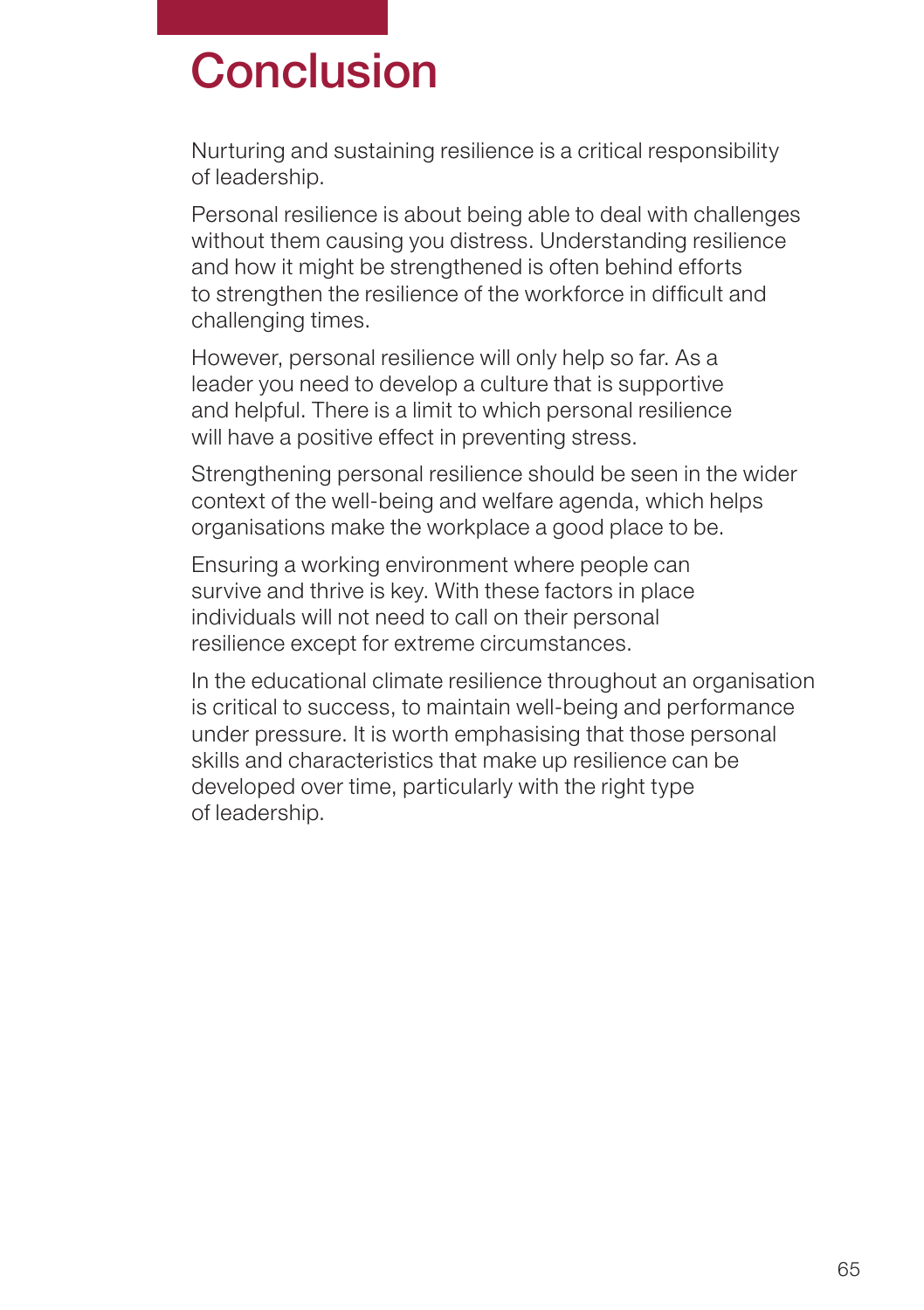# Conclusion

Nurturing and sustaining resilience is a critical responsibility of leadership.

Personal resilience is about being able to deal with challenges without them causing you distress. Understanding resilience and how it might be strengthened is often behind efforts to strengthen the resilience of the workforce in difficult and challenging times.

However, personal resilience will only help so far. As a leader you need to develop a culture that is supportive and helpful. There is a limit to which personal resilience will have a positive effect in preventing stress.

Strengthening personal resilience should be seen in the wider context of the well-being and welfare agenda, which helps organisations make the workplace a good place to be.

Ensuring a working environment where people can survive and thrive is key. With these factors in place individuals will not need to call on their personal resilience except for extreme circumstances.

In the educational climate resilience throughout an organisation is critical to success, to maintain well-being and performance under pressure. It is worth emphasising that those personal skills and characteristics that make up resilience can be developed over time, particularly with the right type of leadership.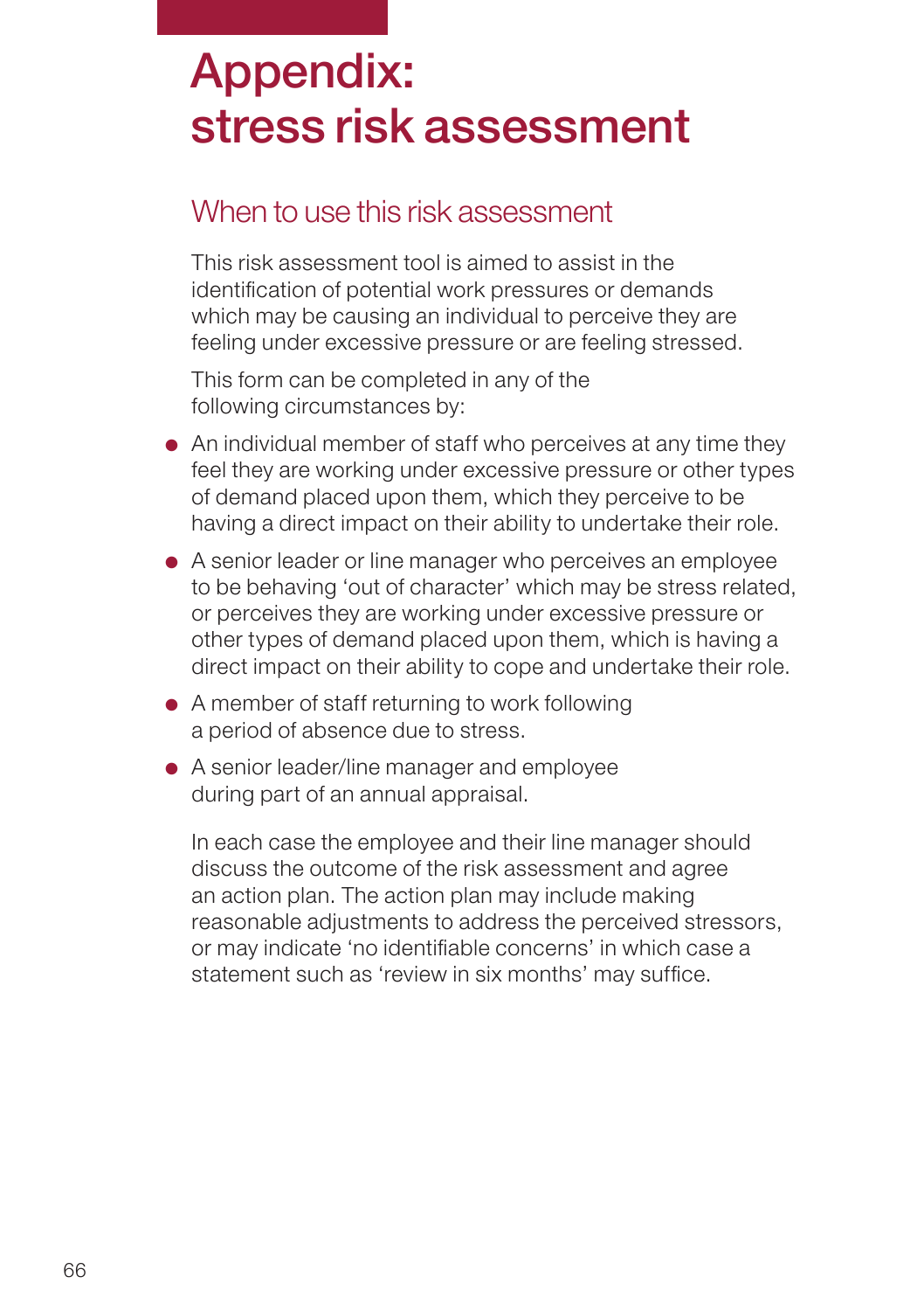# Appendix: stress risk assessment

## When to use this risk assessment

This risk assessment tool is aimed to assist in the identification of potential work pressures or demands which may be causing an individual to perceive they are feeling under excessive pressure or are feeling stressed.

This form can be completed in any of the following circumstances by:

- An individual member of staff who perceives at any time they feel they are working under excessive pressure or other types of demand placed upon them, which they perceive to be having a direct impact on their ability to undertake their role.
- A senior leader or line manager who perceives an employee to be behaving 'out of character' which may be stress related, or perceives they are working under excessive pressure or other types of demand placed upon them, which is having a direct impact on their ability to cope and undertake their role.
- A member of staff returning to work following a period of absence due to stress.
- A senior leader/line manager and employee during part of an annual appraisal.

In each case the employee and their line manager should discuss the outcome of the risk assessment and agree an action plan. The action plan may include making reasonable adjustments to address the perceived stressors, or may indicate 'no identifiable concerns' in which case a statement such as 'review in six months' may suffice.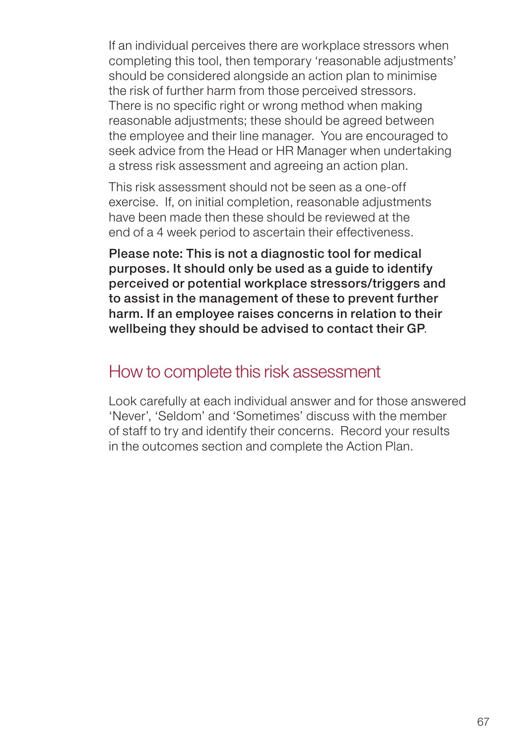If an individual perceives there are workplace stressors when completing this tool, then temporary 'reasonable adjustments' should be considered alongside an action plan to minimise the risk of further harm from those perceived stressors. There is no specific right or wrong method when making reasonable adjustments; these should be agreed between the employee and their line manager. You are encouraged to seek advice from the Head or HR Manager when undertaking a stress risk assessment and agreeing an action plan.

This risk assessment should not be seen as a one-off exercise. If, on initial completion, reasonable adjustments have been made then these should be reviewed at the end of a 4 week period to ascertain their effectiveness.

**Please note: This is not a diagnostic tool for medical purposes. It should only be used as a guide to identify perceived or potential workplace stressors/triggers and to assist in the management of these to prevent further harm. If an employee raises concerns in relation to their wellbeing they should be advised to contact their GP**.

## How to complete this risk assessment

Look carefully at each individual answer and for those answered 'Never', 'Seldom' and 'Sometimes' discuss with the member of staff to try and identify their concerns. Record your results in the outcomes section and complete the Action Plan.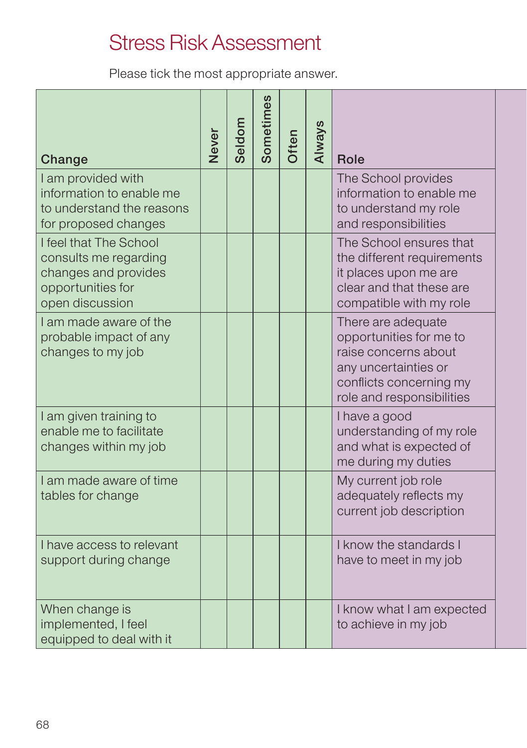# Stress Risk Assessment

Please tick the most appropriate answer.

| Change | Never | Seldom | Sometimes | Often | Always | Role |
|---|---|---|---|---|---|---|
| I am provided with information to enable me to understand the reasons for proposed changes | | | | | | The School provides information to enable me to understand my role and responsibilities |
| I feel that The School consults me regarding changes and provides opportunities for open discussion | | | | | | The School ensures that the different requirements it places upon me are clear and that these are compatible with my role |
| I am made aware of the probable impact of any changes to my job | | | | | | There are adequate opportunities for me to raise concerns about any uncertainties or conflicts concerning my role and responsibilities |
| I am given training to enable me to facilitate changes within my job | | | | | | I have a good understanding of my role and what is expected of me during my duties |
| I am made aware of time tables for change | | | | | | My current job role adequately reflects my current job description |
| I have access to relevant support during change | | | | | | I know the standards I have to meet in my job |
| When change is implemented, I feel equipped to deal with it | | | | | | I know what I am expected to achieve in my job |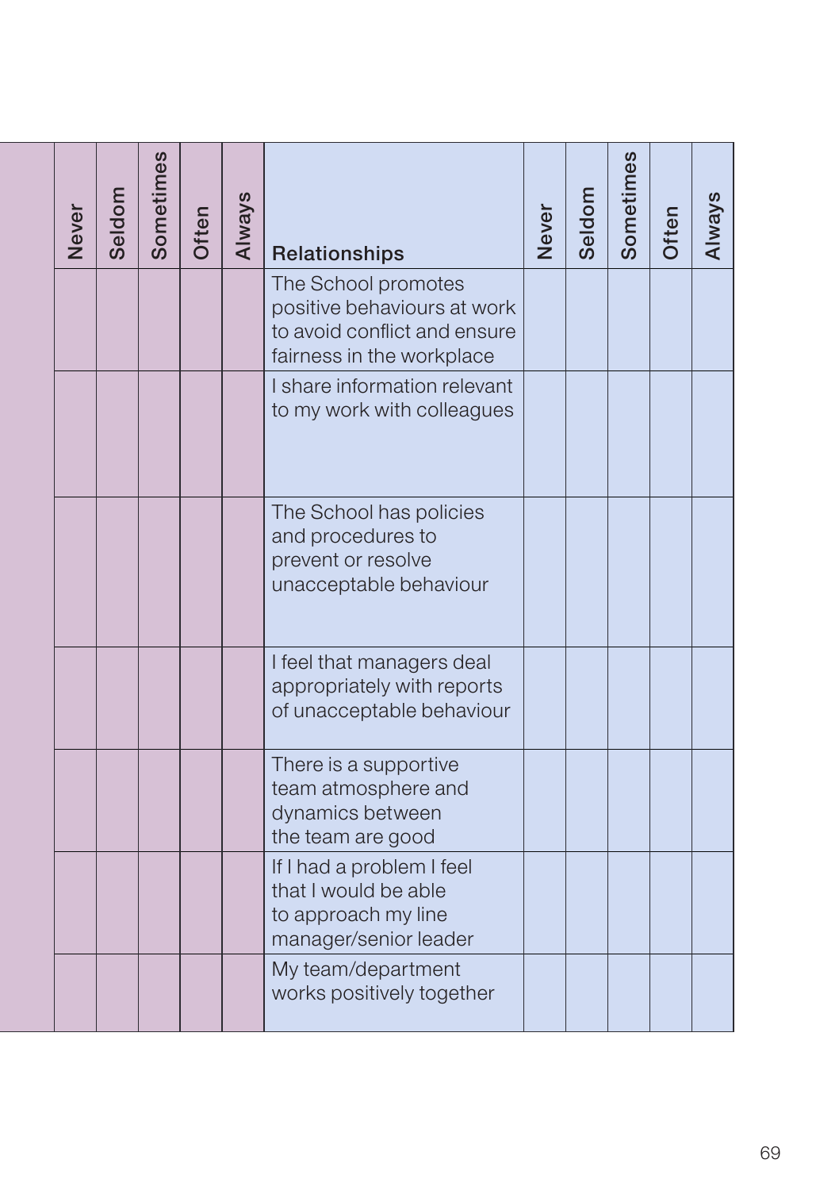| | Never | Seldom | Sometimes | Often | Always | Relationships | Never | Seldom | Sometimes | Often | Always |
|---|---|---|---|---|---|---|---|---|---|---|---|
| | | | | | | The School promotes positive behaviours at work to avoid conflict and ensure fairness in the workplace | | | | | |
| | | | | | | I share information relevant to my work with colleagues | | | | | |
| | | | | | | The School has policies and procedures to prevent or resolve unacceptable behaviour | | | | | |
| | | | | | | I feel that managers deal appropriately with reports of unacceptable behaviour | | | | | |
| | | | | | | There is a supportive team atmosphere and dynamics between the team are good | | | | | |
| | | | | | | If I had a problem I feel that I would be able to approach my line manager/senior leader | | | | | |
| | | | | | | My team/department works positively together | | | | | |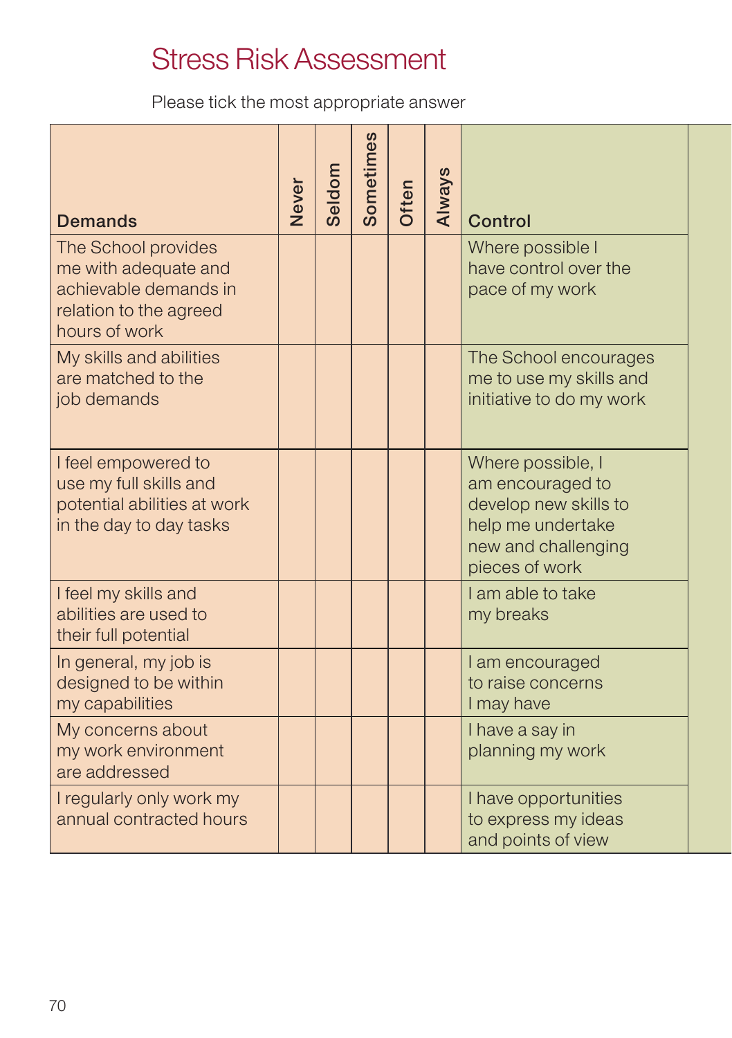# Stress Risk Assessment

Please tick the most appropriate answer

| Demands | Never | Seldom | Sometimes | Often | Always | Control |
|---|---|---|---|---|---|---|
| The School provides me with adequate and achievable demands in relation to the agreed hours of work | | | | | | Where possible I have control over the pace of my work |
| My skills and abilities are matched to the job demands | | | | | | The School encourages me to use my skills and initiative to do my work |
| I feel empowered to use my full skills and potential abilities at work in the day to day tasks | | | | | | Where possible, I am encouraged to develop new skills to help me undertake new and challenging pieces of work |
| I feel my skills and abilities are used to their full potential | | | | | | I am able to take my breaks |
| In general, my job is designed to be within my capabilities | | | | | | I am encouraged to raise concerns I may have |
| My concerns about my work environment are addressed | | | | | | I have a say in planning my work |
| I regularly only work my annual contracted hours | | | | | | I have opportunities to express my ideas and points of view |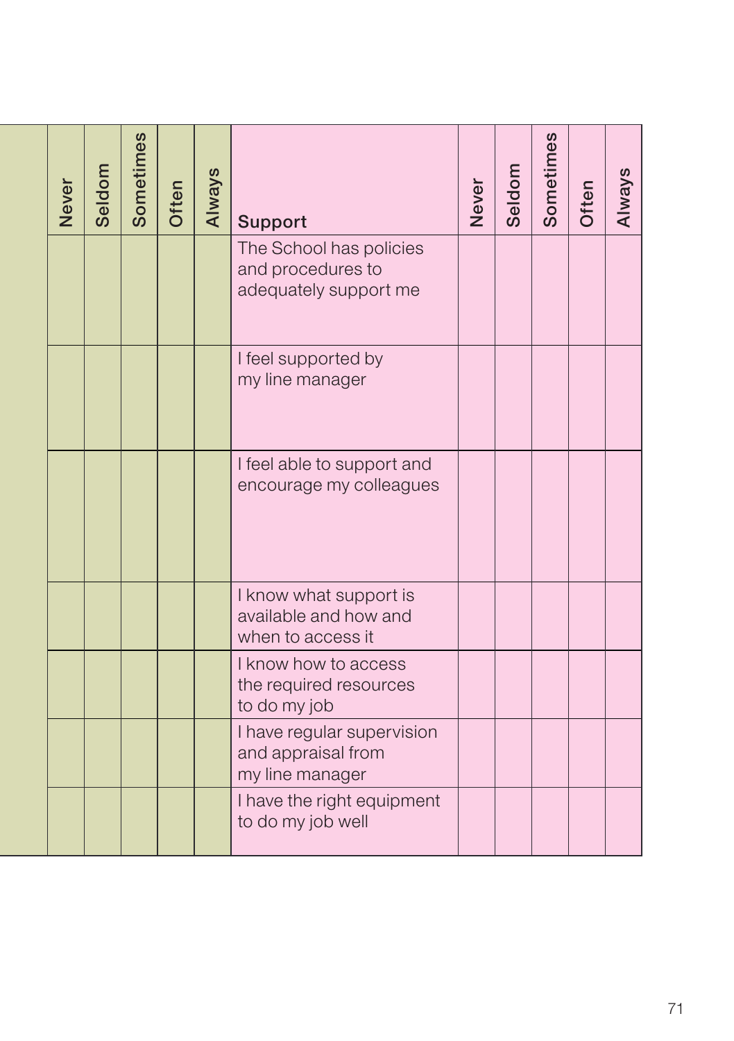|  | Never | Seldom | Sometimes | Often | Always | Support | Never | Seldom | Sometimes | Often | Always |
|---|---|---|---|---|---|---|---|---|---|---|---|
|  |  |  |  |  |  | The School has policies and procedures to adequately support me |  |  |  |  |  |
|  |  |  |  |  |  | I feel supported by my line manager |  |  |  |  |  |
|  |  |  |  |  |  | I feel able to support and encourage my colleagues |  |  |  |  |  |
|  |  |  |  |  |  | I know what support is available and how and when to access it |  |  |  |  |  |
|  |  |  |  |  |  | I know how to access the required resources to do my job |  |  |  |  |  |
|  |  |  |  |  |  | I have regular supervision and appraisal from my line manager |  |  |  |  |  |
|  |  |  |  |  |  | I have the right equipment to do my job well |  |  |  |  |  |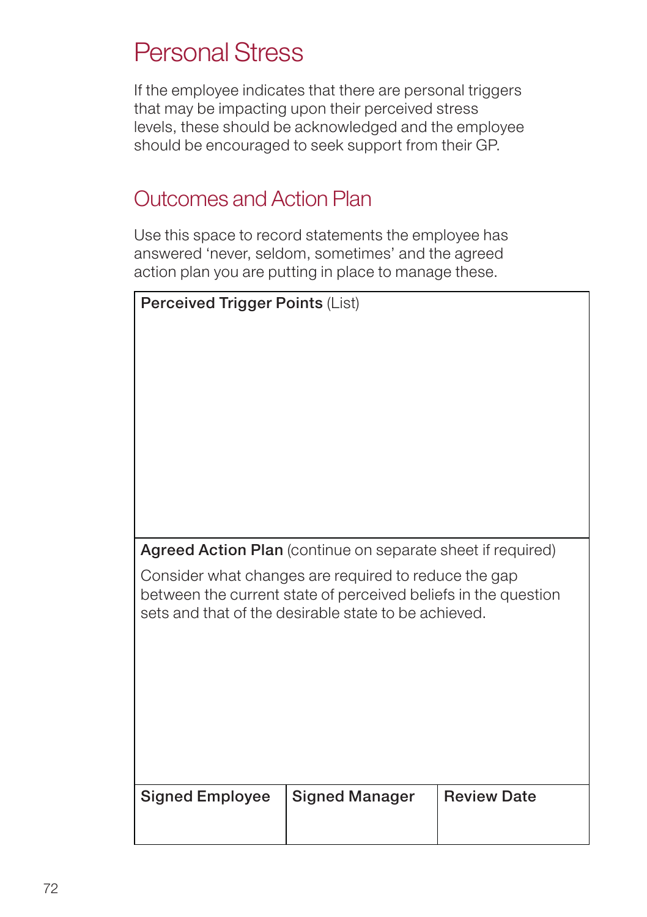# Personal Stress

If the employee indicates that there are personal triggers that may be impacting upon their perceived stress levels, these should be acknowledged and the employee should be encouraged to seek support from their GP.

## Outcomes and Action Plan

Use this space to record statements the employee has answered 'never, seldom, sometimes' and the agreed action plan you are putting in place to manage these.

| **Perceived Trigger Points** (List) | | |
|---|---|---|
| | | |
| **Agreed Action Plan** (continue on separate sheet if required)<br>Consider what changes are required to reduce the gap between the current state of perceived beliefs in the question sets and that of the desirable state to be achieved. | | |
| | | |
| **Signed Employee** | **Signed Manager** | **Review Date** |
| | | |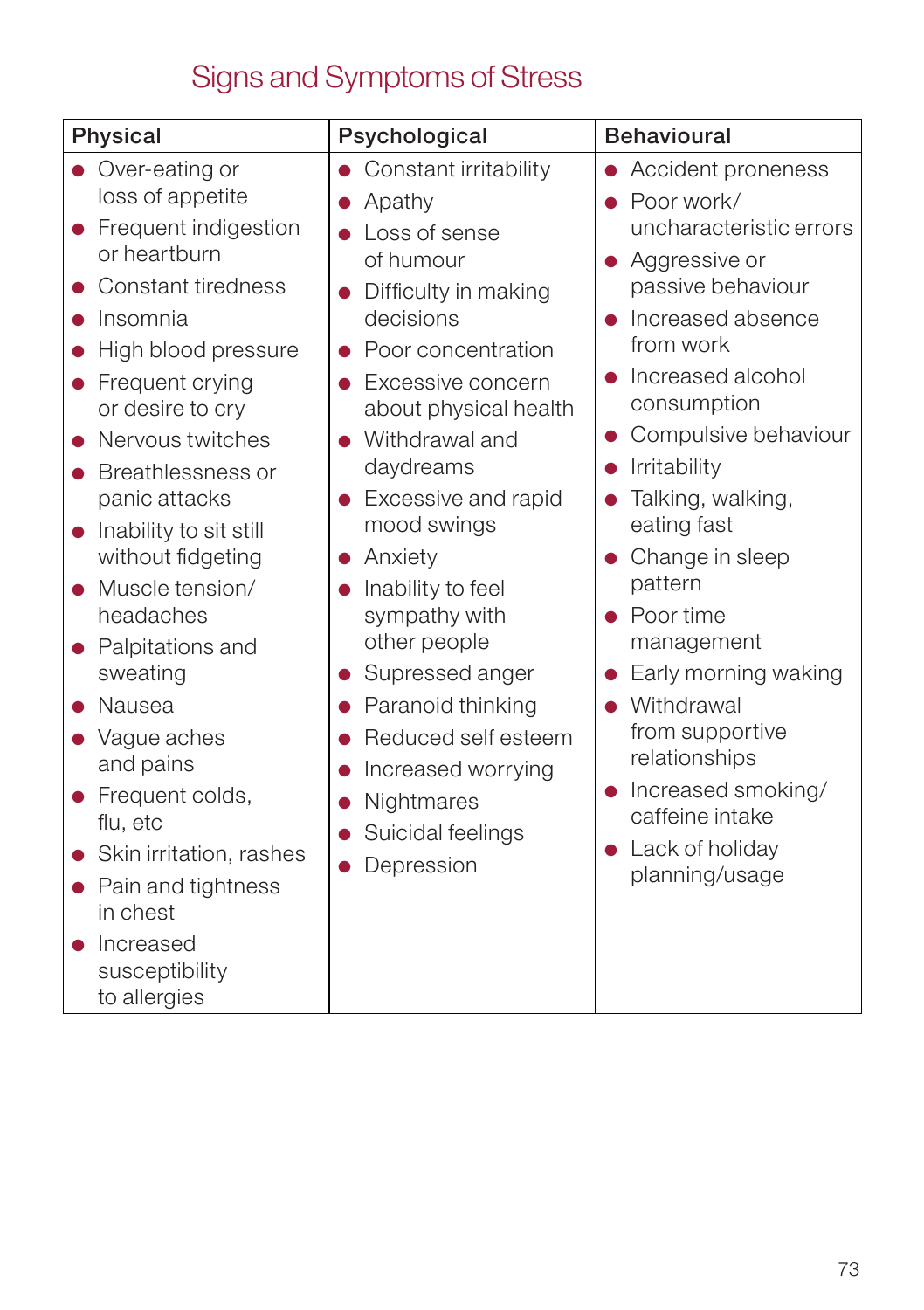# Signs and Symptoms of Stress

| Physical | Psychological | Behavioural |
|---|---|---|
| • Over-eating or loss of appetite<br>• Frequent indigestion or heartburn<br>• Constant tiredness<br>• Insomnia<br>• High blood pressure<br>• Frequent crying or desire to cry<br>• Nervous twitches<br>• Breathlessness or panic attacks<br>• Inability to sit still without fidgeting<br>• Muscle tension/ headaches<br>• Palpitations and sweating<br>• Nausea<br>• Vague aches and pains<br>• Frequent colds, flu, etc<br>• Skin irritation, rashes<br>• Pain and tightness in chest<br>• Increased susceptibility to allergies | • Constant irritability<br>• Apathy<br>• Loss of sense of humour<br>• Difficulty in making decisions<br>• Poor concentration<br>• Excessive concern about physical health<br>• Withdrawal and daydreams<br>• Excessive and rapid mood swings<br>• Anxiety<br>• Inability to feel sympathy with other people<br>• Supressed anger<br>• Paranoid thinking<br>• Reduced self esteem<br>• Increased worrying<br>• Nightmares<br>• Suicidal feelings<br>• Depression | • Accident proneness<br>• Poor work/ uncharacteristic errors<br>• Aggressive or passive behaviour<br>• Increased absence from work<br>• Increased alcohol consumption<br>• Compulsive behaviour<br>• Irritability<br>• Talking, walking, eating fast<br>• Change in sleep pattern<br>• Poor time management<br>• Early morning waking<br>• Withdrawal from supportive relationships<br>• Increased smoking/ caffeine intake<br>• Lack of holiday planning/usage |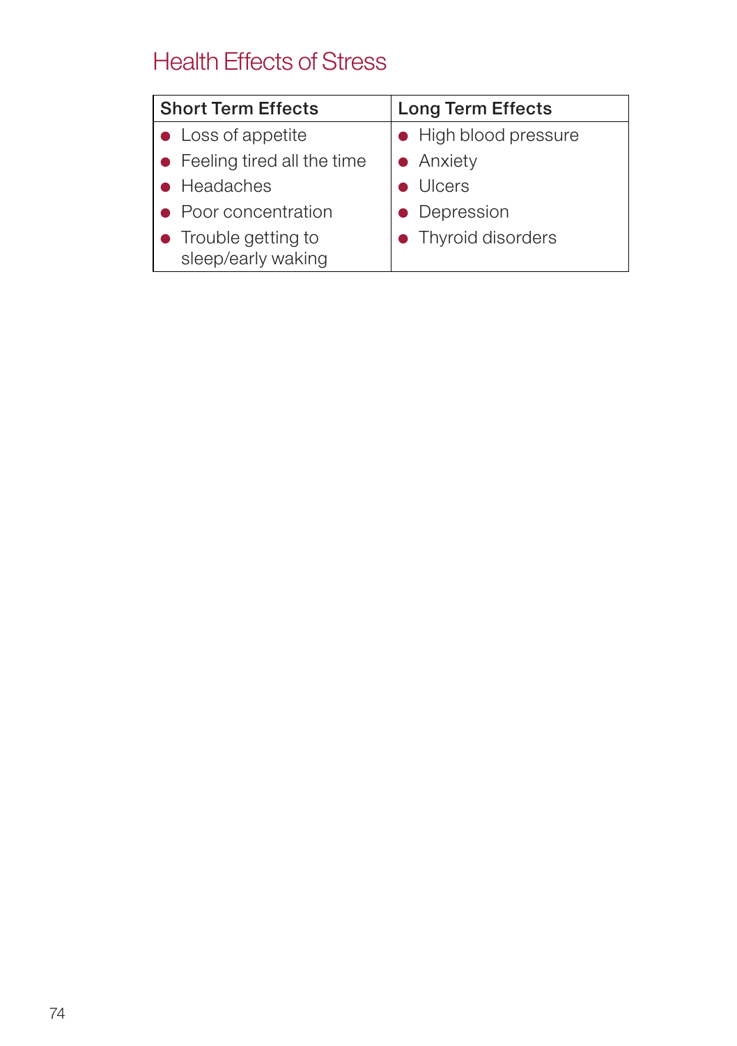## Health Effects of Stress

| Short Term Effects | Long Term Effects |
|---|---|
| • Loss of appetite<br>• Feeling tired all the time<br>• Headaches<br>• Poor concentration<br>• Trouble getting to sleep/early waking | • High blood pressure<br>• Anxiety<br>• Ulcers<br>• Depression<br>• Thyroid disorders |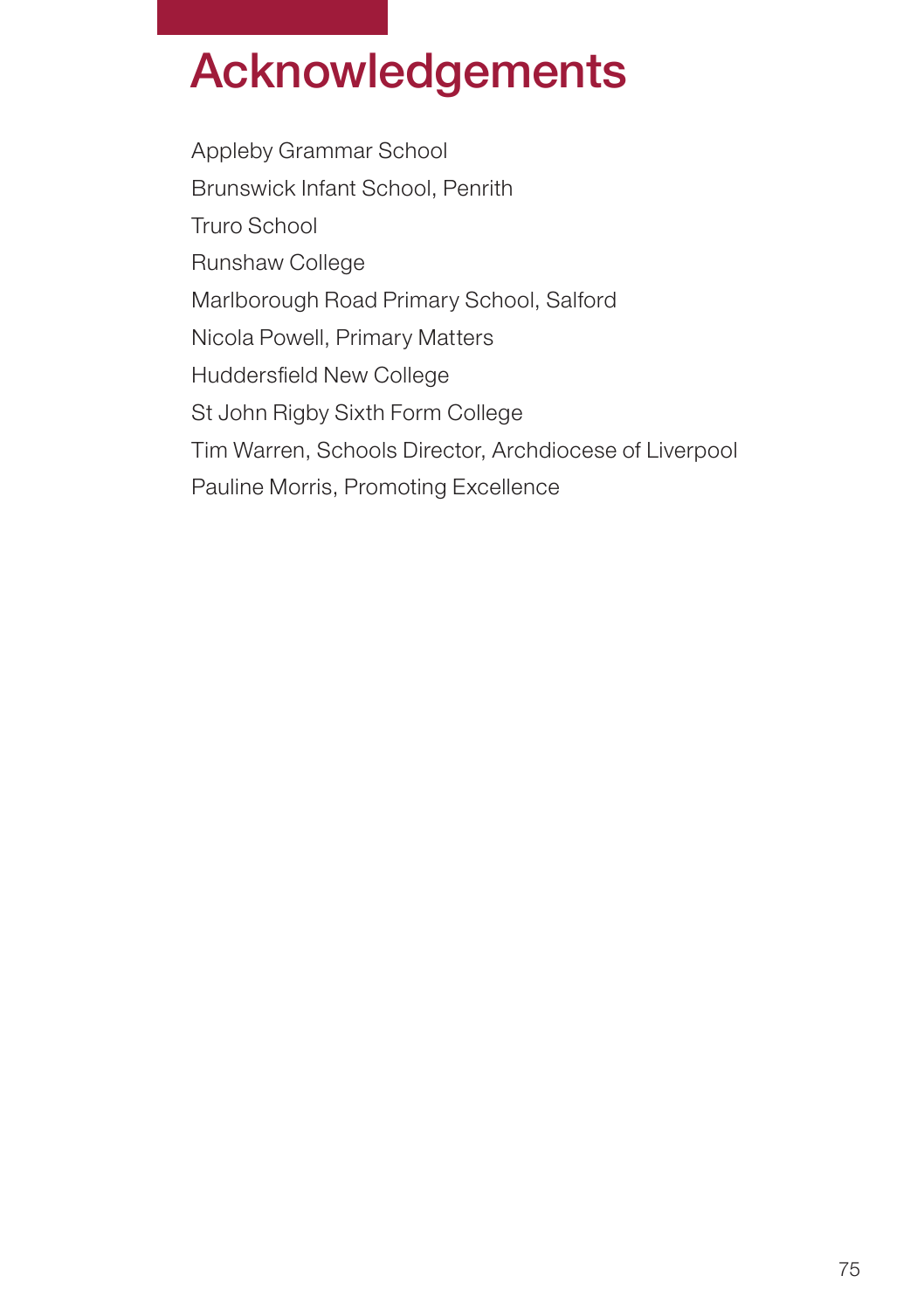# Acknowledgements

Appleby Grammar School

Brunswick Infant School, Penrith

Truro School

Runshaw College

Marlborough Road Primary School, Salford

Nicola Powell, Primary Matters

Huddersfield New College

St John Rigby Sixth Form College

Tim Warren, Schools Director, Archdiocese of Liverpool

Pauline Morris, Promoting Excellence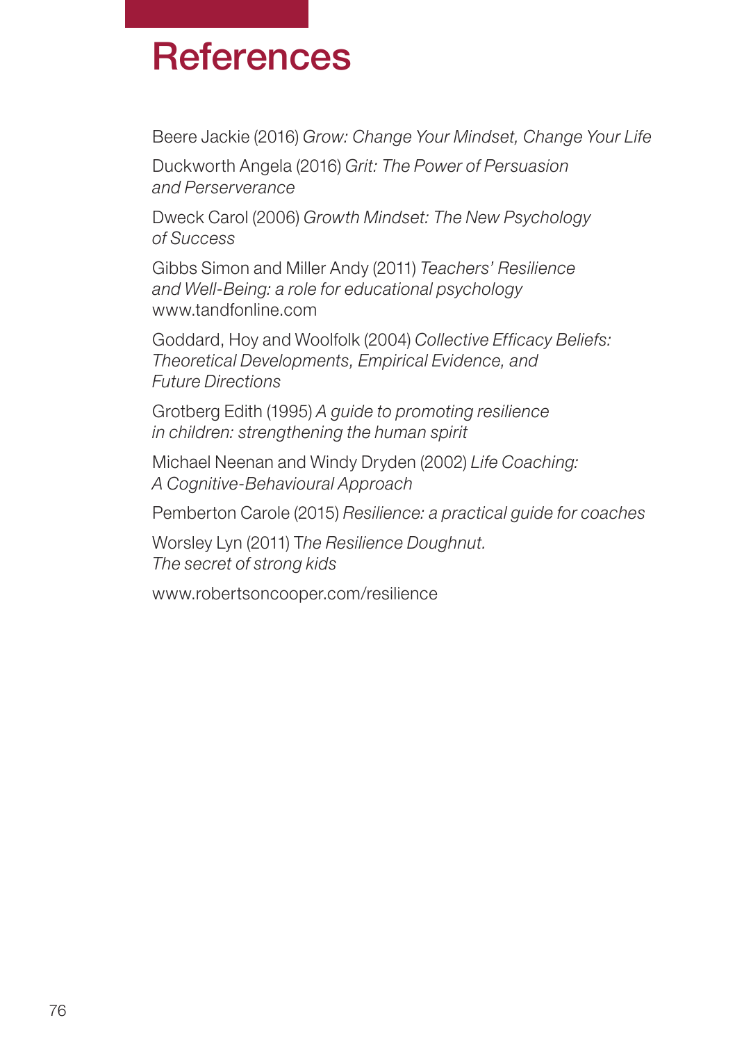# References

Beere Jackie (2016) *Grow: Change Your Mindset, Change Your Life*

Duckworth Angela (2016) *Grit: The Power of Persuasion and Perserverance*

Dweck Carol (2006) *Growth Mindset: The New Psychology of Success*

Gibbs Simon and Miller Andy (2011) *Teachers' Resilience and Well-Being: a role for educational psychology* www.tandfonline.com

Goddard, Hoy and Woolfolk (2004) *Collective Efficacy Beliefs: Theoretical Developments, Empirical Evidence, and Future Directions*

Grotberg Edith (1995) *A guide to promoting resilience in children: strengthening the human spirit*

Michael Neenan and Windy Dryden (2002) *Life Coaching: A Cognitive-Behavioural Approach*

Pemberton Carole (2015) *Resilience: a practical guide for coaches*

Worsley Lyn (2011) T*he Resilience Doughnut. The secret of strong kids*

www.robertsoncooper.com/resilience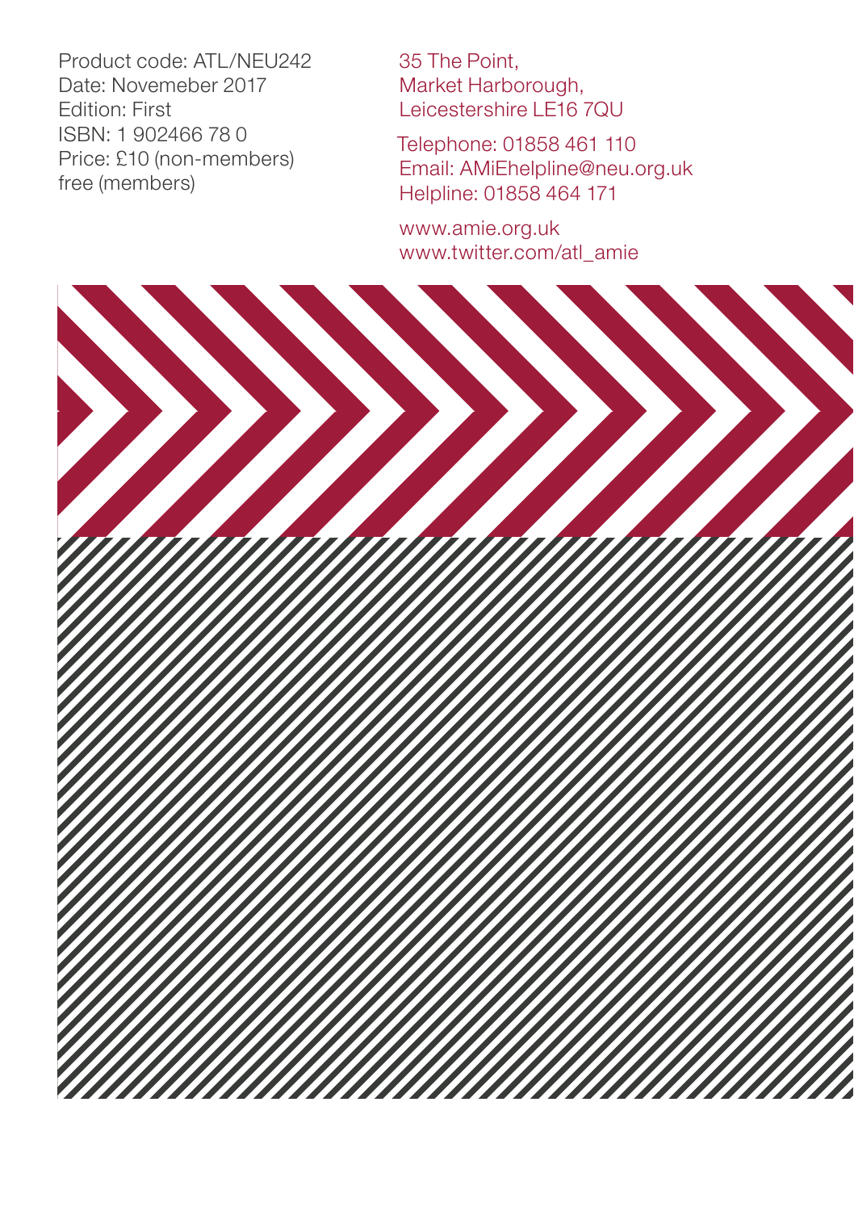Product code: ATL/NEU242
Date: Novemeber 2017
Edition: First
ISBN: 1 902466 78 0
Price: £10 (non-members)
free (members)

35 The Point,
Market Harborough,
Leicestershire LE16 7QU

Telephone: 01858 461 110
Email: AMiEhelpline@neu.org.uk
Helpline: 01858 464 171

www.amie.org.uk
www.twitter.com/atl_amie